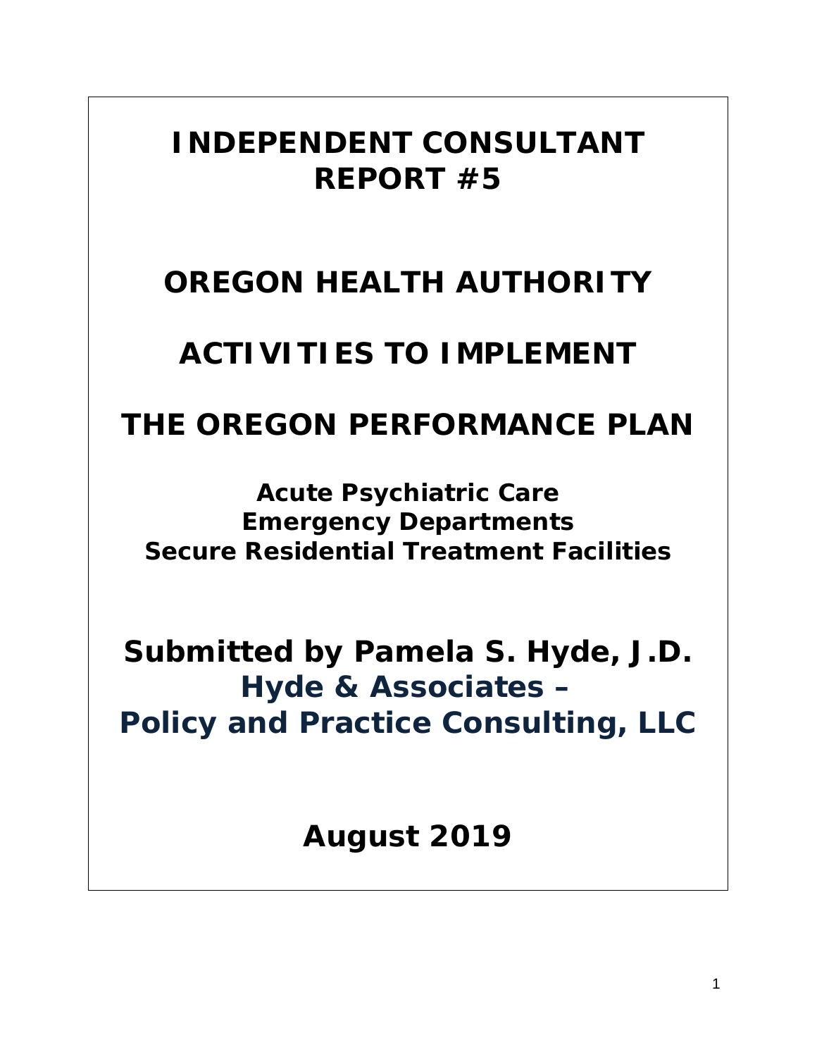# INDEPENDENT CONSULTANT REPORT #5

# OREGON HEALTH AUTHORITY

# ACTIVITIES TO IMPLEMENT

# THE OREGON PERFORMANCE PLAN

**Acute Psychiatric Care**
**Emergency Departments**
**Secure Residential Treatment Facilities**

## Submitted by Pamela S. Hyde, J.D.

## Hyde & Associates – Policy and Practice Consulting, LLC

## August 2019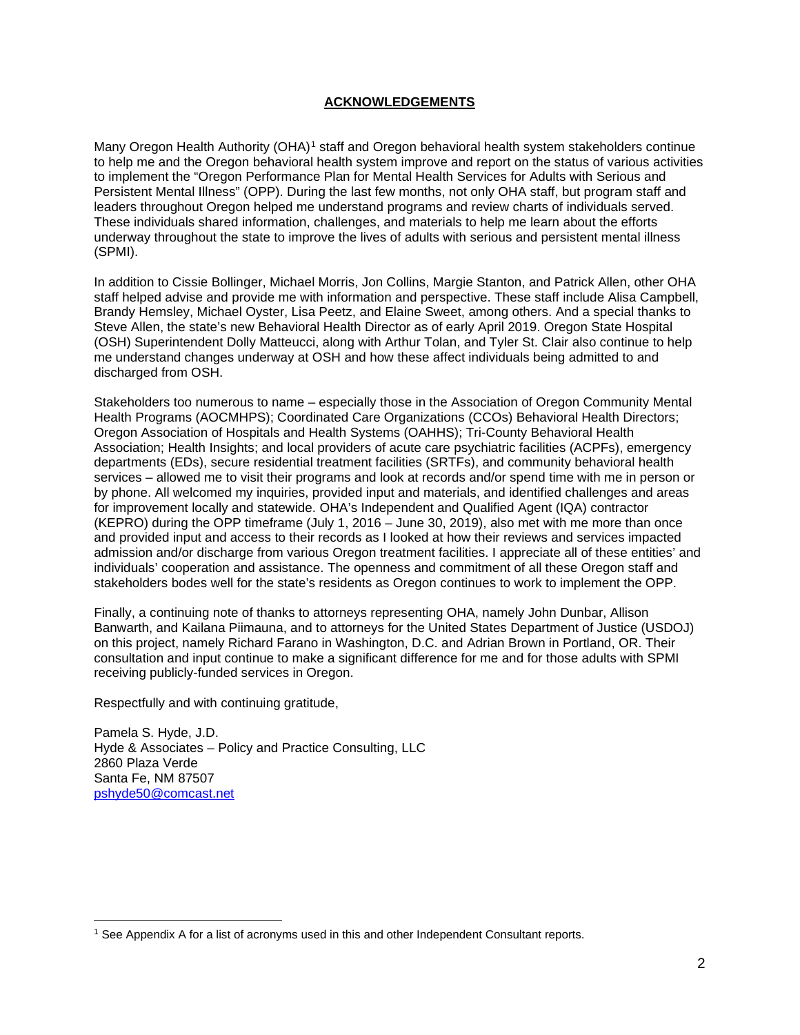## ACKNOWLEDGEMENTS

Many Oregon Health Authority (OHA)[1] staff and Oregon behavioral health system stakeholders continue to help me and the Oregon behavioral health system improve and report on the status of various activities to implement the "Oregon Performance Plan for Mental Health Services for Adults with Serious and Persistent Mental Illness" (OPP). During the last few months, not only OHA staff, but program staff and leaders throughout Oregon helped me understand programs and review charts of individuals served. These individuals shared information, challenges, and materials to help me learn about the efforts underway throughout the state to improve the lives of adults with serious and persistent mental illness (SPMI).

In addition to Cissie Bollinger, Michael Morris, Jon Collins, Margie Stanton, and Patrick Allen, other OHA staff helped advise and provide me with information and perspective. These staff include Alisa Campbell, Brandy Hemsley, Michael Oyster, Lisa Peetz, and Elaine Sweet, among others. And a special thanks to Steve Allen, the state's new Behavioral Health Director as of early April 2019. Oregon State Hospital (OSH) Superintendent Dolly Matteucci, along with Arthur Tolan, and Tyler St. Clair also continue to help me understand changes underway at OSH and how these affect individuals being admitted to and discharged from OSH.

Stakeholders too numerous to name – especially those in the Association of Oregon Community Mental Health Programs (AOCMHPS); Coordinated Care Organizations (CCOs) Behavioral Health Directors; Oregon Association of Hospitals and Health Systems (OAHHS); Tri-County Behavioral Health Association; Health Insights; and local providers of acute care psychiatric facilities (ACPFs), emergency departments (EDs), secure residential treatment facilities (SRTFs), and community behavioral health services – allowed me to visit their programs and look at records and/or spend time with me in person or by phone. All welcomed my inquiries, provided input and materials, and identified challenges and areas for improvement locally and statewide. OHA's Independent and Qualified Agent (IQA) contractor (KEPRO) during the OPP timeframe (July 1, 2016 – June 30, 2019), also met with me more than once and provided input and access to their records as I looked at how their reviews and services impacted admission and/or discharge from various Oregon treatment facilities. I appreciate all of these entities' and individuals' cooperation and assistance. The openness and commitment of all these Oregon staff and stakeholders bodes well for the state's residents as Oregon continues to work to implement the OPP.

Finally, a continuing note of thanks to attorneys representing OHA, namely John Dunbar, Allison Banwarth, and Kailana Piimauna, and to attorneys for the United States Department of Justice (USDOJ) on this project, namely Richard Farano in Washington, D.C. and Adrian Brown in Portland, OR. Their consultation and input continue to make a significant difference for me and for those adults with SPMI receiving publicly-funded services in Oregon.

Respectfully and with continuing gratitude,

Pamela S. Hyde, J.D.
Hyde & Associates – Policy and Practice Consulting, LLC
2860 Plaza Verde
Santa Fe, NM 87507
pshyde50@comcast.net

[1] See Appendix A for a list of acronyms used in this and other Independent Consultant reports.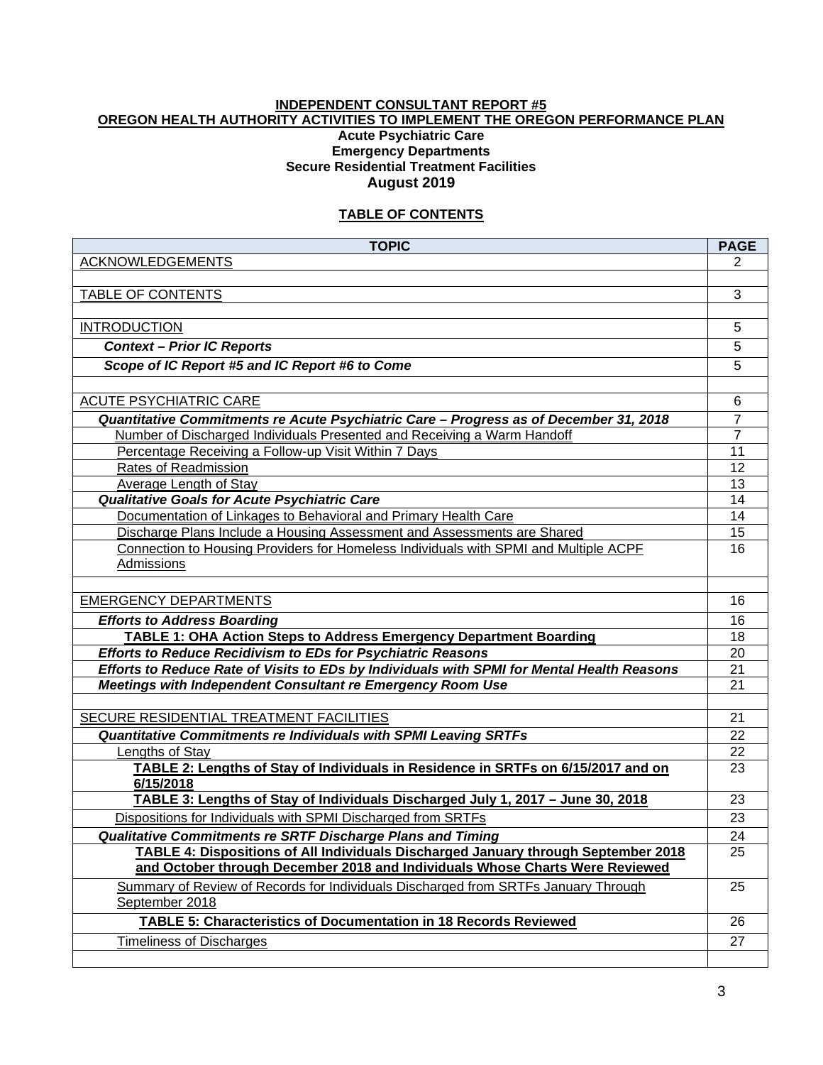**INDEPENDENT CONSULTANT REPORT #5**
**OREGON HEALTH AUTHORITY ACTIVITIES TO IMPLEMENT THE OREGON PERFORMANCE PLAN**
**Acute Psychiatric Care**
**Emergency Departments**
**Secure Residential Treatment Facilities**
**August 2019**

## TABLE OF CONTENTS

| TOPIC | PAGE |
|---|---|
| ACKNOWLEDGEMENTS | 2 |
| | |
| TABLE OF CONTENTS | 3 |
| | |
| INTRODUCTION | 5 |
| ***Context – Prior IC Reports*** | 5 |
| ***Scope of IC Report #5 and IC Report #6 to Come*** | 5 |
| | |
| ACUTE PSYCHIATRIC CARE | 6 |
| ***Quantitative Commitments re Acute Psychiatric Care – Progress as of December 31, 2018*** | 7 |
| Number of Discharged Individuals Presented and Receiving a Warm Handoff | 7 |
| Percentage Receiving a Follow-up Visit Within 7 Days | 11 |
| Rates of Readmission | 12 |
| Average Length of Stay | 13 |
| ***Qualitative Goals for Acute Psychiatric Care*** | 14 |
| Documentation of Linkages to Behavioral and Primary Health Care | 14 |
| Discharge Plans Include a Housing Assessment and Assessments are Shared | 15 |
| Connection to Housing Providers for Homeless Individuals with SPMI and Multiple ACPF Admissions | 16 |
| | |
| EMERGENCY DEPARTMENTS | 16 |
| ***Efforts to Address Boarding*** | 16 |
| **TABLE 1: OHA Action Steps to Address Emergency Department Boarding** | 18 |
| ***Efforts to Reduce Recidivism to EDs for Psychiatric Reasons*** | 20 |
| ***Efforts to Reduce Rate of Visits to EDs by Individuals with SPMI for Mental Health Reasons*** | 21 |
| ***Meetings with Independent Consultant re Emergency Room Use*** | 21 |
| | |
| SECURE RESIDENTIAL TREATMENT FACILITIES | 21 |
| ***Quantitative Commitments re Individuals with SPMI Leaving SRTFs*** | 22 |
| Lengths of Stay | 22 |
| **TABLE 2: Lengths of Stay of Individuals in Residence in SRTFs on 6/15/2017 and on 6/15/2018** | 23 |
| **TABLE 3: Lengths of Stay of Individuals Discharged July 1, 2017 – June 30, 2018** | 23 |
| Dispositions for Individuals with SPMI Discharged from SRTFs | 23 |
| ***Qualitative Commitments re SRTF Discharge Plans and Timing*** | 24 |
| **TABLE 4: Dispositions of All Individuals Discharged January through September 2018 and October through December 2018 and Individuals Whose Charts Were Reviewed** | 25 |
| Summary of Review of Records for Individuals Discharged from SRTFs January Through September 2018 | 25 |
| **TABLE 5: Characteristics of Documentation in 18 Records Reviewed** | 26 |
| Timeliness of Discharges | 27 |
| | |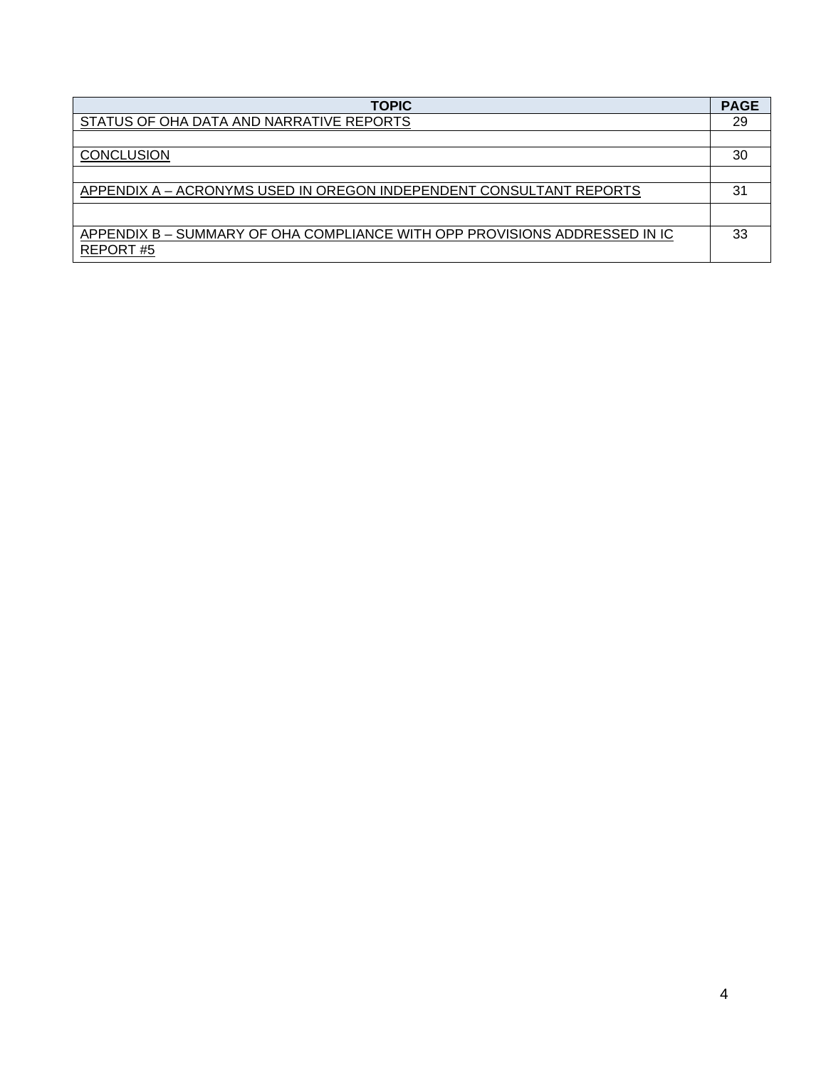| TOPIC | PAGE |
| --- | --- |
| STATUS OF OHA DATA AND NARRATIVE REPORTS | 29 |
| | |
| CONCLUSION | 30 |
| | |
| APPENDIX A – ACRONYMS USED IN OREGON INDEPENDENT CONSULTANT REPORTS | 31 |
| | |
| APPENDIX B – SUMMARY OF OHA COMPLIANCE WITH OPP PROVISIONS ADDRESSED IN IC REPORT #5 | 33 |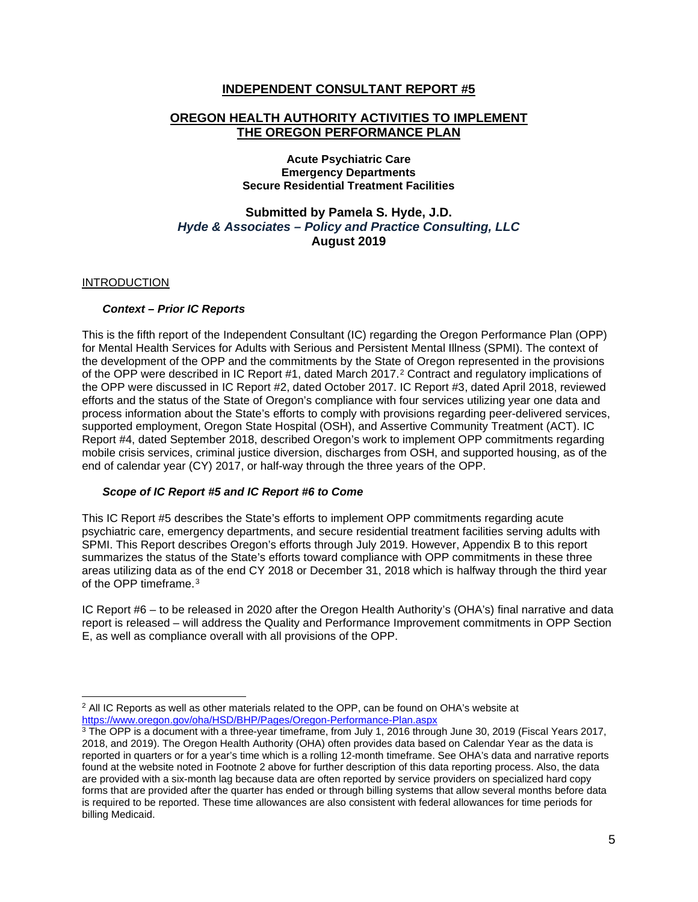# INDEPENDENT CONSULTANT REPORT #5

## OREGON HEALTH AUTHORITY ACTIVITIES TO IMPLEMENT THE OREGON PERFORMANCE PLAN

**Acute Psychiatric Care**
**Emergency Departments**
**Secure Residential Treatment Facilities**

**Submitted by Pamela S. Hyde, J.D.**
***Hyde & Associates – Policy and Practice Consulting, LLC***
**August 2019**

## INTRODUCTION

### *Context – Prior IC Reports*

This is the fifth report of the Independent Consultant (IC) regarding the Oregon Performance Plan (OPP) for Mental Health Services for Adults with Serious and Persistent Mental Illness (SPMI). The context of the development of the OPP and the commitments by the State of Oregon represented in the provisions of the OPP were described in IC Report #1, dated March 2017.[2] Contract and regulatory implications of the OPP were discussed in IC Report #2, dated October 2017. IC Report #3, dated April 2018, reviewed efforts and the status of the State of Oregon's compliance with four services utilizing year one data and process information about the State's efforts to comply with provisions regarding peer-delivered services, supported employment, Oregon State Hospital (OSH), and Assertive Community Treatment (ACT). IC Report #4, dated September 2018, described Oregon's work to implement OPP commitments regarding mobile crisis services, criminal justice diversion, discharges from OSH, and supported housing, as of the end of calendar year (CY) 2017, or half-way through the three years of the OPP.

### *Scope of IC Report #5 and IC Report #6 to Come*

This IC Report #5 describes the State's efforts to implement OPP commitments regarding acute psychiatric care, emergency departments, and secure residential treatment facilities serving adults with SPMI. This Report describes Oregon's efforts through July 2019. However, Appendix B to this report summarizes the status of the State's efforts toward compliance with OPP commitments in these three areas utilizing data as of the end CY 2018 or December 31, 2018 which is halfway through the third year of the OPP timeframe.[3]

IC Report #6 – to be released in 2020 after the Oregon Health Authority's (OHA's) final narrative and data report is released – will address the Quality and Performance Improvement commitments in OPP Section E, as well as compliance overall with all provisions of the OPP.

---

[2] All IC Reports as well as other materials related to the OPP, can be found on OHA's website at https://www.oregon.gov/oha/HSD/BHP/Pages/Oregon-Performance-Plan.aspx

[3] The OPP is a document with a three-year timeframe, from July 1, 2016 through June 30, 2019 (Fiscal Years 2017, 2018, and 2019). The Oregon Health Authority (OHA) often provides data based on Calendar Year as the data is reported in quarters or for a year's time which is a rolling 12-month timeframe. See OHA's data and narrative reports found at the website noted in Footnote 2 above for further description of this data reporting process. Also, the data are provided with a six-month lag because data are often reported by service providers on specialized hard copy forms that are provided after the quarter has ended or through billing systems that allow several months before data is required to be reported. These time allowances are also consistent with federal allowances for time periods for billing Medicaid.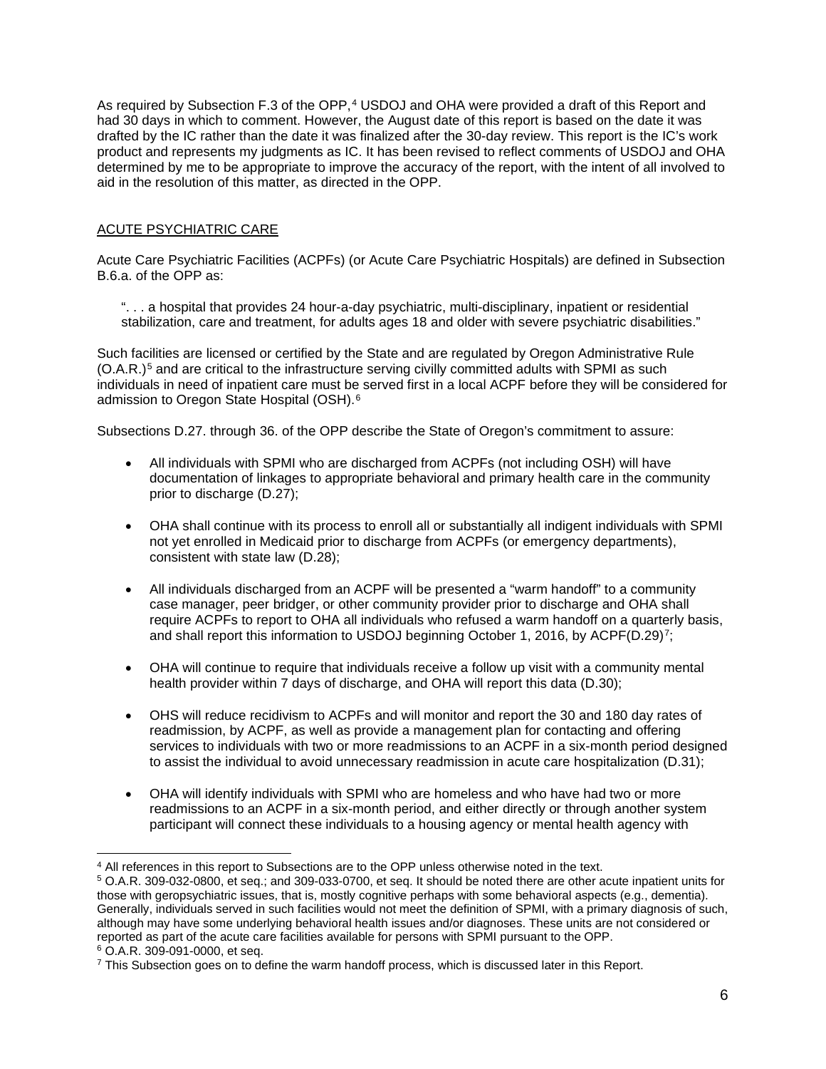As required by Subsection F.3 of the OPP,[4] USDOJ and OHA were provided a draft of this Report and had 30 days in which to comment. However, the August date of this report is based on the date it was drafted by the IC rather than the date it was finalized after the 30-day review. This report is the IC's work product and represents my judgments as IC. It has been revised to reflect comments of USDOJ and OHA determined by me to be appropriate to improve the accuracy of the report, with the intent of all involved to aid in the resolution of this matter, as directed in the OPP.

## ACUTE PSYCHIATRIC CARE

Acute Care Psychiatric Facilities (ACPFs) (or Acute Care Psychiatric Hospitals) are defined in Subsection B.6.a. of the OPP as:

> ". . . a hospital that provides 24 hour-a-day psychiatric, multi-disciplinary, inpatient or residential stabilization, care and treatment, for adults ages 18 and older with severe psychiatric disabilities."

Such facilities are licensed or certified by the State and are regulated by Oregon Administrative Rule (O.A.R.)[5] and are critical to the infrastructure serving civilly committed adults with SPMI as such individuals in need of inpatient care must be served first in a local ACPF before they will be considered for admission to Oregon State Hospital (OSH).[6]

Subsections D.27. through 36. of the OPP describe the State of Oregon's commitment to assure:

- All individuals with SPMI who are discharged from ACPFs (not including OSH) will have documentation of linkages to appropriate behavioral and primary health care in the community prior to discharge (D.27);

- OHA shall continue with its process to enroll all or substantially all indigent individuals with SPMI not yet enrolled in Medicaid prior to discharge from ACPFs (or emergency departments), consistent with state law (D.28);

- All individuals discharged from an ACPF will be presented a "warm handoff" to a community case manager, peer bridger, or other community provider prior to discharge and OHA shall require ACPFs to report to OHA all individuals who refused a warm handoff on a quarterly basis, and shall report this information to USDOJ beginning October 1, 2016, by ACPF(D.29)[7];

- OHA will continue to require that individuals receive a follow up visit with a community mental health provider within 7 days of discharge, and OHA will report this data (D.30);

- OHS will reduce recidivism to ACPFs and will monitor and report the 30 and 180 day rates of readmission, by ACPF, as well as provide a management plan for contacting and offering services to individuals with two or more readmissions to an ACPF in a six-month period designed to assist the individual to avoid unnecessary readmission in acute care hospitalization (D.31);

- OHA will identify individuals with SPMI who are homeless and who have had two or more readmissions to an ACPF in a six-month period, and either directly or through another system participant will connect these individuals to a housing agency or mental health agency with

---

[4] All references in this report to Subsections are to the OPP unless otherwise noted in the text.

[5] O.A.R. 309-032-0800, et seq.; and 309-033-0700, et seq. It should be noted there are other acute inpatient units for those with geropsychiatric issues, that is, mostly cognitive perhaps with some behavioral aspects (e.g., dementia). Generally, individuals served in such facilities would not meet the definition of SPMI, with a primary diagnosis of such, although may have some underlying behavioral health issues and/or diagnoses. These units are not considered or reported as part of the acute care facilities available for persons with SPMI pursuant to the OPP.

[6] O.A.R. 309-091-0000, et seq.

[7] This Subsection goes on to define the warm handoff process, which is discussed later in this Report.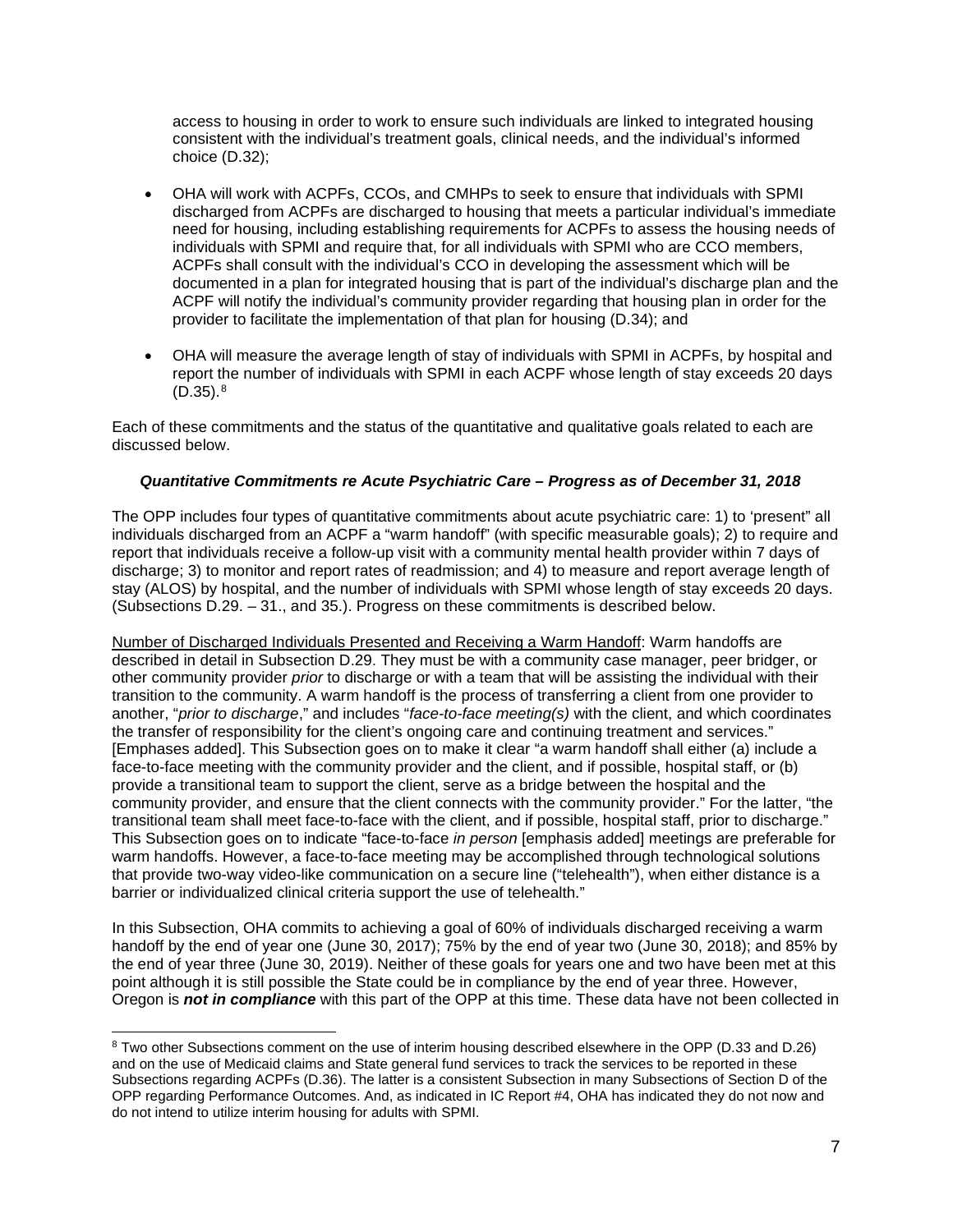access to housing in order to work to ensure such individuals are linked to integrated housing consistent with the individual's treatment goals, clinical needs, and the individual's informed choice (D.32);

- OHA will work with ACPFs, CCOs, and CMHPs to seek to ensure that individuals with SPMI discharged from ACPFs are discharged to housing that meets a particular individual's immediate need for housing, including establishing requirements for ACPFs to assess the housing needs of individuals with SPMI and require that, for all individuals with SPMI who are CCO members, ACPFs shall consult with the individual's CCO in developing the assessment which will be documented in a plan for integrated housing that is part of the individual's discharge plan and the ACPF will notify the individual's community provider regarding that housing plan in order for the provider to facilitate the implementation of that plan for housing (D.34); and

- OHA will measure the average length of stay of individuals with SPMI in ACPFs, by hospital and report the number of individuals with SPMI in each ACPF whose length of stay exceeds 20 days (D.35).[8]

Each of these commitments and the status of the quantitative and qualitative goals related to each are discussed below.

***Quantitative Commitments re Acute Psychiatric Care – Progress as of December 31, 2018***

The OPP includes four types of quantitative commitments about acute psychiatric care: 1) to 'present" all individuals discharged from an ACPF a "warm handoff" (with specific measurable goals); 2) to require and report that individuals receive a follow-up visit with a community mental health provider within 7 days of discharge; 3) to monitor and report rates of readmission; and 4) to measure and report average length of stay (ALOS) by hospital, and the number of individuals with SPMI whose length of stay exceeds 20 days. (Subsections D.29. – 31., and 35.). Progress on these commitments is described below.

<u>Number of Discharged Individuals Presented and Receiving a Warm Handoff</u>: Warm handoffs are described in detail in Subsection D.29. They must be with a community case manager, peer bridger, or other community provider *prior* to discharge or with a team that will be assisting the individual with their transition to the community. A warm handoff is the process of transferring a client from one provider to another, "*prior to discharge*," and includes "*face-to-face meeting(s)* with the client, and which coordinates the transfer of responsibility for the client's ongoing care and continuing treatment and services." [Emphases added]. This Subsection goes on to make it clear "a warm handoff shall either (a) include a face-to-face meeting with the community provider and the client, and if possible, hospital staff, or (b) provide a transitional team to support the client, serve as a bridge between the hospital and the community provider, and ensure that the client connects with the community provider." For the latter, "the transitional team shall meet face-to-face with the client, and if possible, hospital staff, prior to discharge." This Subsection goes on to indicate "face-to-face *in person* [emphasis added] meetings are preferable for warm handoffs. However, a face-to-face meeting may be accomplished through technological solutions that provide two-way video-like communication on a secure line ("telehealth"), when either distance is a barrier or individualized clinical criteria support the use of telehealth."

In this Subsection, OHA commits to achieving a goal of 60% of individuals discharged receiving a warm handoff by the end of year one (June 30, 2017); 75% by the end of year two (June 30, 2018); and 85% by the end of year three (June 30, 2019). Neither of these goals for years one and two have been met at this point although it is still possible the State could be in compliance by the end of year three. However, Oregon is ***not in compliance*** with this part of the OPP at this time. These data have not been collected in

[8] Two other Subsections comment on the use of interim housing described elsewhere in the OPP (D.33 and D.26) and on the use of Medicaid claims and State general fund services to track the services to be reported in these Subsections regarding ACPFs (D.36). The latter is a consistent Subsection in many Subsections of Section D of the OPP regarding Performance Outcomes. And, as indicated in IC Report #4, OHA has indicated they do not now and do not intend to utilize interim housing for adults with SPMI.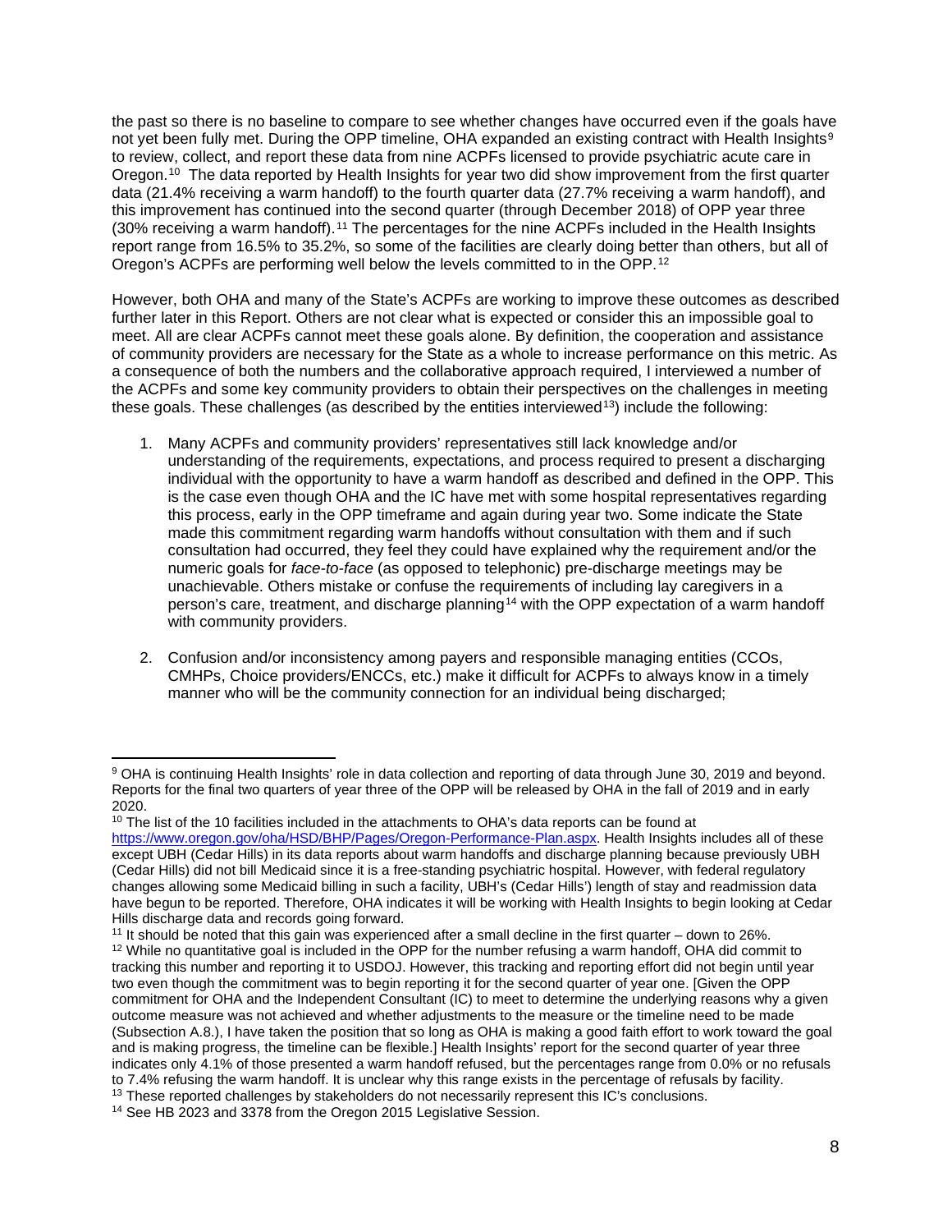the past so there is no baseline to compare to see whether changes have occurred even if the goals have not yet been fully met. During the OPP timeline, OHA expanded an existing contract with Health Insights[9] to review, collect, and report these data from nine ACPFs licensed to provide psychiatric acute care in Oregon.[10] The data reported by Health Insights for year two did show improvement from the first quarter data (21.4% receiving a warm handoff) to the fourth quarter data (27.7% receiving a warm handoff), and this improvement has continued into the second quarter (through December 2018) of OPP year three (30% receiving a warm handoff).[11] The percentages for the nine ACPFs included in the Health Insights report range from 16.5% to 35.2%, so some of the facilities are clearly doing better than others, but all of Oregon's ACPFs are performing well below the levels committed to in the OPP.[12]

However, both OHA and many of the State's ACPFs are working to improve these outcomes as described further later in this Report. Others are not clear what is expected or consider this an impossible goal to meet. All are clear ACPFs cannot meet these goals alone. By definition, the cooperation and assistance of community providers are necessary for the State as a whole to increase performance on this metric. As a consequence of both the numbers and the collaborative approach required, I interviewed a number of the ACPFs and some key community providers to obtain their perspectives on the challenges in meeting these goals. These challenges (as described by the entities interviewed[13]) include the following:

1. Many ACPFs and community providers' representatives still lack knowledge and/or understanding of the requirements, expectations, and process required to present a discharging individual with the opportunity to have a warm handoff as described and defined in the OPP. This is the case even though OHA and the IC have met with some hospital representatives regarding this process, early in the OPP timeframe and again during year two. Some indicate the State made this commitment regarding warm handoffs without consultation with them and if such consultation had occurred, they feel they could have explained why the requirement and/or the numeric goals for *face-to-face* (as opposed to telephonic) pre-discharge meetings may be unachievable. Others mistake or confuse the requirements of including lay caregivers in a person's care, treatment, and discharge planning[14] with the OPP expectation of a warm handoff with community providers.

2. Confusion and/or inconsistency among payers and responsible managing entities (CCOs, CMHPs, Choice providers/ENCCs, etc.) make it difficult for ACPFs to always know in a timely manner who will be the community connection for an individual being discharged;

---

[9] OHA is continuing Health Insights' role in data collection and reporting of data through June 30, 2019 and beyond. Reports for the final two quarters of year three of the OPP will be released by OHA in the fall of 2019 and in early 2020.

[10] The list of the 10 facilities included in the attachments to OHA's data reports can be found at https://www.oregon.gov/oha/HSD/BHP/Pages/Oregon-Performance-Plan.aspx. Health Insights includes all of these except UBH (Cedar Hills) in its data reports about warm handoffs and discharge planning because previously UBH (Cedar Hills) did not bill Medicaid since it is a free-standing psychiatric hospital. However, with federal regulatory changes allowing some Medicaid billing in such a facility, UBH's (Cedar Hills') length of stay and readmission data have begun to be reported. Therefore, OHA indicates it will be working with Health Insights to begin looking at Cedar Hills discharge data and records going forward.

[11] It should be noted that this gain was experienced after a small decline in the first quarter – down to 26%.

[12] While no quantitative goal is included in the OPP for the number refusing a warm handoff, OHA did commit to tracking this number and reporting it to USDOJ. However, this tracking and reporting effort did not begin until year two even though the commitment was to begin reporting it for the second quarter of year one. [Given the OPP commitment for OHA and the Independent Consultant (IC) to meet to determine the underlying reasons why a given outcome measure was not achieved and whether adjustments to the measure or the timeline need to be made (Subsection A.8.), I have taken the position that so long as OHA is making a good faith effort to work toward the goal and is making progress, the timeline can be flexible.] Health Insights' report for the second quarter of year three indicates only 4.1% of those presented a warm handoff refused, but the percentages range from 0.0% or no refusals to 7.4% refusing the warm handoff. It is unclear why this range exists in the percentage of refusals by facility.

[13] These reported challenges by stakeholders do not necessarily represent this IC's conclusions.

[14] See HB 2023 and 3378 from the Oregon 2015 Legislative Session.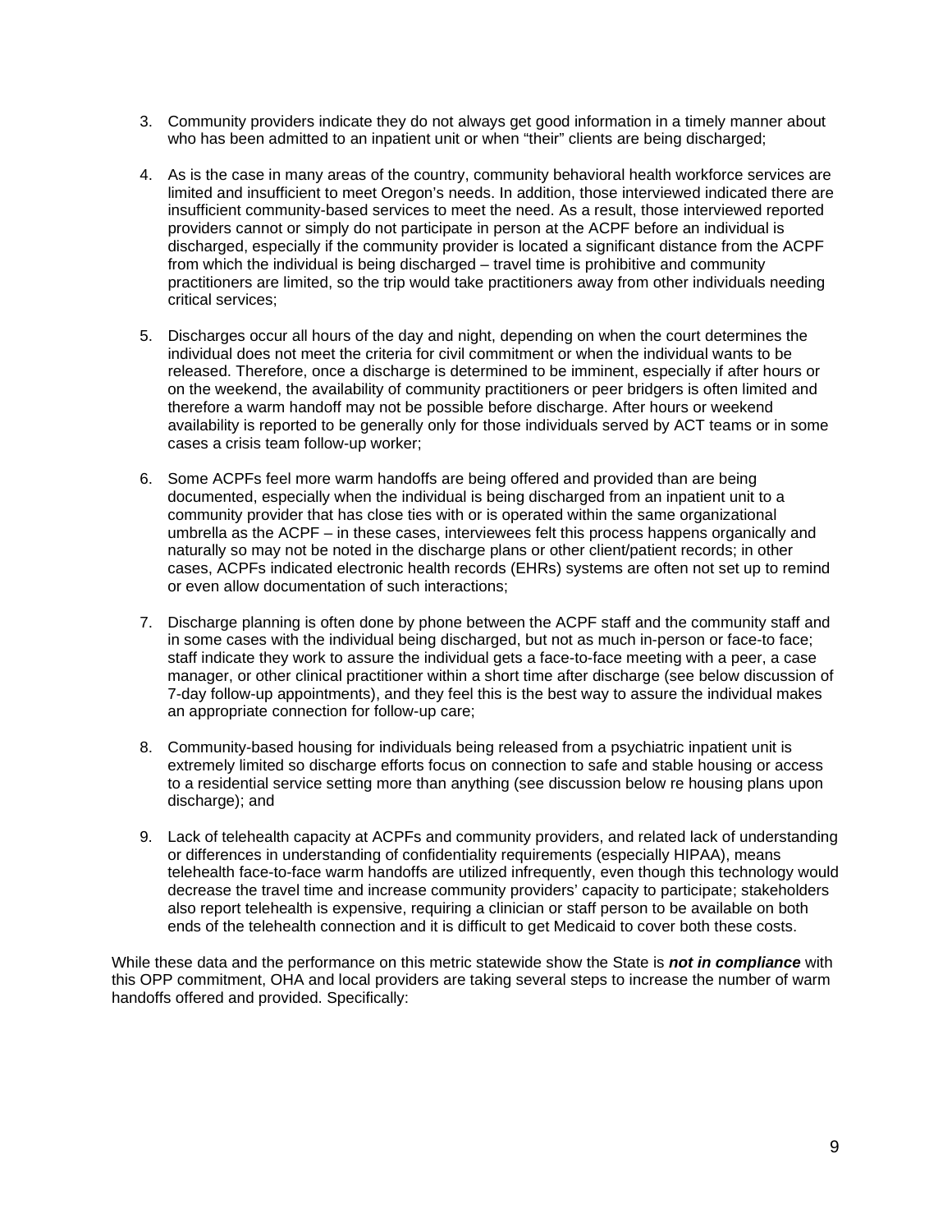3. Community providers indicate they do not always get good information in a timely manner about who has been admitted to an inpatient unit or when "their" clients are being discharged;

4. As is the case in many areas of the country, community behavioral health workforce services are limited and insufficient to meet Oregon's needs. In addition, those interviewed indicated there are insufficient community-based services to meet the need. As a result, those interviewed reported providers cannot or simply do not participate in person at the ACPF before an individual is discharged, especially if the community provider is located a significant distance from the ACPF from which the individual is being discharged – travel time is prohibitive and community practitioners are limited, so the trip would take practitioners away from other individuals needing critical services;

5. Discharges occur all hours of the day and night, depending on when the court determines the individual does not meet the criteria for civil commitment or when the individual wants to be released. Therefore, once a discharge is determined to be imminent, especially if after hours or on the weekend, the availability of community practitioners or peer bridgers is often limited and therefore a warm handoff may not be possible before discharge. After hours or weekend availability is reported to be generally only for those individuals served by ACT teams or in some cases a crisis team follow-up worker;

6. Some ACPFs feel more warm handoffs are being offered and provided than are being documented, especially when the individual is being discharged from an inpatient unit to a community provider that has close ties with or is operated within the same organizational umbrella as the ACPF – in these cases, interviewees felt this process happens organically and naturally so may not be noted in the discharge plans or other client/patient records; in other cases, ACPFs indicated electronic health records (EHRs) systems are often not set up to remind or even allow documentation of such interactions;

7. Discharge planning is often done by phone between the ACPF staff and the community staff and in some cases with the individual being discharged, but not as much in-person or face-to face; staff indicate they work to assure the individual gets a face-to-face meeting with a peer, a case manager, or other clinical practitioner within a short time after discharge (see below discussion of 7-day follow-up appointments), and they feel this is the best way to assure the individual makes an appropriate connection for follow-up care;

8. Community-based housing for individuals being released from a psychiatric inpatient unit is extremely limited so discharge efforts focus on connection to safe and stable housing or access to a residential service setting more than anything (see discussion below re housing plans upon discharge); and

9. Lack of telehealth capacity at ACPFs and community providers, and related lack of understanding or differences in understanding of confidentiality requirements (especially HIPAA), means telehealth face-to-face warm handoffs are utilized infrequently, even though this technology would decrease the travel time and increase community providers' capacity to participate; stakeholders also report telehealth is expensive, requiring a clinician or staff person to be available on both ends of the telehealth connection and it is difficult to get Medicaid to cover both these costs.

While these data and the performance on this metric statewide show the State is ***not in compliance*** with this OPP commitment, OHA and local providers are taking several steps to increase the number of warm handoffs offered and provided. Specifically: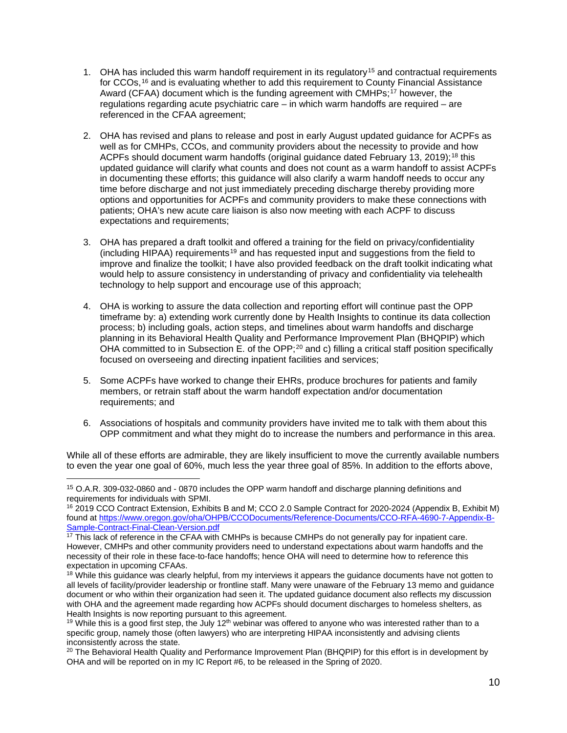1. OHA has included this warm handoff requirement in its regulatory[15] and contractual requirements for CCOs,[16] and is evaluating whether to add this requirement to County Financial Assistance Award (CFAA) document which is the funding agreement with CMHPs;[17] however, the regulations regarding acute psychiatric care – in which warm handoffs are required – are referenced in the CFAA agreement;

2. OHA has revised and plans to release and post in early August updated guidance for ACPFs as well as for CMHPs, CCOs, and community providers about the necessity to provide and how ACPFs should document warm handoffs (original guidance dated February 13, 2019);[18] this updated guidance will clarify what counts and does not count as a warm handoff to assist ACPFs in documenting these efforts; this guidance will also clarify a warm handoff needs to occur any time before discharge and not just immediately preceding discharge thereby providing more options and opportunities for ACPFs and community providers to make these connections with patients; OHA's new acute care liaison is also now meeting with each ACPF to discuss expectations and requirements;

3. OHA has prepared a draft toolkit and offered a training for the field on privacy/confidentiality (including HIPAA) requirements[19] and has requested input and suggestions from the field to improve and finalize the toolkit; I have also provided feedback on the draft toolkit indicating what would help to assure consistency in understanding of privacy and confidentiality via telehealth technology to help support and encourage use of this approach;

4. OHA is working to assure the data collection and reporting effort will continue past the OPP timeframe by: a) extending work currently done by Health Insights to continue its data collection process; b) including goals, action steps, and timelines about warm handoffs and discharge planning in its Behavioral Health Quality and Performance Improvement Plan (BHQPIP) which OHA committed to in Subsection E. of the OPP;[20] and c) filling a critical staff position specifically focused on overseeing and directing inpatient facilities and services;

5. Some ACPFs have worked to change their EHRs, produce brochures for patients and family members, or retrain staff about the warm handoff expectation and/or documentation requirements; and

6. Associations of hospitals and community providers have invited me to talk with them about this OPP commitment and what they might do to increase the numbers and performance in this area.

While all of these efforts are admirable, they are likely insufficient to move the currently available numbers to even the year one goal of 60%, much less the year three goal of 85%. In addition to the efforts above,

---

[15] O.A.R. 309-032-0860 and - 0870 includes the OPP warm handoff and discharge planning definitions and requirements for individuals with SPMI.

[16] 2019 CCO Contract Extension, Exhibits B and M; CCO 2.0 Sample Contract for 2020-2024 (Appendix B, Exhibit M) found at https://www.oregon.gov/oha/OHPB/CCODocuments/Reference-Documents/CCO-RFA-4690-7-Appendix-B-Sample-Contract-Final-Clean-Version.pdf

[17] This lack of reference in the CFAA with CMHPs is because CMHPs do not generally pay for inpatient care. However, CMHPs and other community providers need to understand expectations about warm handoffs and the necessity of their role in these face-to-face handoffs; hence OHA will need to determine how to reference this expectation in upcoming CFAAs.

[18] While this guidance was clearly helpful, from my interviews it appears the guidance documents have not gotten to all levels of facility/provider leadership or frontline staff. Many were unaware of the February 13 memo and guidance document or who within their organization had seen it. The updated guidance document also reflects my discussion with OHA and the agreement made regarding how ACPFs should document discharges to homeless shelters, as Health Insights is now reporting pursuant to this agreement.

[19] While this is a good first step, the July 12th webinar was offered to anyone who was interested rather than to a specific group, namely those (often lawyers) who are interpreting HIPAA inconsistently and advising clients inconsistently across the state.

[20] The Behavioral Health Quality and Performance Improvement Plan (BHQPIP) for this effort is in development by OHA and will be reported on in my IC Report #6, to be released in the Spring of 2020.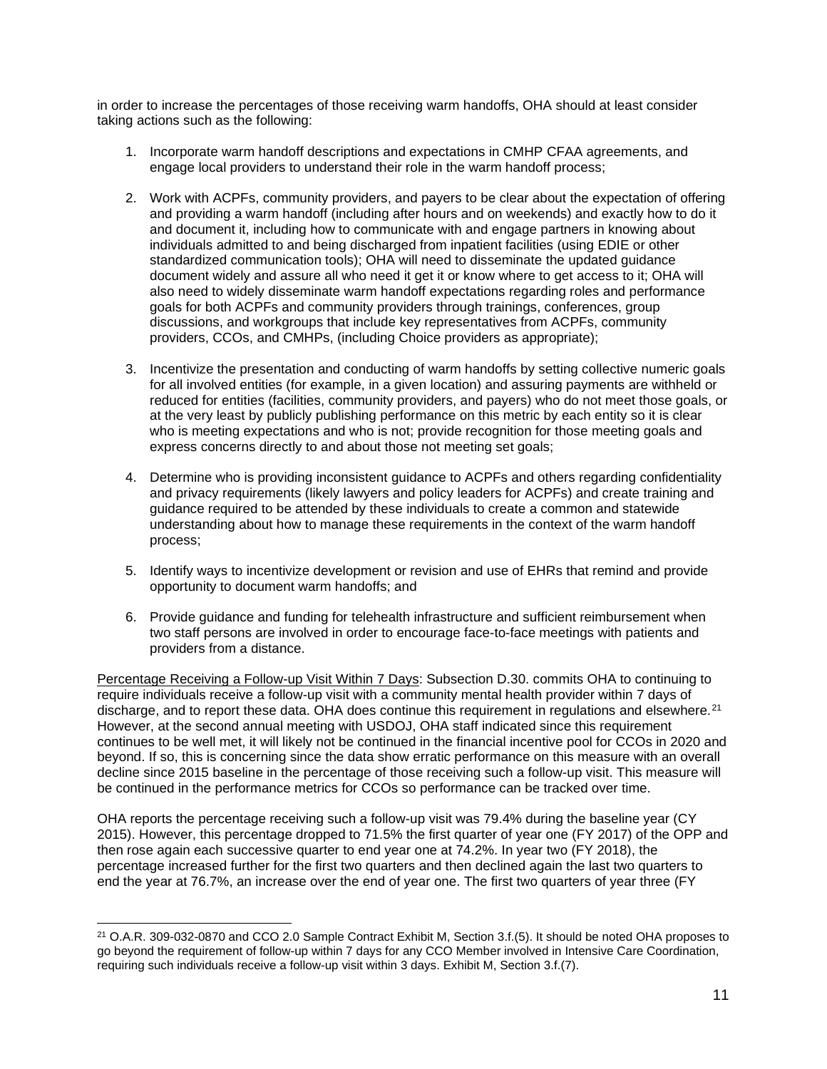in order to increase the percentages of those receiving warm handoffs, OHA should at least consider taking actions such as the following:

1. Incorporate warm handoff descriptions and expectations in CMHP CFAA agreements, and engage local providers to understand their role in the warm handoff process;

2. Work with ACPFs, community providers, and payers to be clear about the expectation of offering and providing a warm handoff (including after hours and on weekends) and exactly how to do it and document it, including how to communicate with and engage partners in knowing about individuals admitted to and being discharged from inpatient facilities (using EDIE or other standardized communication tools); OHA will need to disseminate the updated guidance document widely and assure all who need it get it or know where to get access to it; OHA will also need to widely disseminate warm handoff expectations regarding roles and performance goals for both ACPFs and community providers through trainings, conferences, group discussions, and workgroups that include key representatives from ACPFs, community providers, CCOs, and CMHPs, (including Choice providers as appropriate);

3. Incentivize the presentation and conducting of warm handoffs by setting collective numeric goals for all involved entities (for example, in a given location) and assuring payments are withheld or reduced for entities (facilities, community providers, and payers) who do not meet those goals, or at the very least by publicly publishing performance on this metric by each entity so it is clear who is meeting expectations and who is not; provide recognition for those meeting goals and express concerns directly to and about those not meeting set goals;

4. Determine who is providing inconsistent guidance to ACPFs and others regarding confidentiality and privacy requirements (likely lawyers and policy leaders for ACPFs) and create training and guidance required to be attended by these individuals to create a common and statewide understanding about how to manage these requirements in the context of the warm handoff process;

5. Identify ways to incentivize development or revision and use of EHRs that remind and provide opportunity to document warm handoffs; and

6. Provide guidance and funding for telehealth infrastructure and sufficient reimbursement when two staff persons are involved in order to encourage face-to-face meetings with patients and providers from a distance.

Percentage Receiving a Follow-up Visit Within 7 Days: Subsection D.30. commits OHA to continuing to require individuals receive a follow-up visit with a community mental health provider within 7 days of discharge, and to report these data. OHA does continue this requirement in regulations and elsewhere.[21] However, at the second annual meeting with USDOJ, OHA staff indicated since this requirement continues to be well met, it will likely not be continued in the financial incentive pool for CCOs in 2020 and beyond. If so, this is concerning since the data show erratic performance on this measure with an overall decline since 2015 baseline in the percentage of those receiving such a follow-up visit. This measure will be continued in the performance metrics for CCOs so performance can be tracked over time.

OHA reports the percentage receiving such a follow-up visit was 79.4% during the baseline year (CY 2015). However, this percentage dropped to 71.5% the first quarter of year one (FY 2017) of the OPP and then rose again each successive quarter to end year one at 74.2%. In year two (FY 2018), the percentage increased further for the first two quarters and then declined again the last two quarters to end the year at 76.7%, an increase over the end of year one. The first two quarters of year three (FY

[21] O.A.R. 309-032-0870 and CCO 2.0 Sample Contract Exhibit M, Section 3.f.(5). It should be noted OHA proposes to go beyond the requirement of follow-up within 7 days for any CCO Member involved in Intensive Care Coordination, requiring such individuals receive a follow-up visit within 3 days. Exhibit M, Section 3.f.(7).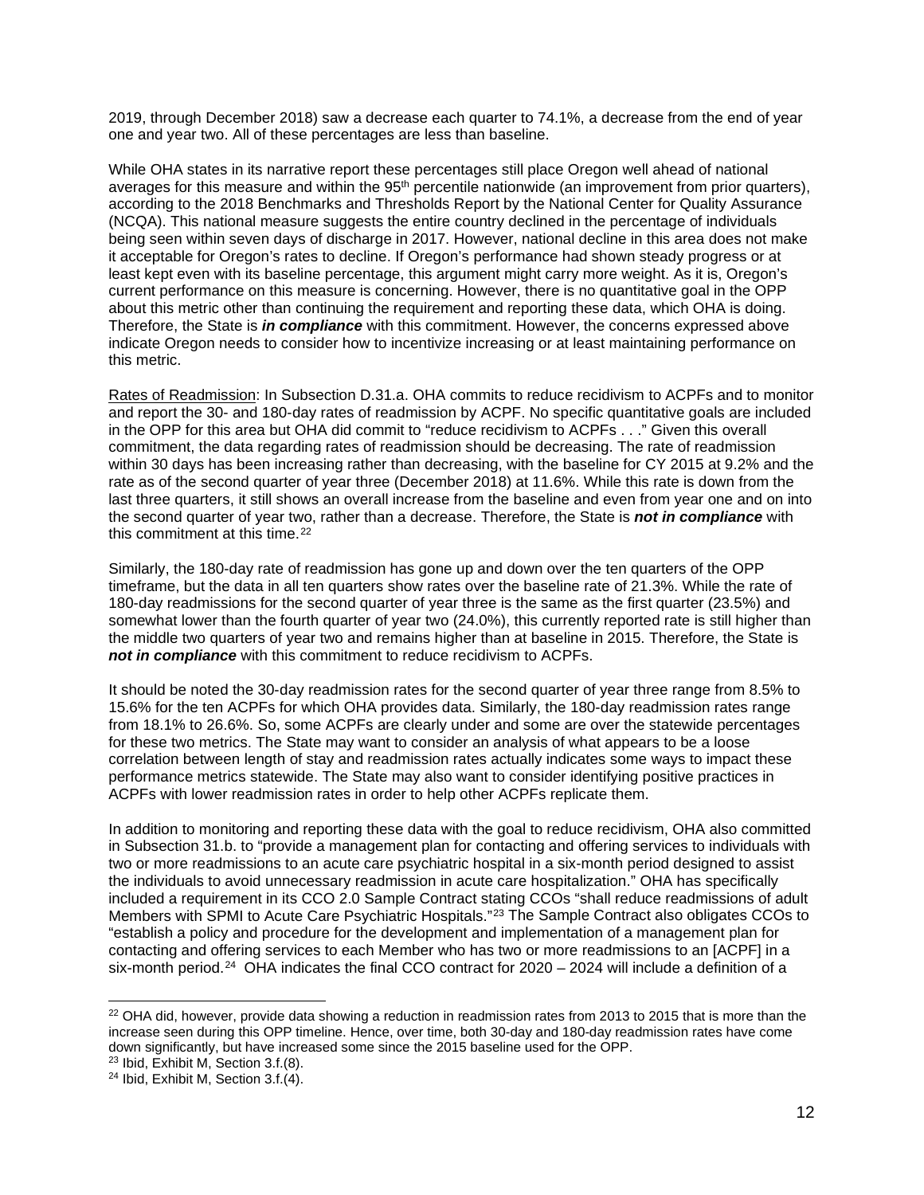2019, through December 2018) saw a decrease each quarter to 74.1%, a decrease from the end of year one and year two. All of these percentages are less than baseline.

While OHA states in its narrative report these percentages still place Oregon well ahead of national averages for this measure and within the 95th percentile nationwide (an improvement from prior quarters), according to the 2018 Benchmarks and Thresholds Report by the National Center for Quality Assurance (NCQA). This national measure suggests the entire country declined in the percentage of individuals being seen within seven days of discharge in 2017. However, national decline in this area does not make it acceptable for Oregon's rates to decline. If Oregon's performance had shown steady progress or at least kept even with its baseline percentage, this argument might carry more weight. As it is, Oregon's current performance on this measure is concerning. However, there is no quantitative goal in the OPP about this metric other than continuing the requirement and reporting these data, which OHA is doing. Therefore, the State is ***in compliance*** with this commitment. However, the concerns expressed above indicate Oregon needs to consider how to incentivize increasing or at least maintaining performance on this metric.

Rates of Readmission: In Subsection D.31.a. OHA commits to reduce recidivism to ACPFs and to monitor and report the 30- and 180-day rates of readmission by ACPF. No specific quantitative goals are included in the OPP for this area but OHA did commit to "reduce recidivism to ACPFs . . ." Given this overall commitment, the data regarding rates of readmission should be decreasing. The rate of readmission within 30 days has been increasing rather than decreasing, with the baseline for CY 2015 at 9.2% and the rate as of the second quarter of year three (December 2018) at 11.6%. While this rate is down from the last three quarters, it still shows an overall increase from the baseline and even from year one and on into the second quarter of year two, rather than a decrease. Therefore, the State is ***not in compliance*** with this commitment at this time.[22]

Similarly, the 180-day rate of readmission has gone up and down over the ten quarters of the OPP timeframe, but the data in all ten quarters show rates over the baseline rate of 21.3%. While the rate of 180-day readmissions for the second quarter of year three is the same as the first quarter (23.5%) and somewhat lower than the fourth quarter of year two (24.0%), this currently reported rate is still higher than the middle two quarters of year two and remains higher than at baseline in 2015. Therefore, the State is ***not in compliance*** with this commitment to reduce recidivism to ACPFs.

It should be noted the 30-day readmission rates for the second quarter of year three range from 8.5% to 15.6% for the ten ACPFs for which OHA provides data. Similarly, the 180-day readmission rates range from 18.1% to 26.6%. So, some ACPFs are clearly under and some are over the statewide percentages for these two metrics. The State may want to consider an analysis of what appears to be a loose correlation between length of stay and readmission rates actually indicates some ways to impact these performance metrics statewide. The State may also want to consider identifying positive practices in ACPFs with lower readmission rates in order to help other ACPFs replicate them.

In addition to monitoring and reporting these data with the goal to reduce recidivism, OHA also committed in Subsection 31.b. to "provide a management plan for contacting and offering services to individuals with two or more readmissions to an acute care psychiatric hospital in a six-month period designed to assist the individuals to avoid unnecessary readmission in acute care hospitalization." OHA has specifically included a requirement in its CCO 2.0 Sample Contract stating CCOs "shall reduce readmissions of adult Members with SPMI to Acute Care Psychiatric Hospitals."[23] The Sample Contract also obligates CCOs to "establish a policy and procedure for the development and implementation of a management plan for contacting and offering services to each Member who has two or more readmissions to an [ACPF] in a six-month period.[24] OHA indicates the final CCO contract for 2020 – 2024 will include a definition of a

---

[22] OHA did, however, provide data showing a reduction in readmission rates from 2013 to 2015 that is more than the increase seen during this OPP timeline. Hence, over time, both 30-day and 180-day readmission rates have come down significantly, but have increased some since the 2015 baseline used for the OPP.

[23] Ibid, Exhibit M, Section 3.f.(8).

[24] Ibid, Exhibit M, Section 3.f.(4).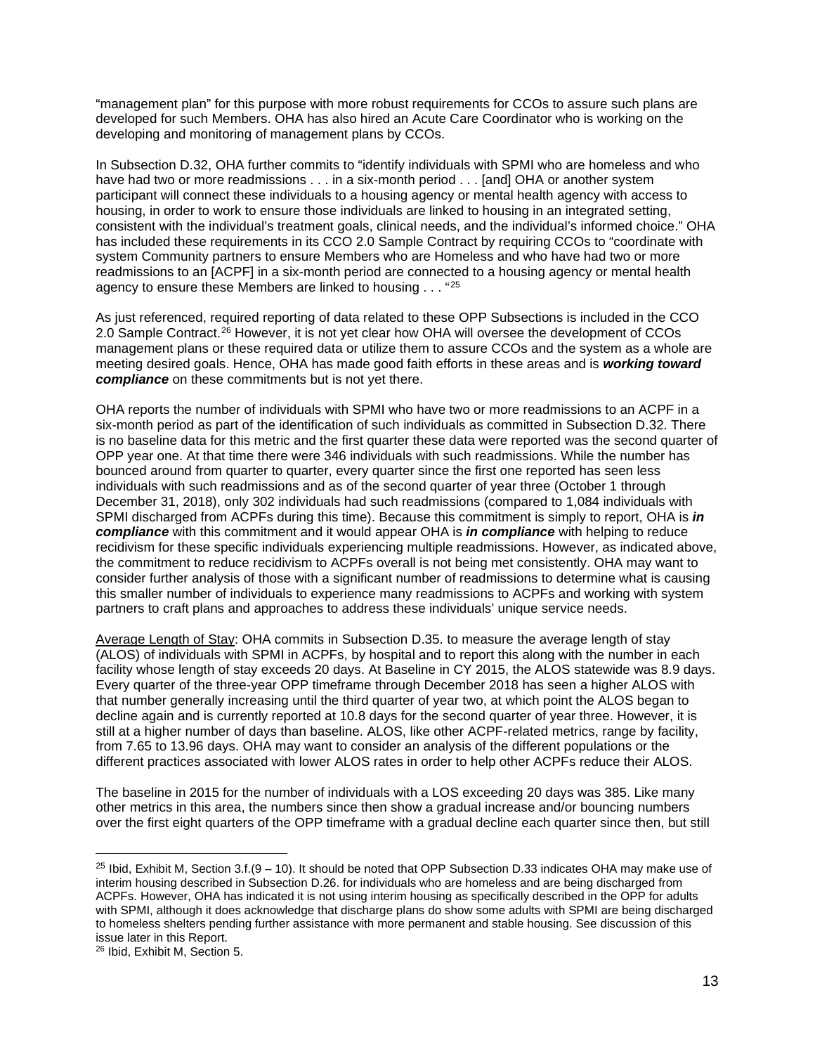"management plan" for this purpose with more robust requirements for CCOs to assure such plans are developed for such Members. OHA has also hired an Acute Care Coordinator who is working on the developing and monitoring of management plans by CCOs.

In Subsection D.32, OHA further commits to "identify individuals with SPMI who are homeless and who have had two or more readmissions . . . in a six-month period . . . [and] OHA or another system participant will connect these individuals to a housing agency or mental health agency with access to housing, in order to work to ensure those individuals are linked to housing in an integrated setting, consistent with the individual's treatment goals, clinical needs, and the individual's informed choice." OHA has included these requirements in its CCO 2.0 Sample Contract by requiring CCOs to "coordinate with system Community partners to ensure Members who are Homeless and who have had two or more readmissions to an [ACPF] in a six-month period are connected to a housing agency or mental health agency to ensure these Members are linked to housing . . . "[25]

As just referenced, required reporting of data related to these OPP Subsections is included in the CCO 2.0 Sample Contract.[26] However, it is not yet clear how OHA will oversee the development of CCOs management plans or these required data or utilize them to assure CCOs and the system as a whole are meeting desired goals. Hence, OHA has made good faith efforts in these areas and is ***working toward compliance*** on these commitments but is not yet there.

OHA reports the number of individuals with SPMI who have two or more readmissions to an ACPF in a six-month period as part of the identification of such individuals as committed in Subsection D.32. There is no baseline data for this metric and the first quarter these data were reported was the second quarter of OPP year one. At that time there were 346 individuals with such readmissions. While the number has bounced around from quarter to quarter, every quarter since the first one reported has seen less individuals with such readmissions and as of the second quarter of year three (October 1 through December 31, 2018), only 302 individuals had such readmissions (compared to 1,084 individuals with SPMI discharged from ACPFs during this time). Because this commitment is simply to report, OHA is ***in compliance*** with this commitment and it would appear OHA is ***in compliance*** with helping to reduce recidivism for these specific individuals experiencing multiple readmissions. However, as indicated above, the commitment to reduce recidivism to ACPFs overall is not being met consistently. OHA may want to consider further analysis of those with a significant number of readmissions to determine what is causing this smaller number of individuals to experience many readmissions to ACPFs and working with system partners to craft plans and approaches to address these individuals' unique service needs.

<u>Average Length of Stay</u>: OHA commits in Subsection D.35. to measure the average length of stay (ALOS) of individuals with SPMI in ACPFs, by hospital and to report this along with the number in each facility whose length of stay exceeds 20 days. At Baseline in CY 2015, the ALOS statewide was 8.9 days. Every quarter of the three-year OPP timeframe through December 2018 has seen a higher ALOS with that number generally increasing until the third quarter of year two, at which point the ALOS began to decline again and is currently reported at 10.8 days for the second quarter of year three. However, it is still at a higher number of days than baseline. ALOS, like other ACPF-related metrics, range by facility, from 7.65 to 13.96 days. OHA may want to consider an analysis of the different populations or the different practices associated with lower ALOS rates in order to help other ACPFs reduce their ALOS.

The baseline in 2015 for the number of individuals with a LOS exceeding 20 days was 385. Like many other metrics in this area, the numbers since then show a gradual increase and/or bouncing numbers over the first eight quarters of the OPP timeframe with a gradual decline each quarter since then, but still

---

[25] Ibid, Exhibit M, Section 3.f.(9 – 10). It should be noted that OPP Subsection D.33 indicates OHA may make use of interim housing described in Subsection D.26. for individuals who are homeless and are being discharged from ACPFs. However, OHA has indicated it is not using interim housing as specifically described in the OPP for adults with SPMI, although it does acknowledge that discharge plans do show some adults with SPMI are being discharged to homeless shelters pending further assistance with more permanent and stable housing. See discussion of this issue later in this Report.

[26] Ibid, Exhibit M, Section 5.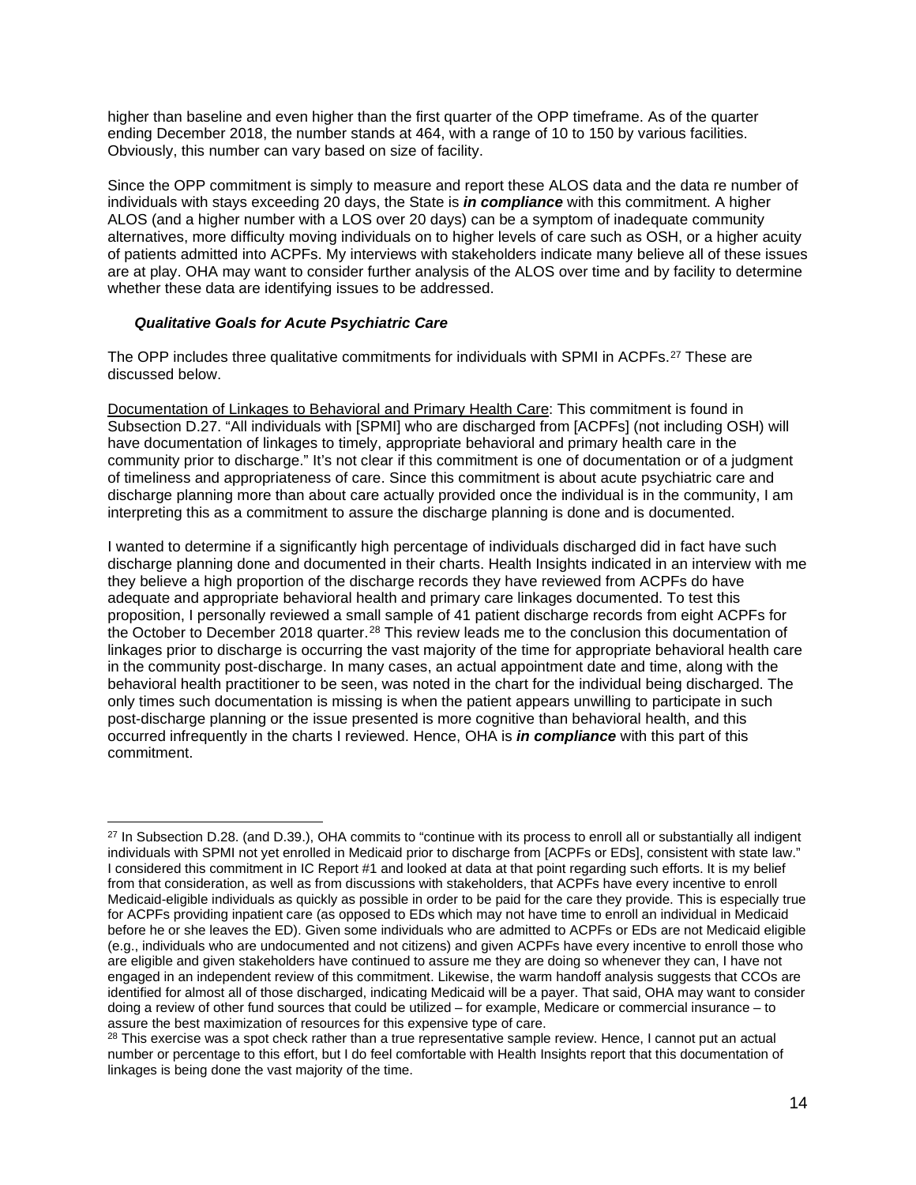higher than baseline and even higher than the first quarter of the OPP timeframe. As of the quarter ending December 2018, the number stands at 464, with a range of 10 to 150 by various facilities. Obviously, this number can vary based on size of facility.

Since the OPP commitment is simply to measure and report these ALOS data and the data re number of individuals with stays exceeding 20 days, the State is ***in compliance*** with this commitment. A higher ALOS (and a higher number with a LOS over 20 days) can be a symptom of inadequate community alternatives, more difficulty moving individuals on to higher levels of care such as OSH, or a higher acuity of patients admitted into ACPFs. My interviews with stakeholders indicate many believe all of these issues are at play. OHA may want to consider further analysis of the ALOS over time and by facility to determine whether these data are identifying issues to be addressed.

### *Qualitative Goals for Acute Psychiatric Care*

The OPP includes three qualitative commitments for individuals with SPMI in ACPFs.[27] These are discussed below.

<u>Documentation of Linkages to Behavioral and Primary Health Care</u>: This commitment is found in Subsection D.27. "All individuals with [SPMI] who are discharged from [ACPFs] (not including OSH) will have documentation of linkages to timely, appropriate behavioral and primary health care in the community prior to discharge." It's not clear if this commitment is one of documentation or of a judgment of timeliness and appropriateness of care. Since this commitment is about acute psychiatric care and discharge planning more than about care actually provided once the individual is in the community, I am interpreting this as a commitment to assure the discharge planning is done and is documented.

I wanted to determine if a significantly high percentage of individuals discharged did in fact have such discharge planning done and documented in their charts. Health Insights indicated in an interview with me they believe a high proportion of the discharge records they have reviewed from ACPFs do have adequate and appropriate behavioral health and primary care linkages documented. To test this proposition, I personally reviewed a small sample of 41 patient discharge records from eight ACPFs for the October to December 2018 quarter.[28] This review leads me to the conclusion this documentation of linkages prior to discharge is occurring the vast majority of the time for appropriate behavioral health care in the community post-discharge. In many cases, an actual appointment date and time, along with the behavioral health practitioner to be seen, was noted in the chart for the individual being discharged. The only times such documentation is missing is when the patient appears unwilling to participate in such post-discharge planning or the issue presented is more cognitive than behavioral health, and this occurred infrequently in the charts I reviewed. Hence, OHA is ***in compliance*** with this part of this commitment.

---

[27] In Subsection D.28. (and D.39.), OHA commits to "continue with its process to enroll all or substantially all indigent individuals with SPMI not yet enrolled in Medicaid prior to discharge from [ACPFs or EDs], consistent with state law." I considered this commitment in IC Report #1 and looked at data at that point regarding such efforts. It is my belief from that consideration, as well as from discussions with stakeholders, that ACPFs have every incentive to enroll Medicaid-eligible individuals as quickly as possible in order to be paid for the care they provide. This is especially true for ACPFs providing inpatient care (as opposed to EDs which may not have time to enroll an individual in Medicaid before he or she leaves the ED). Given some individuals who are admitted to ACPFs or EDs are not Medicaid eligible (e.g., individuals who are undocumented and not citizens) and given ACPFs have every incentive to enroll those who are eligible and given stakeholders have continued to assure me they are doing so whenever they can, I have not engaged in an independent review of this commitment. Likewise, the warm handoff analysis suggests that CCOs are identified for almost all of those discharged, indicating Medicaid will be a payer. That said, OHA may want to consider doing a review of other fund sources that could be utilized – for example, Medicare or commercial insurance – to assure the best maximization of resources for this expensive type of care.

[28] This exercise was a spot check rather than a true representative sample review. Hence, I cannot put an actual number or percentage to this effort, but I do feel comfortable with Health Insights report that this documentation of linkages is being done the vast majority of the time.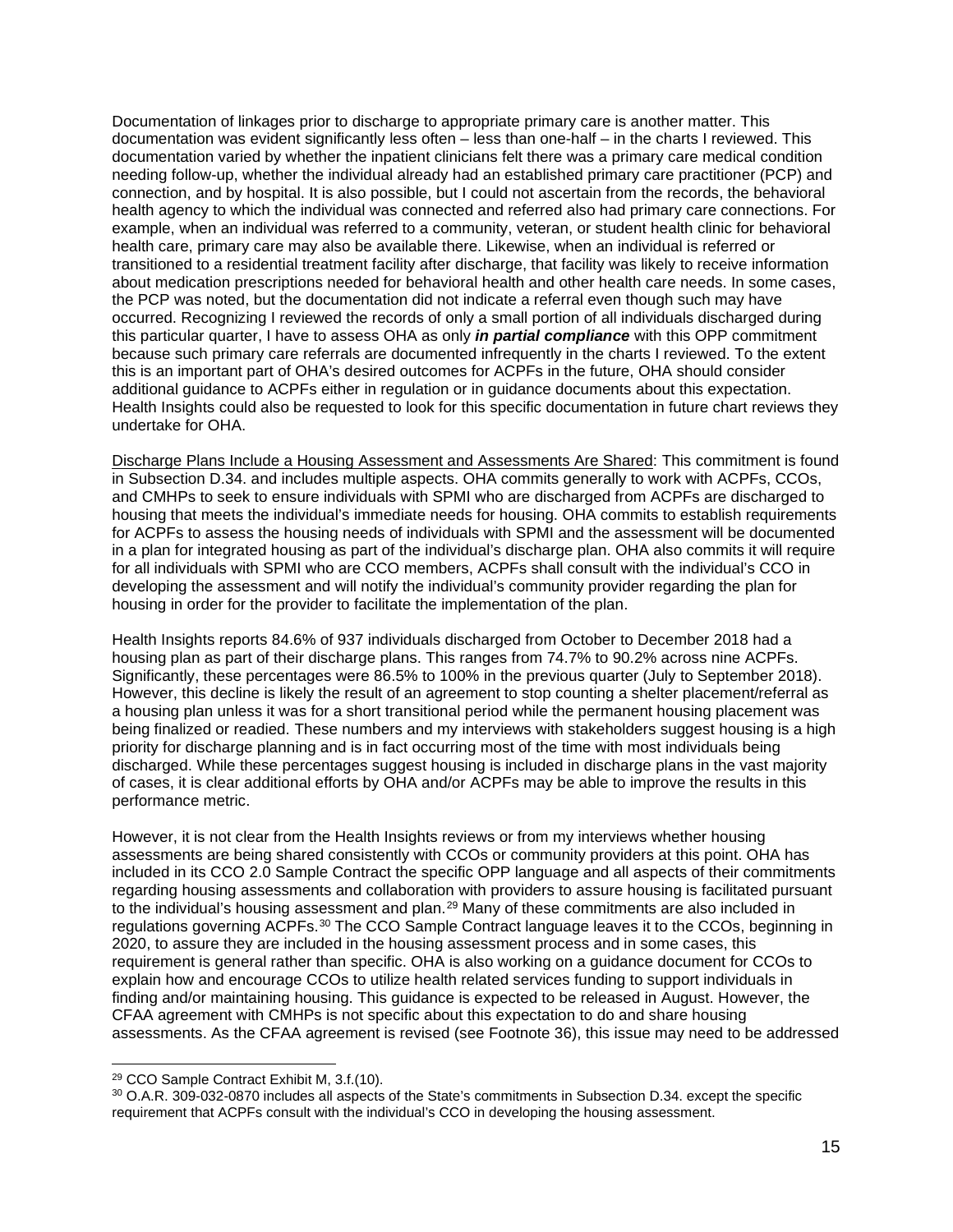Documentation of linkages prior to discharge to appropriate primary care is another matter. This documentation was evident significantly less often – less than one-half – in the charts I reviewed. This documentation varied by whether the inpatient clinicians felt there was a primary care medical condition needing follow-up, whether the individual already had an established primary care practitioner (PCP) and connection, and by hospital. It is also possible, but I could not ascertain from the records, the behavioral health agency to which the individual was connected and referred also had primary care connections. For example, when an individual was referred to a community, veteran, or student health clinic for behavioral health care, primary care may also be available there. Likewise, when an individual is referred or transitioned to a residential treatment facility after discharge, that facility was likely to receive information about medication prescriptions needed for behavioral health and other health care needs. In some cases, the PCP was noted, but the documentation did not indicate a referral even though such may have occurred. Recognizing I reviewed the records of only a small portion of all individuals discharged during this particular quarter, I have to assess OHA as only ***in partial compliance*** with this OPP commitment because such primary care referrals are documented infrequently in the charts I reviewed. To the extent this is an important part of OHA's desired outcomes for ACPFs in the future, OHA should consider additional guidance to ACPFs either in regulation or in guidance documents about this expectation. Health Insights could also be requested to look for this specific documentation in future chart reviews they undertake for OHA.

<u>Discharge Plans Include a Housing Assessment and Assessments Are Shared</u>: This commitment is found in Subsection D.34. and includes multiple aspects. OHA commits generally to work with ACPFs, CCOs, and CMHPs to seek to ensure individuals with SPMI who are discharged from ACPFs are discharged to housing that meets the individual's immediate needs for housing. OHA commits to establish requirements for ACPFs to assess the housing needs of individuals with SPMI and the assessment will be documented in a plan for integrated housing as part of the individual's discharge plan. OHA also commits it will require for all individuals with SPMI who are CCO members, ACPFs shall consult with the individual's CCO in developing the assessment and will notify the individual's community provider regarding the plan for housing in order for the provider to facilitate the implementation of the plan.

Health Insights reports 84.6% of 937 individuals discharged from October to December 2018 had a housing plan as part of their discharge plans. This ranges from 74.7% to 90.2% across nine ACPFs. Significantly, these percentages were 86.5% to 100% in the previous quarter (July to September 2018). However, this decline is likely the result of an agreement to stop counting a shelter placement/referral as a housing plan unless it was for a short transitional period while the permanent housing placement was being finalized or readied. These numbers and my interviews with stakeholders suggest housing is a high priority for discharge planning and is in fact occurring most of the time with most individuals being discharged. While these percentages suggest housing is included in discharge plans in the vast majority of cases, it is clear additional efforts by OHA and/or ACPFs may be able to improve the results in this performance metric.

However, it is not clear from the Health Insights reviews or from my interviews whether housing assessments are being shared consistently with CCOs or community providers at this point. OHA has included in its CCO 2.0 Sample Contract the specific OPP language and all aspects of their commitments regarding housing assessments and collaboration with providers to assure housing is facilitated pursuant to the individual's housing assessment and plan.[29] Many of these commitments are also included in regulations governing ACPFs.[30] The CCO Sample Contract language leaves it to the CCOs, beginning in 2020, to assure they are included in the housing assessment process and in some cases, this requirement is general rather than specific. OHA is also working on a guidance document for CCOs to explain how and encourage CCOs to utilize health related services funding to support individuals in finding and/or maintaining housing. This guidance is expected to be released in August. However, the CFAA agreement with CMHPs is not specific about this expectation to do and share housing assessments. As the CFAA agreement is revised (see Footnote 36), this issue may need to be addressed

[29] CCO Sample Contract Exhibit M, 3.f.(10).

[30] O.A.R. 309-032-0870 includes all aspects of the State's commitments in Subsection D.34. except the specific requirement that ACPFs consult with the individual's CCO in developing the housing assessment.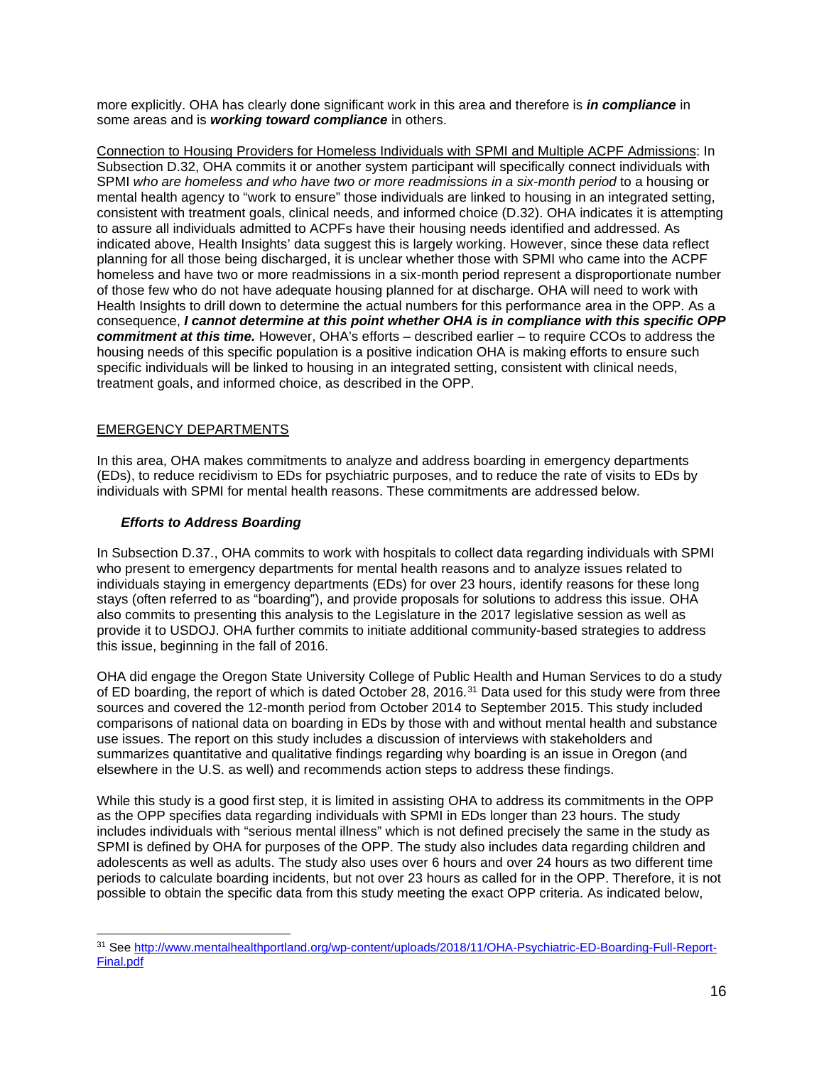more explicitly. OHA has clearly done significant work in this area and therefore is ***in compliance*** in some areas and is ***working toward compliance*** in others.

Connection to Housing Providers for Homeless Individuals with SPMI and Multiple ACPF Admissions: In Subsection D.32, OHA commits it or another system participant will specifically connect individuals with SPMI *who are homeless and who have two or more readmissions in a six-month period* to a housing or mental health agency to "work to ensure" those individuals are linked to housing in an integrated setting, consistent with treatment goals, clinical needs, and informed choice (D.32). OHA indicates it is attempting to assure all individuals admitted to ACPFs have their housing needs identified and addressed. As indicated above, Health Insights' data suggest this is largely working. However, since these data reflect planning for all those being discharged, it is unclear whether those with SPMI who came into the ACPF homeless and have two or more readmissions in a six-month period represent a disproportionate number of those few who do not have adequate housing planned for at discharge. OHA will need to work with Health Insights to drill down to determine the actual numbers for this performance area in the OPP. As a consequence, ***I cannot determine at this point whether OHA is in compliance with this specific OPP commitment at this time.*** However, OHA's efforts – described earlier – to require CCOs to address the housing needs of this specific population is a positive indication OHA is making efforts to ensure such specific individuals will be linked to housing in an integrated setting, consistent with clinical needs, treatment goals, and informed choice, as described in the OPP.

## EMERGENCY DEPARTMENTS

In this area, OHA makes commitments to analyze and address boarding in emergency departments (EDs), to reduce recidivism to EDs for psychiatric purposes, and to reduce the rate of visits to EDs by individuals with SPMI for mental health reasons. These commitments are addressed below.

### *Efforts to Address Boarding*

In Subsection D.37., OHA commits to work with hospitals to collect data regarding individuals with SPMI who present to emergency departments for mental health reasons and to analyze issues related to individuals staying in emergency departments (EDs) for over 23 hours, identify reasons for these long stays (often referred to as "boarding"), and provide proposals for solutions to address this issue. OHA also commits to presenting this analysis to the Legislature in the 2017 legislative session as well as provide it to USDOJ. OHA further commits to initiate additional community-based strategies to address this issue, beginning in the fall of 2016.

OHA did engage the Oregon State University College of Public Health and Human Services to do a study of ED boarding, the report of which is dated October 28, 2016.[31] Data used for this study were from three sources and covered the 12-month period from October 2014 to September 2015. This study included comparisons of national data on boarding in EDs by those with and without mental health and substance use issues. The report on this study includes a discussion of interviews with stakeholders and summarizes quantitative and qualitative findings regarding why boarding is an issue in Oregon (and elsewhere in the U.S. as well) and recommends action steps to address these findings.

While this study is a good first step, it is limited in assisting OHA to address its commitments in the OPP as the OPP specifies data regarding individuals with SPMI in EDs longer than 23 hours. The study includes individuals with "serious mental illness" which is not defined precisely the same in the study as SPMI is defined by OHA for purposes of the OPP. The study also includes data regarding children and adolescents as well as adults. The study also uses over 6 hours and over 24 hours as two different time periods to calculate boarding incidents, but not over 23 hours as called for in the OPP. Therefore, it is not possible to obtain the specific data from this study meeting the exact OPP criteria. As indicated below,

[31] See http://www.mentalhealthportland.org/wp-content/uploads/2018/11/OHA-Psychiatric-ED-Boarding-Full-Report-Final.pdf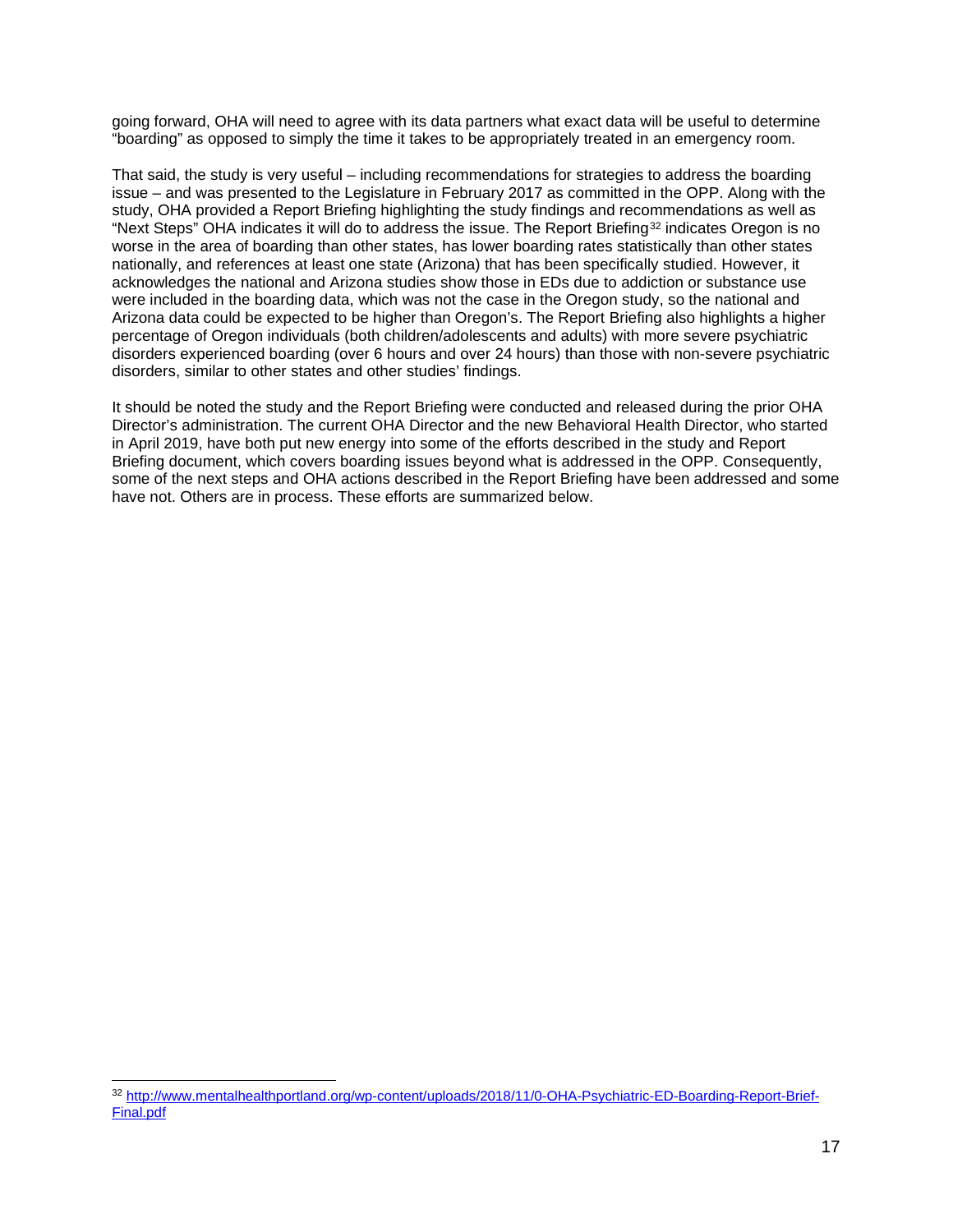going forward, OHA will need to agree with its data partners what exact data will be useful to determine "boarding" as opposed to simply the time it takes to be appropriately treated in an emergency room.

That said, the study is very useful – including recommendations for strategies to address the boarding issue – and was presented to the Legislature in February 2017 as committed in the OPP. Along with the study, OHA provided a Report Briefing highlighting the study findings and recommendations as well as "Next Steps" OHA indicates it will do to address the issue. The Report Briefing[32] indicates Oregon is no worse in the area of boarding than other states, has lower boarding rates statistically than other states nationally, and references at least one state (Arizona) that has been specifically studied. However, it acknowledges the national and Arizona studies show those in EDs due to addiction or substance use were included in the boarding data, which was not the case in the Oregon study, so the national and Arizona data could be expected to be higher than Oregon's. The Report Briefing also highlights a higher percentage of Oregon individuals (both children/adolescents and adults) with more severe psychiatric disorders experienced boarding (over 6 hours and over 24 hours) than those with non-severe psychiatric disorders, similar to other states and other studies' findings.

It should be noted the study and the Report Briefing were conducted and released during the prior OHA Director's administration. The current OHA Director and the new Behavioral Health Director, who started in April 2019, have both put new energy into some of the efforts described in the study and Report Briefing document, which covers boarding issues beyond what is addressed in the OPP. Consequently, some of the next steps and OHA actions described in the Report Briefing have been addressed and some have not. Others are in process. These efforts are summarized below.

[32] http://www.mentalhealthportland.org/wp-content/uploads/2018/11/0-OHA-Psychiatric-ED-Boarding-Report-Brief-Final.pdf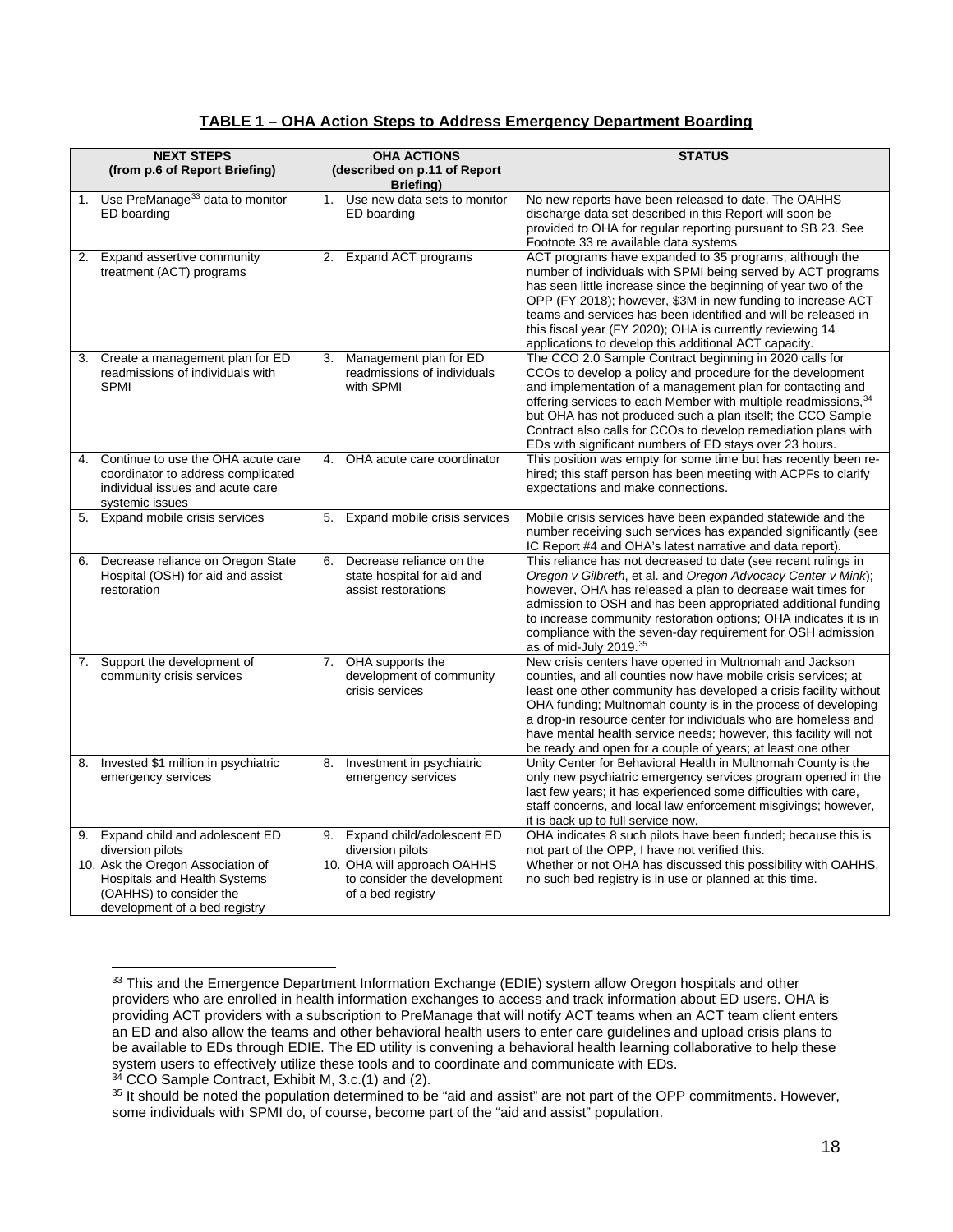**TABLE 1 – OHA Action Steps to Address Emergency Department Boarding**

| NEXT STEPS (from p.6 of Report Briefing) | OHA ACTIONS (described on p.11 of Report Briefing) | STATUS |
|---|---|---|
| 1. Use PreManage[33] data to monitor ED boarding | 1. Use new data sets to monitor ED boarding | No new reports have been released to date. The OAHHS discharge data set described in this Report will soon be provided to OHA for regular reporting pursuant to SB 23. See Footnote 33 re available data systems |
| 2. Expand assertive community treatment (ACT) programs | 2. Expand ACT programs | ACT programs have expanded to 35 programs, although the number of individuals with SPMI being served by ACT programs has seen little increase since the beginning of year two of the OPP (FY 2018); however, $3M in new funding to increase ACT teams and services has been identified and will be released in this fiscal year (FY 2020); OHA is currently reviewing 14 applications to develop this additional ACT capacity. |
| 3. Create a management plan for ED readmissions of individuals with SPMI | 3. Management plan for ED readmissions of individuals with SPMI | The CCO 2.0 Sample Contract beginning in 2020 calls for CCOs to develop a policy and procedure for the development and implementation of a management plan for contacting and offering services to each Member with multiple readmissions,[34] but OHA has not produced such a plan itself; the CCO Sample Contract also calls for CCOs to develop remediation plans with EDs with significant numbers of ED stays over 23 hours. |
| 4. Continue to use the OHA acute care coordinator to address complicated individual issues and acute care systemic issues | 4. OHA acute care coordinator | This position was empty for some time but has recently been re-hired; this staff person has been meeting with ACPFs to clarify expectations and make connections. |
| 5. Expand mobile crisis services | 5. Expand mobile crisis services | Mobile crisis services have been expanded statewide and the number receiving such services has expanded significantly (see IC Report #4 and OHA's latest narrative and data report). |
| 6. Decrease reliance on Oregon State Hospital (OSH) for aid and assist restoration | 6. Decrease reliance on the state hospital for aid and assist restorations | This reliance has not decreased to date (see recent rulings in *Oregon v Gilbreth*, et al. and *Oregon Advocacy Center v Mink*); however, OHA has released a plan to decrease wait times for admission to OSH and has been appropriated additional funding to increase community restoration options; OHA indicates it is in compliance with the seven-day requirement for OSH admission as of mid-July 2019.[35] |
| 7. Support the development of community crisis services | 7. OHA supports the development of community crisis services | New crisis centers have opened in Multnomah and Jackson counties, and all counties now have mobile crisis services; at least one other community has developed a crisis facility without OHA funding; Multnomah county is in the process of developing a drop-in resource center for individuals who are homeless and have mental health service needs; however, this facility will not be ready and open for a couple of years; at least one other |
| 8. Invested $1 million in psychiatric emergency services | 8. Investment in psychiatric emergency services | Unity Center for Behavioral Health in Multnomah County is the only new psychiatric emergency services program opened in the last few years; it has experienced some difficulties with care, staff concerns, and local law enforcement misgivings; however, it is back up to full service now. |
| 9. Expand child and adolescent ED diversion pilots | 9. Expand child/adolescent ED diversion pilots | OHA indicates 8 such pilots have been funded; because this is not part of the OPP, I have not verified this. |
| 10. Ask the Oregon Association of Hospitals and Health Systems (OAHHS) to consider the development of a bed registry | 10. OHA will approach OAHHS to consider the development of a bed registry | Whether or not OHA has discussed this possibility with OAHHS, no such bed registry is in use or planned at this time. |

[33] This and the Emergence Department Information Exchange (EDIE) system allow Oregon hospitals and other providers who are enrolled in health information exchanges to access and track information about ED users. OHA is providing ACT providers with a subscription to PreManage that will notify ACT teams when an ACT team client enters an ED and also allow the teams and other behavioral health users to enter care guidelines and upload crisis plans to be available to EDs through EDIE. The ED utility is convening a behavioral health learning collaborative to help these system users to effectively utilize these tools and to coordinate and communicate with EDs.

[34] CCO Sample Contract, Exhibit M, 3.c.(1) and (2).

[35] It should be noted the population determined to be "aid and assist" are not part of the OPP commitments. However, some individuals with SPMI do, of course, become part of the "aid and assist" population.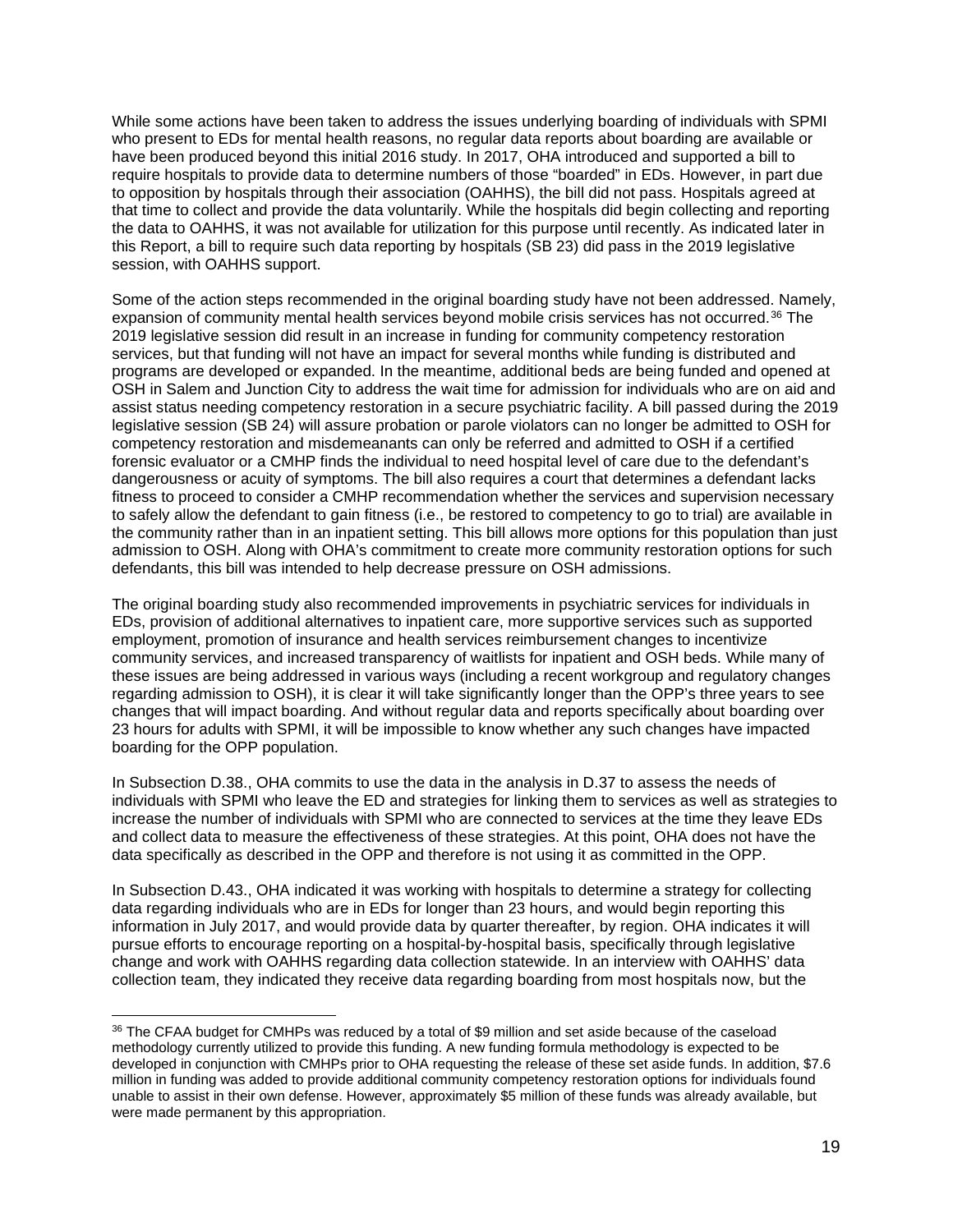While some actions have been taken to address the issues underlying boarding of individuals with SPMI who present to EDs for mental health reasons, no regular data reports about boarding are available or have been produced beyond this initial 2016 study. In 2017, OHA introduced and supported a bill to require hospitals to provide data to determine numbers of those "boarded" in EDs. However, in part due to opposition by hospitals through their association (OAHHS), the bill did not pass. Hospitals agreed at that time to collect and provide the data voluntarily. While the hospitals did begin collecting and reporting the data to OAHHS, it was not available for utilization for this purpose until recently. As indicated later in this Report, a bill to require such data reporting by hospitals (SB 23) did pass in the 2019 legislative session, with OAHHS support.

Some of the action steps recommended in the original boarding study have not been addressed. Namely, expansion of community mental health services beyond mobile crisis services has not occurred.[36] The 2019 legislative session did result in an increase in funding for community competency restoration services, but that funding will not have an impact for several months while funding is distributed and programs are developed or expanded. In the meantime, additional beds are being funded and opened at OSH in Salem and Junction City to address the wait time for admission for individuals who are on aid and assist status needing competency restoration in a secure psychiatric facility. A bill passed during the 2019 legislative session (SB 24) will assure probation or parole violators can no longer be admitted to OSH for competency restoration and misdemeanants can only be referred and admitted to OSH if a certified forensic evaluator or a CMHP finds the individual to need hospital level of care due to the defendant's dangerousness or acuity of symptoms. The bill also requires a court that determines a defendant lacks fitness to proceed to consider a CMHP recommendation whether the services and supervision necessary to safely allow the defendant to gain fitness (i.e., be restored to competency to go to trial) are available in the community rather than in an inpatient setting. This bill allows more options for this population than just admission to OSH. Along with OHA's commitment to create more community restoration options for such defendants, this bill was intended to help decrease pressure on OSH admissions.

The original boarding study also recommended improvements in psychiatric services for individuals in EDs, provision of additional alternatives to inpatient care, more supportive services such as supported employment, promotion of insurance and health services reimbursement changes to incentivize community services, and increased transparency of waitlists for inpatient and OSH beds. While many of these issues are being addressed in various ways (including a recent workgroup and regulatory changes regarding admission to OSH), it is clear it will take significantly longer than the OPP's three years to see changes that will impact boarding. And without regular data and reports specifically about boarding over 23 hours for adults with SPMI, it will be impossible to know whether any such changes have impacted boarding for the OPP population.

In Subsection D.38., OHA commits to use the data in the analysis in D.37 to assess the needs of individuals with SPMI who leave the ED and strategies for linking them to services as well as strategies to increase the number of individuals with SPMI who are connected to services at the time they leave EDs and collect data to measure the effectiveness of these strategies. At this point, OHA does not have the data specifically as described in the OPP and therefore is not using it as committed in the OPP.

In Subsection D.43., OHA indicated it was working with hospitals to determine a strategy for collecting data regarding individuals who are in EDs for longer than 23 hours, and would begin reporting this information in July 2017, and would provide data by quarter thereafter, by region. OHA indicates it will pursue efforts to encourage reporting on a hospital-by-hospital basis, specifically through legislative change and work with OAHHS regarding data collection statewide. In an interview with OAHHS' data collection team, they indicated they receive data regarding boarding from most hospitals now, but the

[36] The CFAA budget for CMHPs was reduced by a total of $9 million and set aside because of the caseload methodology currently utilized to provide this funding. A new funding formula methodology is expected to be developed in conjunction with CMHPs prior to OHA requesting the release of these set aside funds. In addition, $7.6 million in funding was added to provide additional community competency restoration options for individuals found unable to assist in their own defense. However, approximately $5 million of these funds was already available, but were made permanent by this appropriation.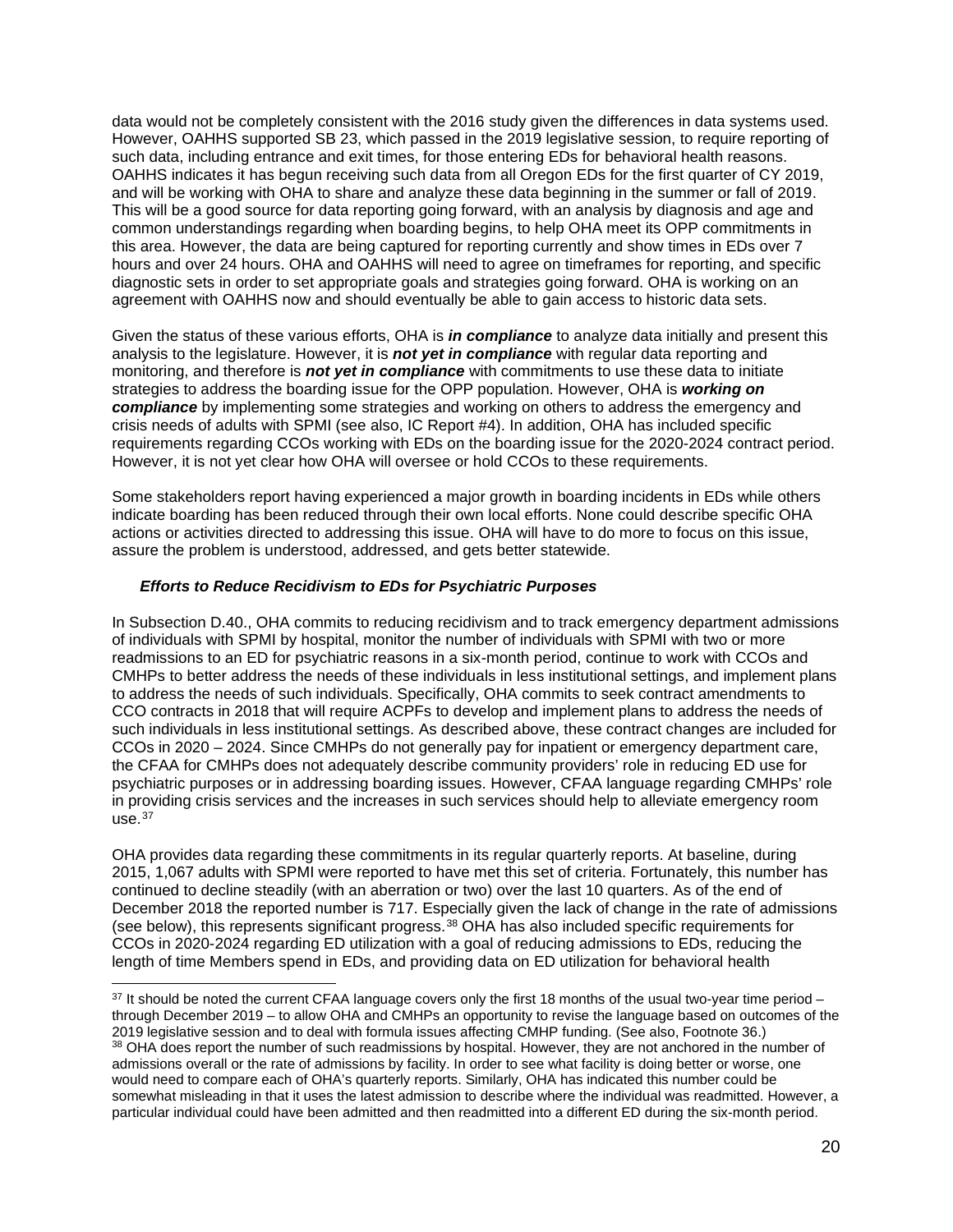data would not be completely consistent with the 2016 study given the differences in data systems used. However, OAHHS supported SB 23, which passed in the 2019 legislative session, to require reporting of such data, including entrance and exit times, for those entering EDs for behavioral health reasons. OAHHS indicates it has begun receiving such data from all Oregon EDs for the first quarter of CY 2019, and will be working with OHA to share and analyze these data beginning in the summer or fall of 2019. This will be a good source for data reporting going forward, with an analysis by diagnosis and age and common understandings regarding when boarding begins, to help OHA meet its OPP commitments in this area. However, the data are being captured for reporting currently and show times in EDs over 7 hours and over 24 hours. OHA and OAHHS will need to agree on timeframes for reporting, and specific diagnostic sets in order to set appropriate goals and strategies going forward. OHA is working on an agreement with OAHHS now and should eventually be able to gain access to historic data sets.

Given the status of these various efforts, OHA is ***in compliance*** to analyze data initially and present this analysis to the legislature. However, it is ***not yet in compliance*** with regular data reporting and monitoring, and therefore is ***not yet in compliance*** with commitments to use these data to initiate strategies to address the boarding issue for the OPP population. However, OHA is ***working on compliance*** by implementing some strategies and working on others to address the emergency and crisis needs of adults with SPMI (see also, IC Report #4). In addition, OHA has included specific requirements regarding CCOs working with EDs on the boarding issue for the 2020-2024 contract period. However, it is not yet clear how OHA will oversee or hold CCOs to these requirements.

Some stakeholders report having experienced a major growth in boarding incidents in EDs while others indicate boarding has been reduced through their own local efforts. None could describe specific OHA actions or activities directed to addressing this issue. OHA will have to do more to focus on this issue, assure the problem is understood, addressed, and gets better statewide.

***Efforts to Reduce Recidivism to EDs for Psychiatric Purposes***

In Subsection D.40., OHA commits to reducing recidivism and to track emergency department admissions of individuals with SPMI by hospital, monitor the number of individuals with SPMI with two or more readmissions to an ED for psychiatric reasons in a six-month period, continue to work with CCOs and CMHPs to better address the needs of these individuals in less institutional settings, and implement plans to address the needs of such individuals. Specifically, OHA commits to seek contract amendments to CCO contracts in 2018 that will require ACPFs to develop and implement plans to address the needs of such individuals in less institutional settings. As described above, these contract changes are included for CCOs in 2020 – 2024. Since CMHPs do not generally pay for inpatient or emergency department care, the CFAA for CMHPs does not adequately describe community providers' role in reducing ED use for psychiatric purposes or in addressing boarding issues. However, CFAA language regarding CMHPs' role in providing crisis services and the increases in such services should help to alleviate emergency room use.[37]

OHA provides data regarding these commitments in its regular quarterly reports. At baseline, during 2015, 1,067 adults with SPMI were reported to have met this set of criteria. Fortunately, this number has continued to decline steadily (with an aberration or two) over the last 10 quarters. As of the end of December 2018 the reported number is 717. Especially given the lack of change in the rate of admissions (see below), this represents significant progress.[38] OHA has also included specific requirements for CCOs in 2020-2024 regarding ED utilization with a goal of reducing admissions to EDs, reducing the length of time Members spend in EDs, and providing data on ED utilization for behavioral health

[37] It should be noted the current CFAA language covers only the first 18 months of the usual two-year time period – through December 2019 – to allow OHA and CMHPs an opportunity to revise the language based on outcomes of the 2019 legislative session and to deal with formula issues affecting CMHP funding. (See also, Footnote 36.)

[38] OHA does report the number of such readmissions by hospital. However, they are not anchored in the number of admissions overall or the rate of admissions by facility. In order to see what facility is doing better or worse, one would need to compare each of OHA's quarterly reports. Similarly, OHA has indicated this number could be somewhat misleading in that it uses the latest admission to describe where the individual was readmitted. However, a particular individual could have been admitted and then readmitted into a different ED during the six-month period.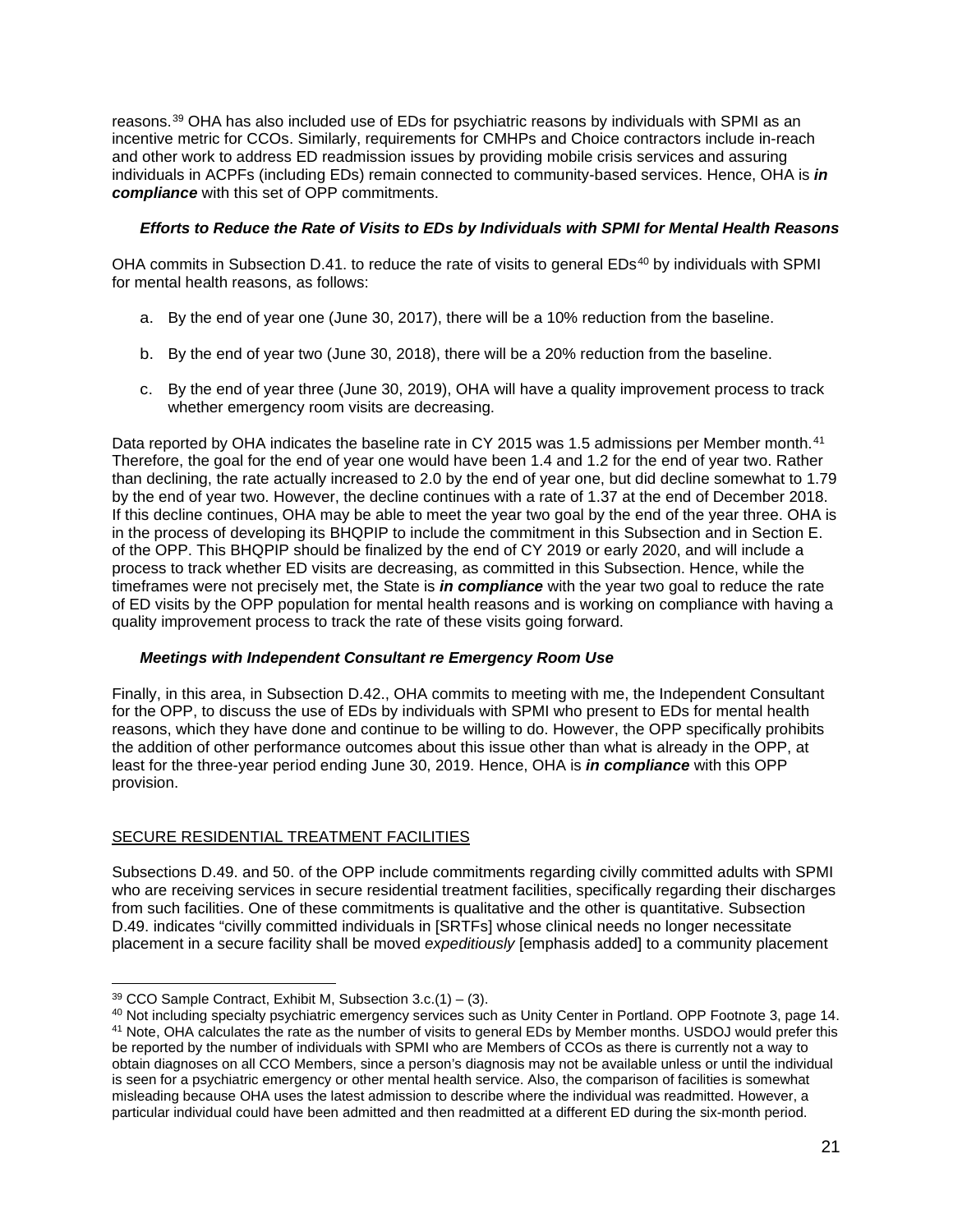reasons.[39] OHA has also included use of EDs for psychiatric reasons by individuals with SPMI as an incentive metric for CCOs. Similarly, requirements for CMHPs and Choice contractors include in-reach and other work to address ED readmission issues by providing mobile crisis services and assuring individuals in ACPFs (including EDs) remain connected to community-based services. Hence, OHA is ***in compliance*** with this set of OPP commitments.

***Efforts to Reduce the Rate of Visits to EDs by Individuals with SPMI for Mental Health Reasons***

OHA commits in Subsection D.41. to reduce the rate of visits to general EDs[40] by individuals with SPMI for mental health reasons, as follows:

a. By the end of year one (June 30, 2017), there will be a 10% reduction from the baseline.

b. By the end of year two (June 30, 2018), there will be a 20% reduction from the baseline.

c. By the end of year three (June 30, 2019), OHA will have a quality improvement process to track whether emergency room visits are decreasing.

Data reported by OHA indicates the baseline rate in CY 2015 was 1.5 admissions per Member month.[41] Therefore, the goal for the end of year one would have been 1.4 and 1.2 for the end of year two. Rather than declining, the rate actually increased to 2.0 by the end of year one, but did decline somewhat to 1.79 by the end of year two. However, the decline continues with a rate of 1.37 at the end of December 2018. If this decline continues, OHA may be able to meet the year two goal by the end of the year three. OHA is in the process of developing its BHQPIP to include the commitment in this Subsection and in Section E. of the OPP. This BHQPIP should be finalized by the end of CY 2019 or early 2020, and will include a process to track whether ED visits are decreasing, as committed in this Subsection. Hence, while the timeframes were not precisely met, the State is ***in compliance*** with the year two goal to reduce the rate of ED visits by the OPP population for mental health reasons and is working on compliance with having a quality improvement process to track the rate of these visits going forward.

***Meetings with Independent Consultant re Emergency Room Use***

Finally, in this area, in Subsection D.42., OHA commits to meeting with me, the Independent Consultant for the OPP, to discuss the use of EDs by individuals with SPMI who present to EDs for mental health reasons, which they have done and continue to be willing to do. However, the OPP specifically prohibits the addition of other performance outcomes about this issue other than what is already in the OPP, at least for the three-year period ending June 30, 2019. Hence, OHA is ***in compliance*** with this OPP provision.

SECURE RESIDENTIAL TREATMENT FACILITIES

Subsections D.49. and 50. of the OPP include commitments regarding civilly committed adults with SPMI who are receiving services in secure residential treatment facilities, specifically regarding their discharges from such facilities. One of these commitments is qualitative and the other is quantitative. Subsection D.49. indicates "civilly committed individuals in [SRTFs] whose clinical needs no longer necessitate placement in a secure facility shall be moved *expeditiously* [emphasis added] to a community placement

---

[39] CCO Sample Contract, Exhibit M, Subsection 3.c.(1) – (3).

[40] Not including specialty psychiatric emergency services such as Unity Center in Portland. OPP Footnote 3, page 14.

[41] Note, OHA calculates the rate as the number of visits to general EDs by Member months. USDOJ would prefer this be reported by the number of individuals with SPMI who are Members of CCOs as there is currently not a way to obtain diagnoses on all CCO Members, since a person's diagnosis may not be available unless or until the individual is seen for a psychiatric emergency or other mental health service. Also, the comparison of facilities is somewhat misleading because OHA uses the latest admission to describe where the individual was readmitted. However, a particular individual could have been admitted and then readmitted at a different ED during the six-month period.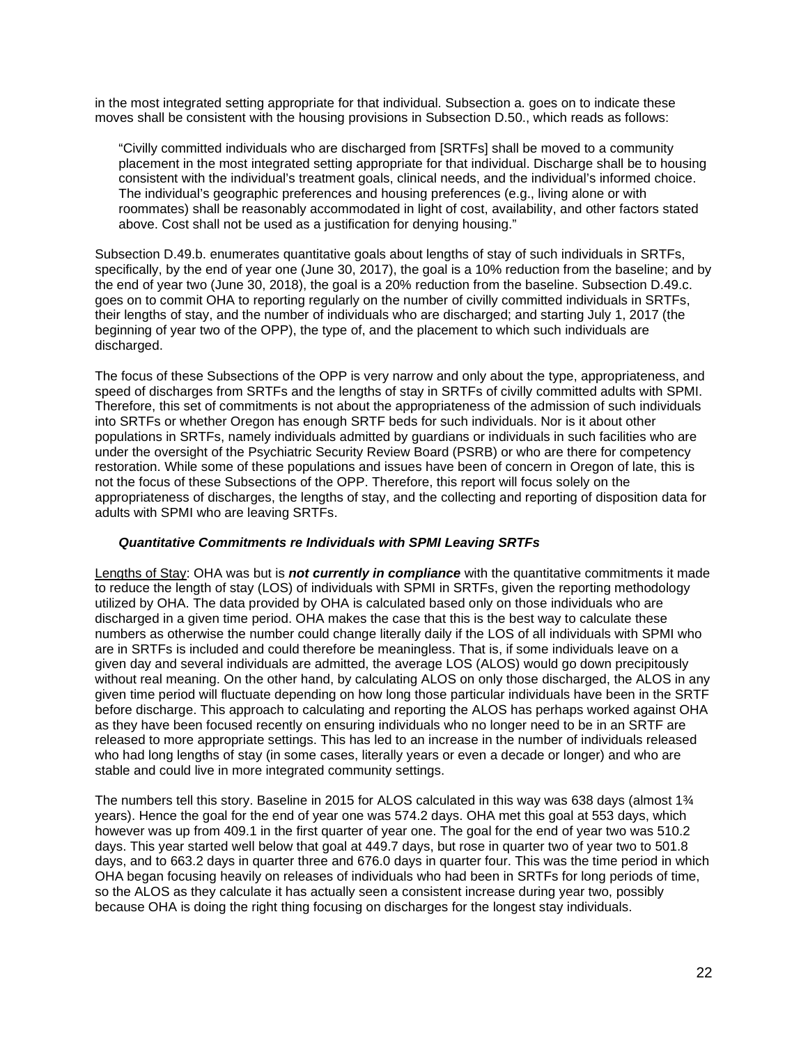in the most integrated setting appropriate for that individual. Subsection a. goes on to indicate these moves shall be consistent with the housing provisions in Subsection D.50., which reads as follows:

> "Civilly committed individuals who are discharged from [SRTFs] shall be moved to a community placement in the most integrated setting appropriate for that individual. Discharge shall be to housing consistent with the individual's treatment goals, clinical needs, and the individual's informed choice. The individual's geographic preferences and housing preferences (e.g., living alone or with roommates) shall be reasonably accommodated in light of cost, availability, and other factors stated above. Cost shall not be used as a justification for denying housing."

Subsection D.49.b. enumerates quantitative goals about lengths of stay of such individuals in SRTFs, specifically, by the end of year one (June 30, 2017), the goal is a 10% reduction from the baseline; and by the end of year two (June 30, 2018), the goal is a 20% reduction from the baseline. Subsection D.49.c. goes on to commit OHA to reporting regularly on the number of civilly committed individuals in SRTFs, their lengths of stay, and the number of individuals who are discharged; and starting July 1, 2017 (the beginning of year two of the OPP), the type of, and the placement to which such individuals are discharged.

The focus of these Subsections of the OPP is very narrow and only about the type, appropriateness, and speed of discharges from SRTFs and the lengths of stay in SRTFs of civilly committed adults with SPMI. Therefore, this set of commitments is not about the appropriateness of the admission of such individuals into SRTFs or whether Oregon has enough SRTF beds for such individuals. Nor is it about other populations in SRTFs, namely individuals admitted by guardians or individuals in such facilities who are under the oversight of the Psychiatric Security Review Board (PSRB) or who are there for competency restoration. While some of these populations and issues have been of concern in Oregon of late, this is not the focus of these Subsections of the OPP. Therefore, this report will focus solely on the appropriateness of discharges, the lengths of stay, and the collecting and reporting of disposition data for adults with SPMI who are leaving SRTFs.

### *Quantitative Commitments re Individuals with SPMI Leaving SRTFs*

Lengths of Stay: OHA was but is ***not currently in compliance*** with the quantitative commitments it made to reduce the length of stay (LOS) of individuals with SPMI in SRTFs, given the reporting methodology utilized by OHA. The data provided by OHA is calculated based only on those individuals who are discharged in a given time period. OHA makes the case that this is the best way to calculate these numbers as otherwise the number could change literally daily if the LOS of all individuals with SPMI who are in SRTFs is included and could therefore be meaningless. That is, if some individuals leave on a given day and several individuals are admitted, the average LOS (ALOS) would go down precipitously without real meaning. On the other hand, by calculating ALOS on only those discharged, the ALOS in any given time period will fluctuate depending on how long those particular individuals have been in the SRTF before discharge. This approach to calculating and reporting the ALOS has perhaps worked against OHA as they have been focused recently on ensuring individuals who no longer need to be in an SRTF are released to more appropriate settings. This has led to an increase in the number of individuals released who had long lengths of stay (in some cases, literally years or even a decade or longer) and who are stable and could live in more integrated community settings.

The numbers tell this story. Baseline in 2015 for ALOS calculated in this way was 638 days (almost 1¾ years). Hence the goal for the end of year one was 574.2 days. OHA met this goal at 553 days, which however was up from 409.1 in the first quarter of year one. The goal for the end of year two was 510.2 days. This year started well below that goal at 449.7 days, but rose in quarter two of year two to 501.8 days, and to 663.2 days in quarter three and 676.0 days in quarter four. This was the time period in which OHA began focusing heavily on releases of individuals who had been in SRTFs for long periods of time, so the ALOS as they calculate it has actually seen a consistent increase during year two, possibly because OHA is doing the right thing focusing on discharges for the longest stay individuals.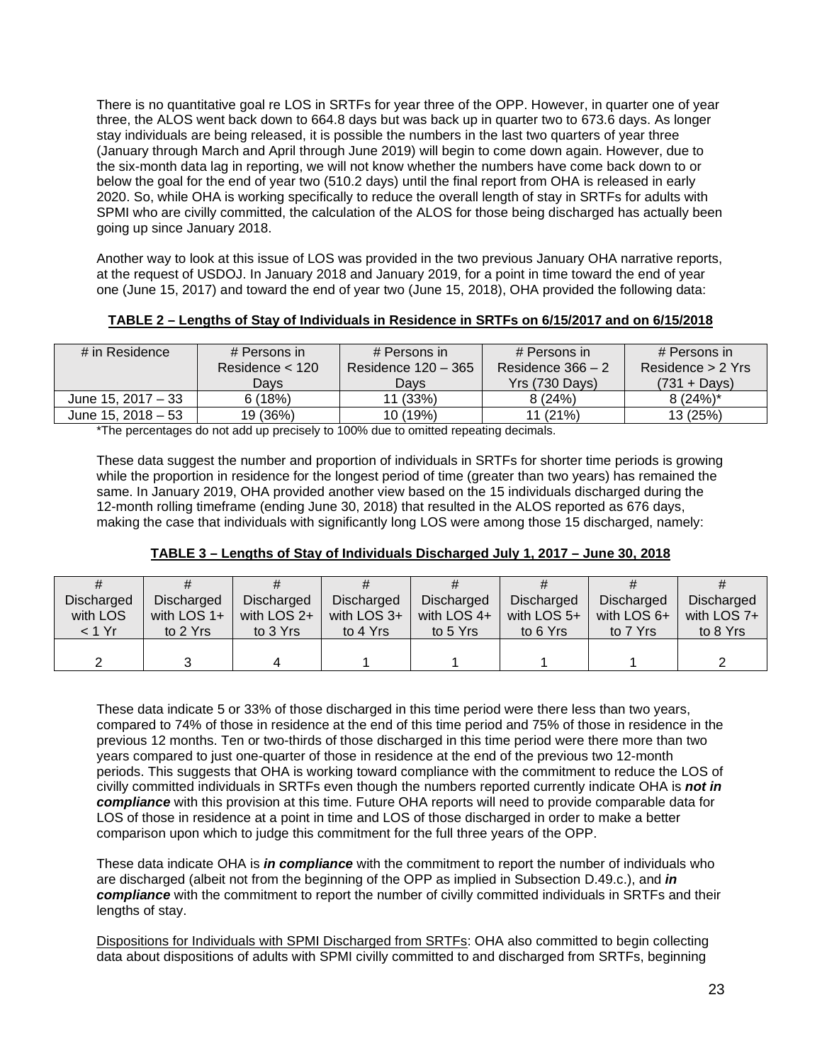There is no quantitative goal re LOS in SRTFs for year three of the OPP. However, in quarter one of year three, the ALOS went back down to 664.8 days but was back up in quarter two to 673.6 days. As longer stay individuals are being released, it is possible the numbers in the last two quarters of year three (January through March and April through June 2019) will begin to come down again. However, due to the six-month data lag in reporting, we will not know whether the numbers have come back down to or below the goal for the end of year two (510.2 days) until the final report from OHA is released in early 2020. So, while OHA is working specifically to reduce the overall length of stay in SRTFs for adults with SPMI who are civilly committed, the calculation of the ALOS for those being discharged has actually been going up since January 2018.

Another way to look at this issue of LOS was provided in the two previous January OHA narrative reports, at the request of USDOJ. In January 2018 and January 2019, for a point in time toward the end of year one (June 15, 2017) and toward the end of year two (June 15, 2018), OHA provided the following data:

**TABLE 2 – Lengths of Stay of Individuals in Residence in SRTFs on 6/15/2017 and on 6/15/2018**

| # in Residence | # Persons in Residence < 120 Days | # Persons in Residence 120 – 365 Days | # Persons in Residence 366 – 2 Yrs (730 Days) | # Persons in Residence > 2 Yrs (731 + Days) |
|---|---|---|---|---|
| June 15, 2017 – 33 | 6 (18%) | 11 (33%) | 8 (24%) | 8 (24%)* |
| June 15, 2018 – 53 | 19 (36%) | 10 (19%) | 11 (21%) | 13 (25%) |

*The percentages do not add up precisely to 100% due to omitted repeating decimals.

These data suggest the number and proportion of individuals in SRTFs for shorter time periods is growing while the proportion in residence for the longest period of time (greater than two years) has remained the same. In January 2019, OHA provided another view based on the 15 individuals discharged during the 12-month rolling timeframe (ending June 30, 2018) that resulted in the ALOS reported as 676 days, making the case that individuals with significantly long LOS were among those 15 discharged, namely:

**TABLE 3 – Lengths of Stay of Individuals Discharged July 1, 2017 – June 30, 2018**

| # Discharged with LOS < 1 Yr | # Discharged with LOS 1+ to 2 Yrs | # Discharged with LOS 2+ to 3 Yrs | # Discharged with LOS 3+ to 4 Yrs | # Discharged with LOS 4+ to 5 Yrs | # Discharged with LOS 5+ to 6 Yrs | # Discharged with LOS 6+ to 7 Yrs | # Discharged with LOS 7+ to 8 Yrs |
|---|---|---|---|---|---|---|---|
| 2 | 3 | 4 | 1 | 1 | 1 | 1 | 2 |

These data indicate 5 or 33% of those discharged in this time period were there less than two years, compared to 74% of those in residence at the end of this time period and 75% of those in residence in the previous 12 months. Ten or two-thirds of those discharged in this time period were there more than two years compared to just one-quarter of those in residence at the end of the previous two 12-month periods. This suggests that OHA is working toward compliance with the commitment to reduce the LOS of civilly committed individuals in SRTFs even though the numbers reported currently indicate OHA is ***not in compliance*** with this provision at this time. Future OHA reports will need to provide comparable data for LOS of those in residence at a point in time and LOS of those discharged in order to make a better comparison upon which to judge this commitment for the full three years of the OPP.

These data indicate OHA is ***in compliance*** with the commitment to report the number of individuals who are discharged (albeit not from the beginning of the OPP as implied in Subsection D.49.c.), and ***in compliance*** with the commitment to report the number of civilly committed individuals in SRTFs and their lengths of stay.

Dispositions for Individuals with SPMI Discharged from SRTFs: OHA also committed to begin collecting data about dispositions of adults with SPMI civilly committed to and discharged from SRTFs, beginning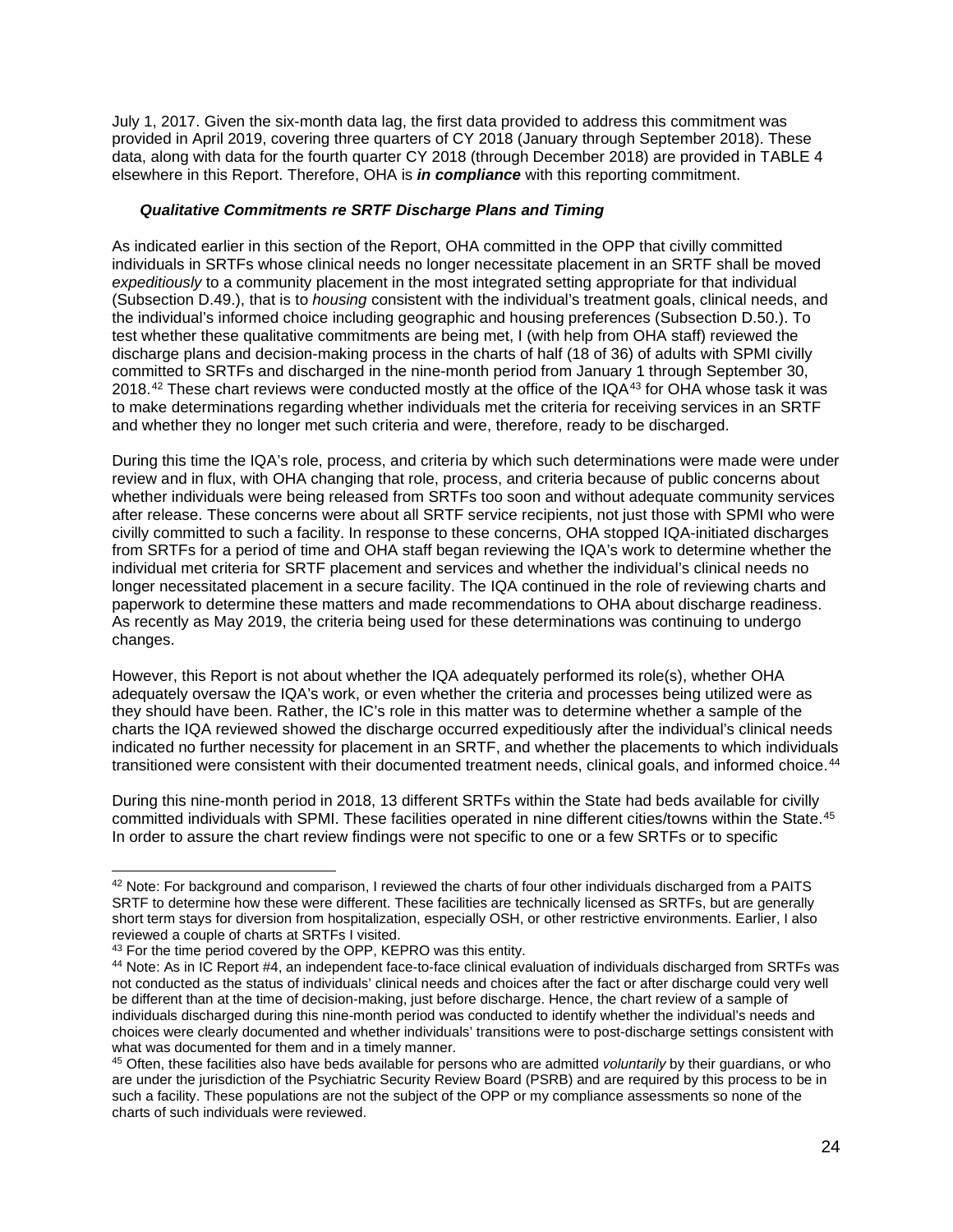July 1, 2017. Given the six-month data lag, the first data provided to address this commitment was provided in April 2019, covering three quarters of CY 2018 (January through September 2018). These data, along with data for the fourth quarter CY 2018 (through December 2018) are provided in TABLE 4 elsewhere in this Report. Therefore, OHA is ***in compliance*** with this reporting commitment.

***Qualitative Commitments re SRTF Discharge Plans and Timing***

As indicated earlier in this section of the Report, OHA committed in the OPP that civilly committed individuals in SRTFs whose clinical needs no longer necessitate placement in an SRTF shall be moved *expeditiously* to a community placement in the most integrated setting appropriate for that individual (Subsection D.49.), that is to *housing* consistent with the individual's treatment goals, clinical needs, and the individual's informed choice including geographic and housing preferences (Subsection D.50.). To test whether these qualitative commitments are being met, I (with help from OHA staff) reviewed the discharge plans and decision-making process in the charts of half (18 of 36) of adults with SPMI civilly committed to SRTFs and discharged in the nine-month period from January 1 through September 30, 2018.[42] These chart reviews were conducted mostly at the office of the IQA[43] for OHA whose task it was to make determinations regarding whether individuals met the criteria for receiving services in an SRTF and whether they no longer met such criteria and were, therefore, ready to be discharged.

During this time the IQA's role, process, and criteria by which such determinations were made were under review and in flux, with OHA changing that role, process, and criteria because of public concerns about whether individuals were being released from SRTFs too soon and without adequate community services after release. These concerns were about all SRTF service recipients, not just those with SPMI who were civilly committed to such a facility. In response to these concerns, OHA stopped IQA-initiated discharges from SRTFs for a period of time and OHA staff began reviewing the IQA's work to determine whether the individual met criteria for SRTF placement and services and whether the individual's clinical needs no longer necessitated placement in a secure facility. The IQA continued in the role of reviewing charts and paperwork to determine these matters and made recommendations to OHA about discharge readiness. As recently as May 2019, the criteria being used for these determinations was continuing to undergo changes.

However, this Report is not about whether the IQA adequately performed its role(s), whether OHA adequately oversaw the IQA's work, or even whether the criteria and processes being utilized were as they should have been. Rather, the IC's role in this matter was to determine whether a sample of the charts the IQA reviewed showed the discharge occurred expeditiously after the individual's clinical needs indicated no further necessity for placement in an SRTF, and whether the placements to which individuals transitioned were consistent with their documented treatment needs, clinical goals, and informed choice.[44]

During this nine-month period in 2018, 13 different SRTFs within the State had beds available for civilly committed individuals with SPMI. These facilities operated in nine different cities/towns within the State.[45] In order to assure the chart review findings were not specific to one or a few SRTFs or to specific

---

[42] Note: For background and comparison, I reviewed the charts of four other individuals discharged from a PAITS SRTF to determine how these were different. These facilities are technically licensed as SRTFs, but are generally short term stays for diversion from hospitalization, especially OSH, or other restrictive environments. Earlier, I also reviewed a couple of charts at SRTFs I visited.

[43] For the time period covered by the OPP, KEPRO was this entity.

[44] Note: As in IC Report #4, an independent face-to-face clinical evaluation of individuals discharged from SRTFs was not conducted as the status of individuals' clinical needs and choices after the fact or after discharge could very well be different than at the time of decision-making, just before discharge. Hence, the chart review of a sample of individuals discharged during this nine-month period was conducted to identify whether the individual's needs and choices were clearly documented and whether individuals' transitions were to post-discharge settings consistent with what was documented for them and in a timely manner.

[45] Often, these facilities also have beds available for persons who are admitted *voluntarily* by their guardians, or who are under the jurisdiction of the Psychiatric Security Review Board (PSRB) and are required by this process to be in such a facility. These populations are not the subject of the OPP or my compliance assessments so none of the charts of such individuals were reviewed.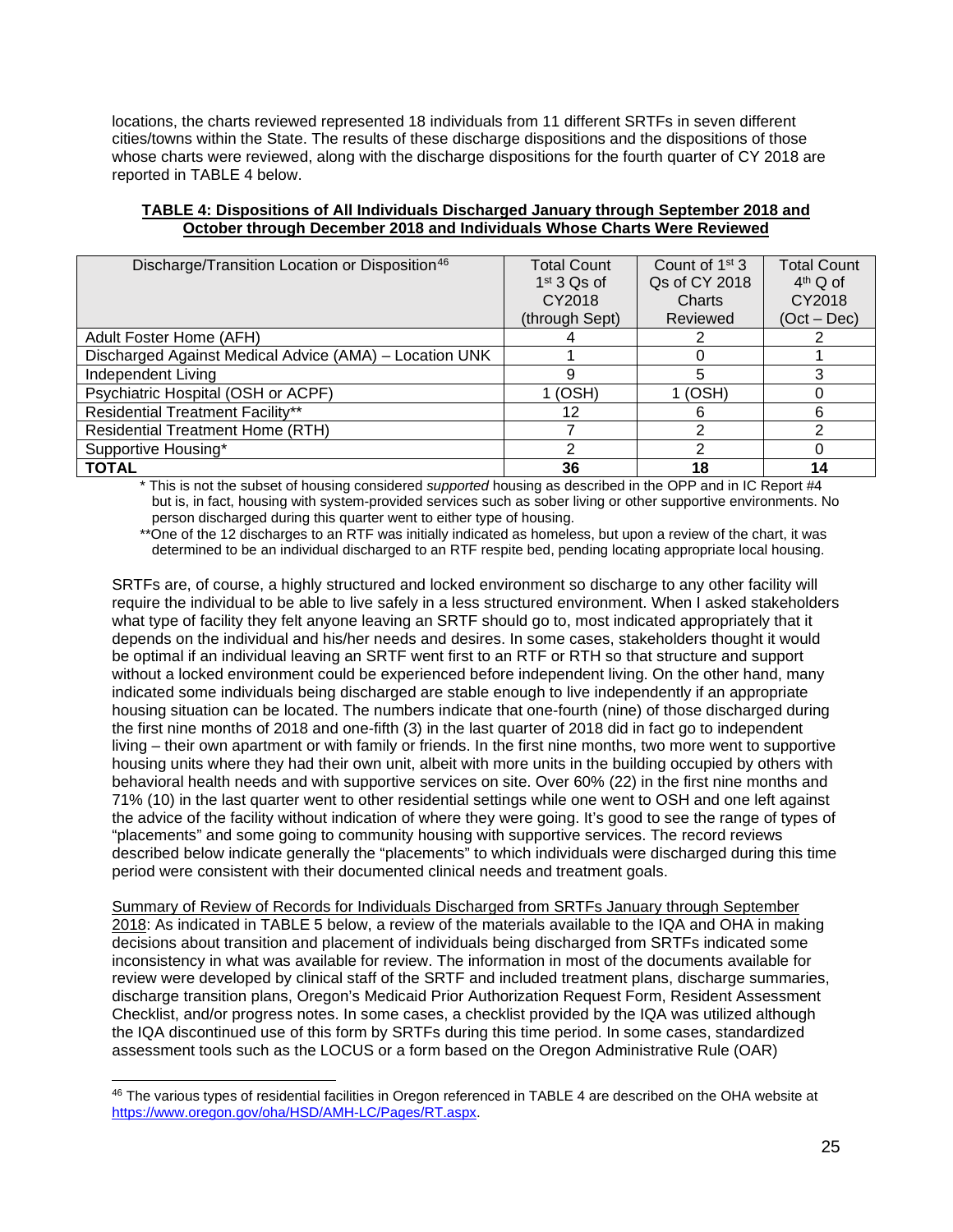locations, the charts reviewed represented 18 individuals from 11 different SRTFs in seven different cities/towns within the State. The results of these discharge dispositions and the dispositions of those whose charts were reviewed, along with the discharge dispositions for the fourth quarter of CY 2018 are reported in TABLE 4 below.

**TABLE 4: Dispositions of All Individuals Discharged January through September 2018 and October through December 2018 and Individuals Whose Charts Were Reviewed**

| Discharge/Transition Location or Disposition[46] | Total Count 1st 3 Qs of CY2018 (through Sept) | Count of 1st 3 Qs of CY 2018 Charts Reviewed | Total Count 4th Q of CY2018 (Oct – Dec) |
|---|---|---|---|
| Adult Foster Home (AFH) | 4 | 2 | 2 |
| Discharged Against Medical Advice (AMA) – Location UNK | 1 | 0 | 1 |
| Independent Living | 9 | 5 | 3 |
| Psychiatric Hospital (OSH or ACPF) | 1 (OSH) | 1 (OSH) | 0 |
| Residential Treatment Facility** | 12 | 6 | 6 |
| Residential Treatment Home (RTH) | 7 | 2 | 2 |
| Supportive Housing* | 2 | 2 | 0 |
| **TOTAL** | **36** | **18** | **14** |

\* This is not the subset of housing considered *supported* housing as described in the OPP and in IC Report #4 but is, in fact, housing with system-provided services such as sober living or other supportive environments. No person discharged during this quarter went to either type of housing.

**One of the 12 discharges to an RTF was initially indicated as homeless, but upon a review of the chart, it was determined to be an individual discharged to an RTF respite bed, pending locating appropriate local housing.

SRTFs are, of course, a highly structured and locked environment so discharge to any other facility will require the individual to be able to live safely in a less structured environment. When I asked stakeholders what type of facility they felt anyone leaving an SRTF should go to, most indicated appropriately that it depends on the individual and his/her needs and desires. In some cases, stakeholders thought it would be optimal if an individual leaving an SRTF went first to an RTF or RTH so that structure and support without a locked environment could be experienced before independent living. On the other hand, many indicated some individuals being discharged are stable enough to live independently if an appropriate housing situation can be located. The numbers indicate that one-fourth (nine) of those discharged during the first nine months of 2018 and one-fifth (3) in the last quarter of 2018 did in fact go to independent living – their own apartment or with family or friends. In the first nine months, two more went to supportive housing units where they had their own unit, albeit with more units in the building occupied by others with behavioral health needs and with supportive services on site. Over 60% (22) in the first nine months and 71% (10) in the last quarter went to other residential settings while one went to OSH and one left against the advice of the facility without indication of where they were going. It's good to see the range of types of "placements" and some going to community housing with supportive services. The record reviews described below indicate generally the "placements" to which individuals were discharged during this time period were consistent with their documented clinical needs and treatment goals.

<u>Summary of Review of Records for Individuals Discharged from SRTFs January through September 2018</u>: As indicated in TABLE 5 below, a review of the materials available to the IQA and OHA in making decisions about transition and placement of individuals being discharged from SRTFs indicated some inconsistency in what was available for review. The information in most of the documents available for review were developed by clinical staff of the SRTF and included treatment plans, discharge summaries, discharge transition plans, Oregon's Medicaid Prior Authorization Request Form, Resident Assessment Checklist, and/or progress notes. In some cases, a checklist provided by the IQA was utilized although the IQA discontinued use of this form by SRTFs during this time period. In some cases, standardized assessment tools such as the LOCUS or a form based on the Oregon Administrative Rule (OAR)

[46] The various types of residential facilities in Oregon referenced in TABLE 4 are described on the OHA website at https://www.oregon.gov/oha/HSD/AMH-LC/Pages/RT.aspx.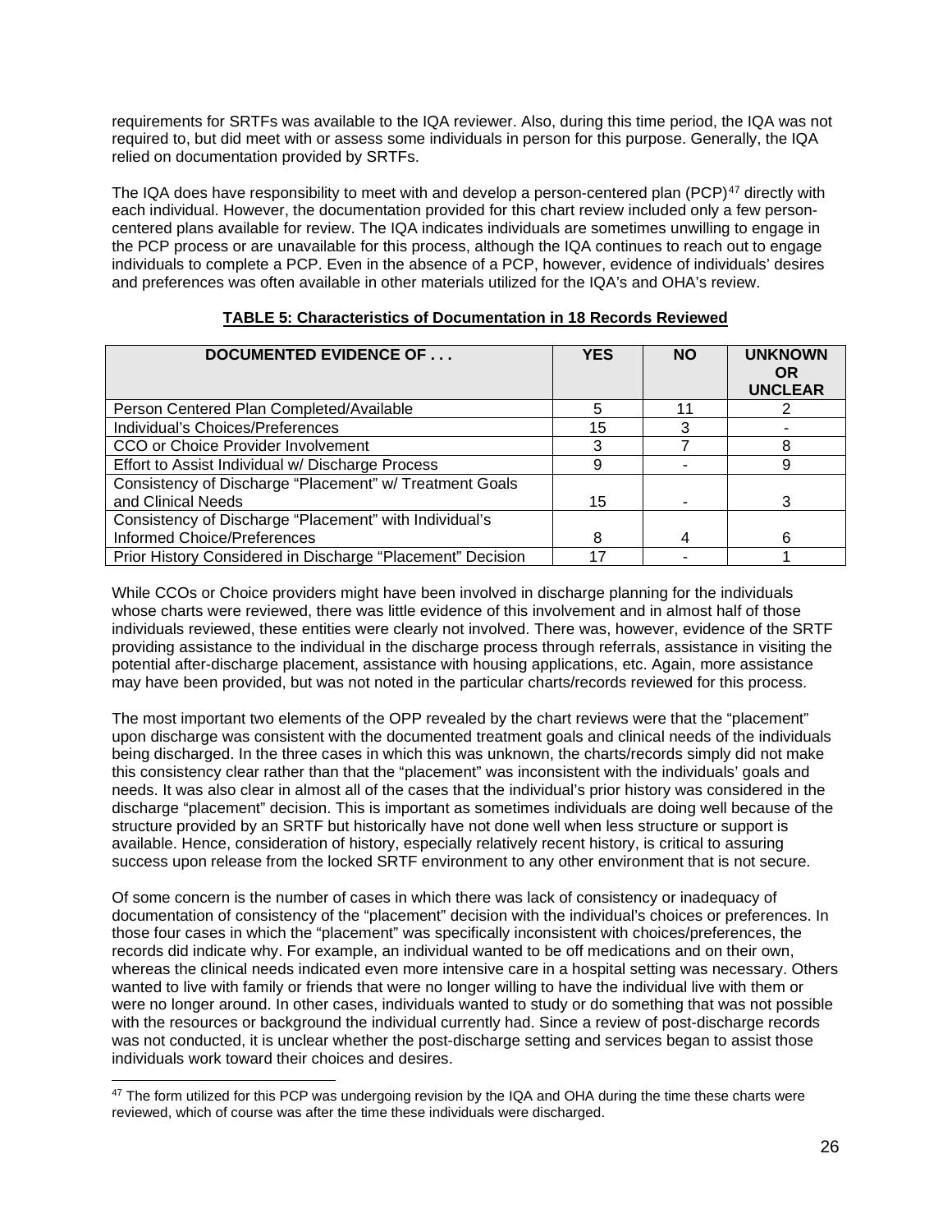requirements for SRTFs was available to the IQA reviewer. Also, during this time period, the IQA was not required to, but did meet with or assess some individuals in person for this purpose. Generally, the IQA relied on documentation provided by SRTFs.

The IQA does have responsibility to meet with and develop a person-centered plan (PCP)[47] directly with each individual. However, the documentation provided for this chart review included only a few person-centered plans available for review. The IQA indicates individuals are sometimes unwilling to engage in the PCP process or are unavailable for this process, although the IQA continues to reach out to engage individuals to complete a PCP. Even in the absence of a PCP, however, evidence of individuals' desires and preferences was often available in other materials utilized for the IQA's and OHA's review.

**TABLE 5: Characteristics of Documentation in 18 Records Reviewed**

| DOCUMENTED EVIDENCE OF . . . | YES | NO | UNKNOWN OR UNCLEAR |
|---|---|---|---|
| Person Centered Plan Completed/Available | 5 | 11 | 2 |
| Individual's Choices/Preferences | 15 | 3 | - |
| CCO or Choice Provider Involvement | 3 | 7 | 8 |
| Effort to Assist Individual w/ Discharge Process | 9 | - | 9 |
| Consistency of Discharge "Placement" w/ Treatment Goals and Clinical Needs | 15 | - | 3 |
| Consistency of Discharge "Placement" with Individual's Informed Choice/Preferences | 8 | 4 | 6 |
| Prior History Considered in Discharge "Placement" Decision | 17 | - | 1 |

While CCOs or Choice providers might have been involved in discharge planning for the individuals whose charts were reviewed, there was little evidence of this involvement and in almost half of those individuals reviewed, these entities were clearly not involved. There was, however, evidence of the SRTF providing assistance to the individual in the discharge process through referrals, assistance in visiting the potential after-discharge placement, assistance with housing applications, etc. Again, more assistance may have been provided, but was not noted in the particular charts/records reviewed for this process.

The most important two elements of the OPP revealed by the chart reviews were that the "placement" upon discharge was consistent with the documented treatment goals and clinical needs of the individuals being discharged. In the three cases in which this was unknown, the charts/records simply did not make this consistency clear rather than that the "placement" was inconsistent with the individuals' goals and needs. It was also clear in almost all of the cases that the individual's prior history was considered in the discharge "placement" decision. This is important as sometimes individuals are doing well because of the structure provided by an SRTF but historically have not done well when less structure or support is available. Hence, consideration of history, especially relatively recent history, is critical to assuring success upon release from the locked SRTF environment to any other environment that is not secure.

Of some concern is the number of cases in which there was lack of consistency or inadequacy of documentation of consistency of the "placement" decision with the individual's choices or preferences. In those four cases in which the "placement" was specifically inconsistent with choices/preferences, the records did indicate why. For example, an individual wanted to be off medications and on their own, whereas the clinical needs indicated even more intensive care in a hospital setting was necessary. Others wanted to live with family or friends that were no longer willing to have the individual live with them or were no longer around. In other cases, individuals wanted to study or do something that was not possible with the resources or background the individual currently had. Since a review of post-discharge records was not conducted, it is unclear whether the post-discharge setting and services began to assist those individuals work toward their choices and desires.

[47] The form utilized for this PCP was undergoing revision by the IQA and OHA during the time these charts were reviewed, which of course was after the time these individuals were discharged.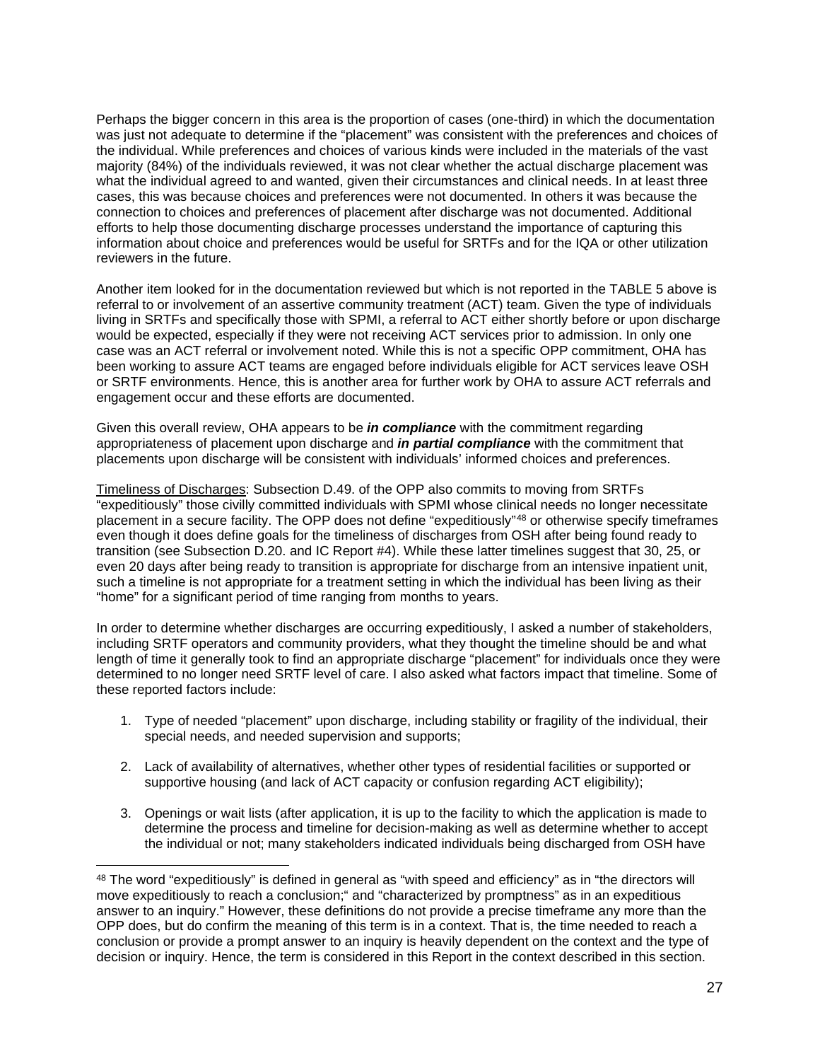Perhaps the bigger concern in this area is the proportion of cases (one-third) in which the documentation was just not adequate to determine if the "placement" was consistent with the preferences and choices of the individual. While preferences and choices of various kinds were included in the materials of the vast majority (84%) of the individuals reviewed, it was not clear whether the actual discharge placement was what the individual agreed to and wanted, given their circumstances and clinical needs. In at least three cases, this was because choices and preferences were not documented. In others it was because the connection to choices and preferences of placement after discharge was not documented. Additional efforts to help those documenting discharge processes understand the importance of capturing this information about choice and preferences would be useful for SRTFs and for the IQA or other utilization reviewers in the future.

Another item looked for in the documentation reviewed but which is not reported in the TABLE 5 above is referral to or involvement of an assertive community treatment (ACT) team. Given the type of individuals living in SRTFs and specifically those with SPMI, a referral to ACT either shortly before or upon discharge would be expected, especially if they were not receiving ACT services prior to admission. In only one case was an ACT referral or involvement noted. While this is not a specific OPP commitment, OHA has been working to assure ACT teams are engaged before individuals eligible for ACT services leave OSH or SRTF environments. Hence, this is another area for further work by OHA to assure ACT referrals and engagement occur and these efforts are documented.

Given this overall review, OHA appears to be ***in compliance*** with the commitment regarding appropriateness of placement upon discharge and ***in partial compliance*** with the commitment that placements upon discharge will be consistent with individuals' informed choices and preferences.

Timeliness of Discharges: Subsection D.49. of the OPP also commits to moving from SRTFs "expeditiously" those civilly committed individuals with SPMI whose clinical needs no longer necessitate placement in a secure facility. The OPP does not define "expeditiously"[48] or otherwise specify timeframes even though it does define goals for the timeliness of discharges from OSH after being found ready to transition (see Subsection D.20. and IC Report #4). While these latter timelines suggest that 30, 25, or even 20 days after being ready to transition is appropriate for discharge from an intensive inpatient unit, such a timeline is not appropriate for a treatment setting in which the individual has been living as their "home" for a significant period of time ranging from months to years.

In order to determine whether discharges are occurring expeditiously, I asked a number of stakeholders, including SRTF operators and community providers, what they thought the timeline should be and what length of time it generally took to find an appropriate discharge "placement" for individuals once they were determined to no longer need SRTF level of care. I also asked what factors impact that timeline. Some of these reported factors include:

1. Type of needed "placement" upon discharge, including stability or fragility of the individual, their special needs, and needed supervision and supports;
2. Lack of availability of alternatives, whether other types of residential facilities or supported or supportive housing (and lack of ACT capacity or confusion regarding ACT eligibility);
3. Openings or wait lists (after application, it is up to the facility to which the application is made to determine the process and timeline for decision-making as well as determine whether to accept the individual or not; many stakeholders indicated individuals being discharged from OSH have

---

[48] The word "expeditiously" is defined in general as "with speed and efficiency" as in "the directors will move expeditiously to reach a conclusion;" and "characterized by promptness" as in an expeditious answer to an inquiry." However, these definitions do not provide a precise timeframe any more than the OPP does, but do confirm the meaning of this term is in a context. That is, the time needed to reach a conclusion or provide a prompt answer to an inquiry is heavily dependent on the context and the type of decision or inquiry. Hence, the term is considered in this Report in the context described in this section.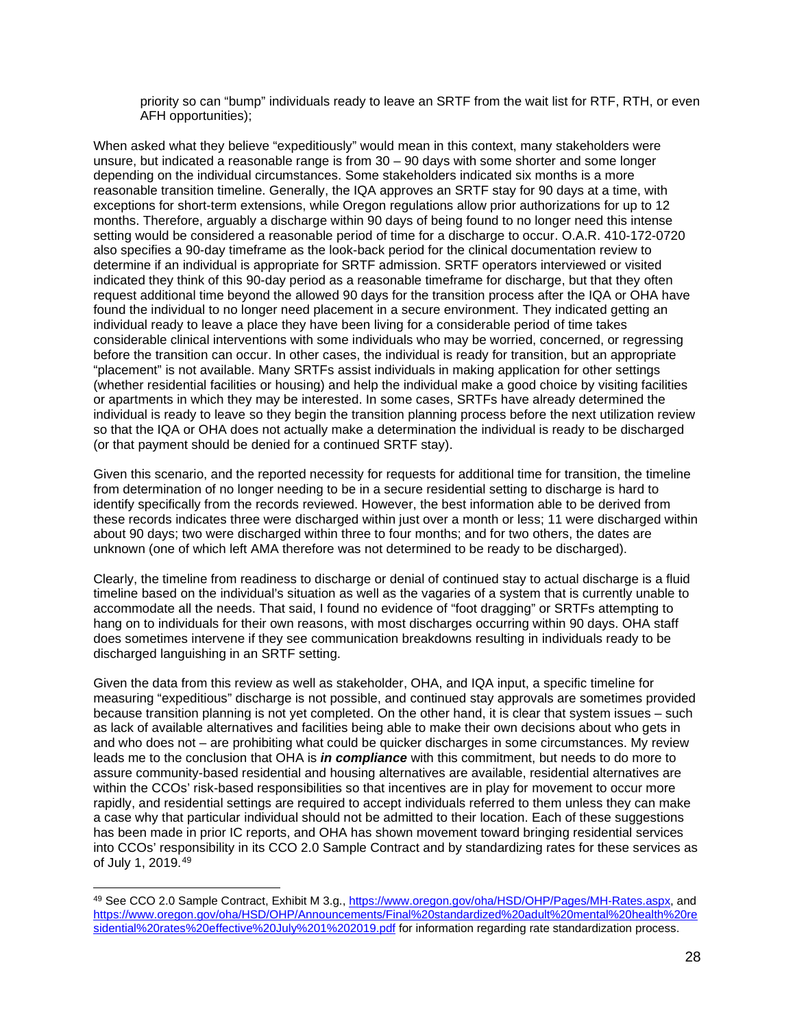priority so can "bump" individuals ready to leave an SRTF from the wait list for RTF, RTH, or even AFH opportunities);

When asked what they believe "expeditiously" would mean in this context, many stakeholders were unsure, but indicated a reasonable range is from 30 – 90 days with some shorter and some longer depending on the individual circumstances. Some stakeholders indicated six months is a more reasonable transition timeline. Generally, the IQA approves an SRTF stay for 90 days at a time, with exceptions for short-term extensions, while Oregon regulations allow prior authorizations for up to 12 months. Therefore, arguably a discharge within 90 days of being found to no longer need this intense setting would be considered a reasonable period of time for a discharge to occur. O.A.R. 410-172-0720 also specifies a 90-day timeframe as the look-back period for the clinical documentation review to determine if an individual is appropriate for SRTF admission. SRTF operators interviewed or visited indicated they think of this 90-day period as a reasonable timeframe for discharge, but that they often request additional time beyond the allowed 90 days for the transition process after the IQA or OHA have found the individual to no longer need placement in a secure environment. They indicated getting an individual ready to leave a place they have been living for a considerable period of time takes considerable clinical interventions with some individuals who may be worried, concerned, or regressing before the transition can occur. In other cases, the individual is ready for transition, but an appropriate "placement" is not available. Many SRTFs assist individuals in making application for other settings (whether residential facilities or housing) and help the individual make a good choice by visiting facilities or apartments in which they may be interested. In some cases, SRTFs have already determined the individual is ready to leave so they begin the transition planning process before the next utilization review so that the IQA or OHA does not actually make a determination the individual is ready to be discharged (or that payment should be denied for a continued SRTF stay).

Given this scenario, and the reported necessity for requests for additional time for transition, the timeline from determination of no longer needing to be in a secure residential setting to discharge is hard to identify specifically from the records reviewed. However, the best information able to be derived from these records indicates three were discharged within just over a month or less; 11 were discharged within about 90 days; two were discharged within three to four months; and for two others, the dates are unknown (one of which left AMA therefore was not determined to be ready to be discharged).

Clearly, the timeline from readiness to discharge or denial of continued stay to actual discharge is a fluid timeline based on the individual's situation as well as the vagaries of a system that is currently unable to accommodate all the needs. That said, I found no evidence of "foot dragging" or SRTFs attempting to hang on to individuals for their own reasons, with most discharges occurring within 90 days. OHA staff does sometimes intervene if they see communication breakdowns resulting in individuals ready to be discharged languishing in an SRTF setting.

Given the data from this review as well as stakeholder, OHA, and IQA input, a specific timeline for measuring "expeditious" discharge is not possible, and continued stay approvals are sometimes provided because transition planning is not yet completed. On the other hand, it is clear that system issues – such as lack of available alternatives and facilities being able to make their own decisions about who gets in and who does not – are prohibiting what could be quicker discharges in some circumstances. My review leads me to the conclusion that OHA is ***in compliance*** with this commitment, but needs to do more to assure community-based residential and housing alternatives are available, residential alternatives are within the CCOs' risk-based responsibilities so that incentives are in play for movement to occur more rapidly, and residential settings are required to accept individuals referred to them unless they can make a case why that particular individual should not be admitted to their location. Each of these suggestions has been made in prior IC reports, and OHA has shown movement toward bringing residential services into CCOs' responsibility in its CCO 2.0 Sample Contract and by standardizing rates for these services as of July 1, 2019.[49]

---

[49] See CCO 2.0 Sample Contract, Exhibit M 3.g., https://www.oregon.gov/oha/HSD/OHP/Pages/MH-Rates.aspx, and https://www.oregon.gov/oha/HSD/OHP/Announcements/Final%20standardized%20adult%20mental%20health%20residential%20rates%20effective%20July%201%202019.pdf for information regarding rate standardization process.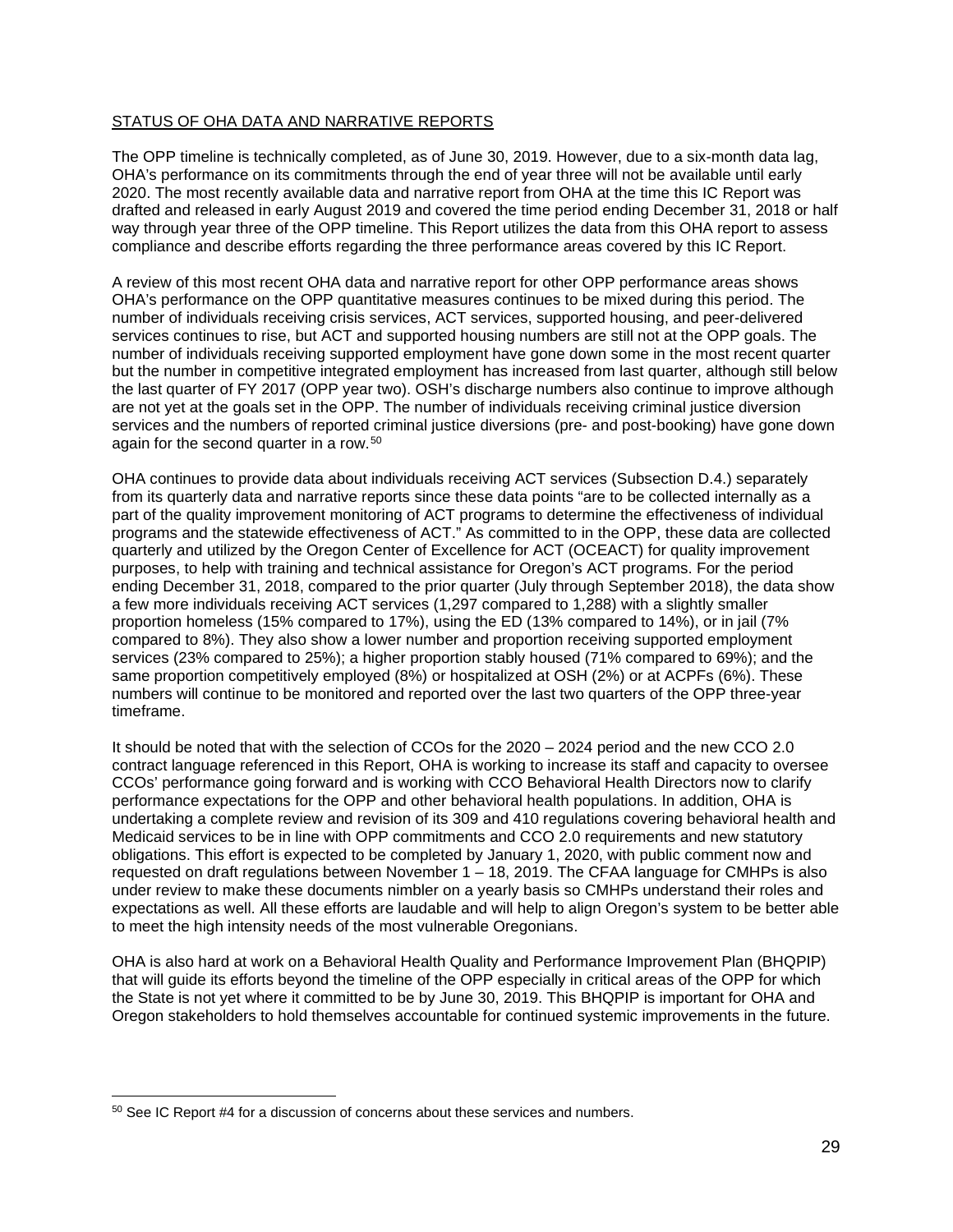STATUS OF OHA DATA AND NARRATIVE REPORTS

The OPP timeline is technically completed, as of June 30, 2019. However, due to a six-month data lag, OHA's performance on its commitments through the end of year three will not be available until early 2020. The most recently available data and narrative report from OHA at the time this IC Report was drafted and released in early August 2019 and covered the time period ending December 31, 2018 or half way through year three of the OPP timeline. This Report utilizes the data from this OHA report to assess compliance and describe efforts regarding the three performance areas covered by this IC Report.

A review of this most recent OHA data and narrative report for other OPP performance areas shows OHA's performance on the OPP quantitative measures continues to be mixed during this period. The number of individuals receiving crisis services, ACT services, supported housing, and peer-delivered services continues to rise, but ACT and supported housing numbers are still not at the OPP goals. The number of individuals receiving supported employment have gone down some in the most recent quarter but the number in competitive integrated employment has increased from last quarter, although still below the last quarter of FY 2017 (OPP year two). OSH's discharge numbers also continue to improve although are not yet at the goals set in the OPP. The number of individuals receiving criminal justice diversion services and the numbers of reported criminal justice diversions (pre- and post-booking) have gone down again for the second quarter in a row.[50]

OHA continues to provide data about individuals receiving ACT services (Subsection D.4.) separately from its quarterly data and narrative reports since these data points "are to be collected internally as a part of the quality improvement monitoring of ACT programs to determine the effectiveness of individual programs and the statewide effectiveness of ACT." As committed to in the OPP, these data are collected quarterly and utilized by the Oregon Center of Excellence for ACT (OCEACT) for quality improvement purposes, to help with training and technical assistance for Oregon's ACT programs. For the period ending December 31, 2018, compared to the prior quarter (July through September 2018), the data show a few more individuals receiving ACT services (1,297 compared to 1,288) with a slightly smaller proportion homeless (15% compared to 17%), using the ED (13% compared to 14%), or in jail (7% compared to 8%). They also show a lower number and proportion receiving supported employment services (23% compared to 25%); a higher proportion stably housed (71% compared to 69%); and the same proportion competitively employed (8%) or hospitalized at OSH (2%) or at ACPFs (6%). These numbers will continue to be monitored and reported over the last two quarters of the OPP three-year timeframe.

It should be noted that with the selection of CCOs for the 2020 – 2024 period and the new CCO 2.0 contract language referenced in this Report, OHA is working to increase its staff and capacity to oversee CCOs' performance going forward and is working with CCO Behavioral Health Directors now to clarify performance expectations for the OPP and other behavioral health populations. In addition, OHA is undertaking a complete review and revision of its 309 and 410 regulations covering behavioral health and Medicaid services to be in line with OPP commitments and CCO 2.0 requirements and new statutory obligations. This effort is expected to be completed by January 1, 2020, with public comment now and requested on draft regulations between November 1 – 18, 2019. The CFAA language for CMHPs is also under review to make these documents nimbler on a yearly basis so CMHPs understand their roles and expectations as well. All these efforts are laudable and will help to align Oregon's system to be better able to meet the high intensity needs of the most vulnerable Oregonians.

OHA is also hard at work on a Behavioral Health Quality and Performance Improvement Plan (BHQPIP) that will guide its efforts beyond the timeline of the OPP especially in critical areas of the OPP for which the State is not yet where it committed to be by June 30, 2019. This BHQPIP is important for OHA and Oregon stakeholders to hold themselves accountable for continued systemic improvements in the future.

[50] See IC Report #4 for a discussion of concerns about these services and numbers.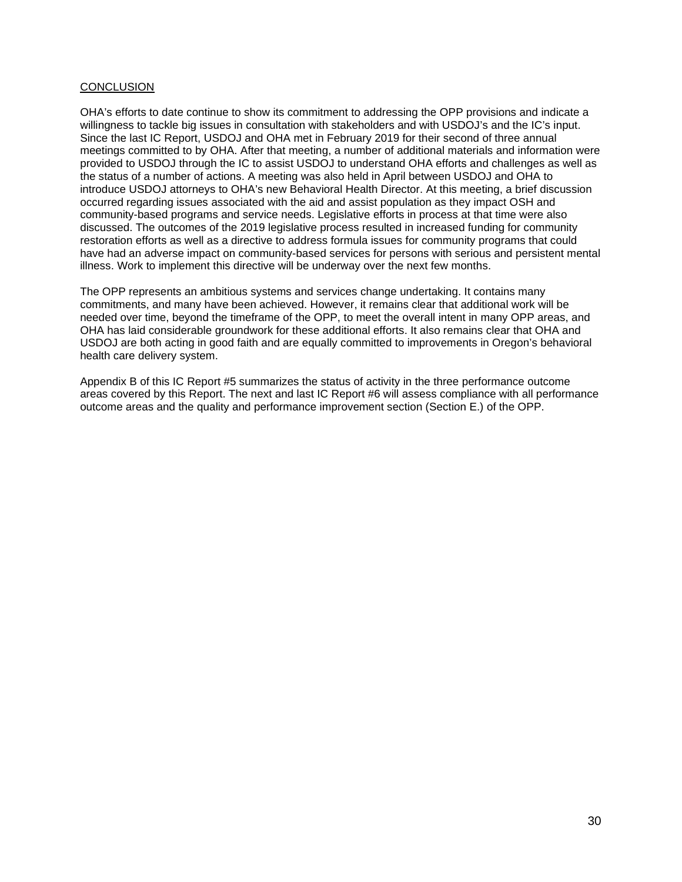## CONCLUSION

OHA's efforts to date continue to show its commitment to addressing the OPP provisions and indicate a willingness to tackle big issues in consultation with stakeholders and with USDOJ's and the IC's input. Since the last IC Report, USDOJ and OHA met in February 2019 for their second of three annual meetings committed to by OHA. After that meeting, a number of additional materials and information were provided to USDOJ through the IC to assist USDOJ to understand OHA efforts and challenges as well as the status of a number of actions. A meeting was also held in April between USDOJ and OHA to introduce USDOJ attorneys to OHA's new Behavioral Health Director. At this meeting, a brief discussion occurred regarding issues associated with the aid and assist population as they impact OSH and community-based programs and service needs. Legislative efforts in process at that time were also discussed. The outcomes of the 2019 legislative process resulted in increased funding for community restoration efforts as well as a directive to address formula issues for community programs that could have had an adverse impact on community-based services for persons with serious and persistent mental illness. Work to implement this directive will be underway over the next few months.

The OPP represents an ambitious systems and services change undertaking. It contains many commitments, and many have been achieved. However, it remains clear that additional work will be needed over time, beyond the timeframe of the OPP, to meet the overall intent in many OPP areas, and OHA has laid considerable groundwork for these additional efforts. It also remains clear that OHA and USDOJ are both acting in good faith and are equally committed to improvements in Oregon's behavioral health care delivery system.

Appendix B of this IC Report #5 summarizes the status of activity in the three performance outcome areas covered by this Report. The next and last IC Report #6 will assess compliance with all performance outcome areas and the quality and performance improvement section (Section E.) of the OPP.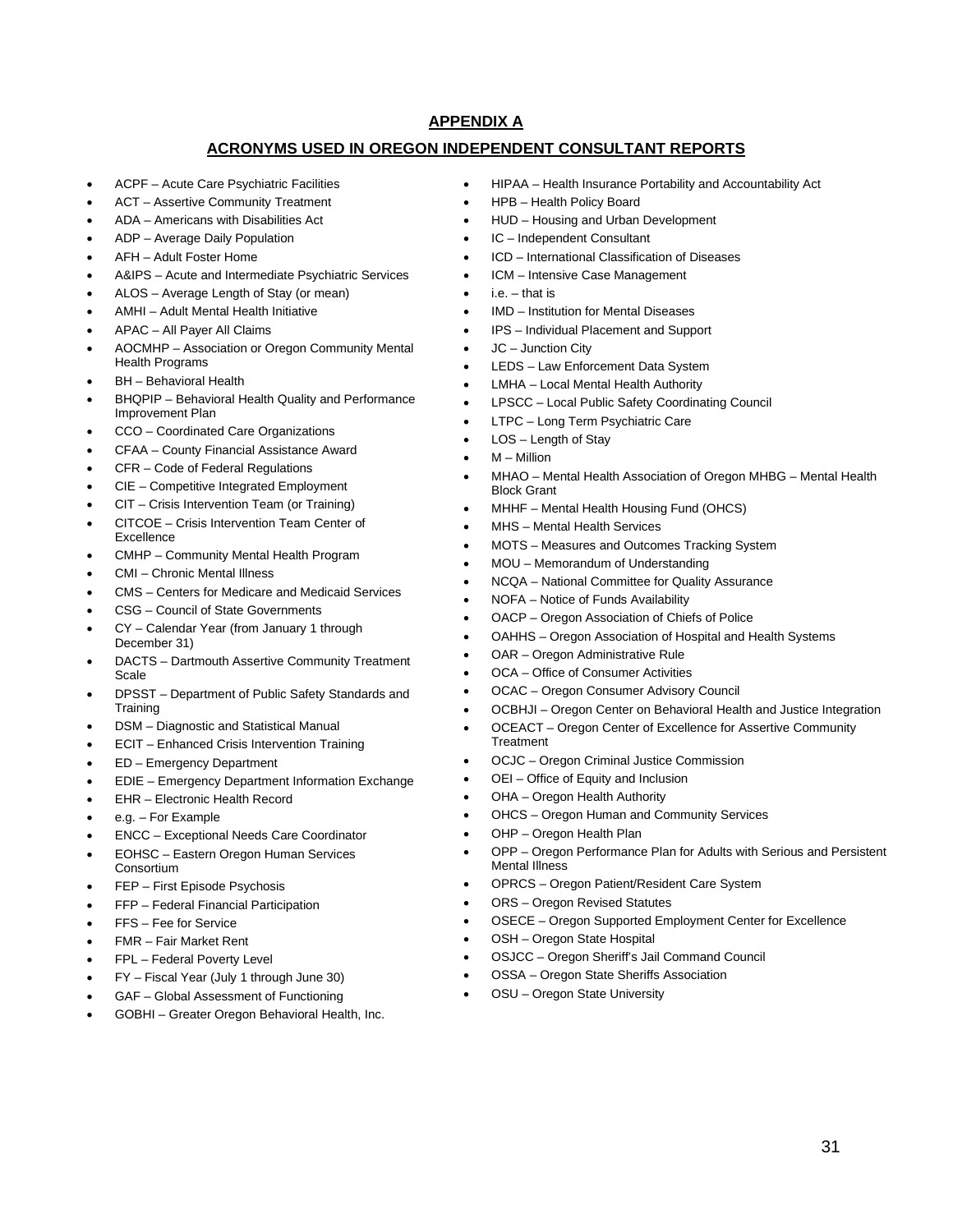## APPENDIX A

## ACRONYMS USED IN OREGON INDEPENDENT CONSULTANT REPORTS

- ACPF – Acute Care Psychiatric Facilities
- ACT – Assertive Community Treatment
- ADA – Americans with Disabilities Act
- ADP – Average Daily Population
- AFH – Adult Foster Home
- A&IPS – Acute and Intermediate Psychiatric Services
- ALOS – Average Length of Stay (or mean)
- AMHI – Adult Mental Health Initiative
- APAC – All Payer All Claims
- AOCMHP – Association or Oregon Community Mental Health Programs
- BH – Behavioral Health
- BHQPIP – Behavioral Health Quality and Performance Improvement Plan
- CCO – Coordinated Care Organizations
- CFAA – County Financial Assistance Award
- CFR – Code of Federal Regulations
- CIE – Competitive Integrated Employment
- CIT – Crisis Intervention Team (or Training)
- CITCOE – Crisis Intervention Team Center of Excellence
- CMHP – Community Mental Health Program
- CMI – Chronic Mental Illness
- CMS – Centers for Medicare and Medicaid Services
- CSG – Council of State Governments
- CY – Calendar Year (from January 1 through December 31)
- DACTS – Dartmouth Assertive Community Treatment Scale
- DPSST – Department of Public Safety Standards and Training
- DSM – Diagnostic and Statistical Manual
- ECIT – Enhanced Crisis Intervention Training
- ED – Emergency Department
- EDIE – Emergency Department Information Exchange
- EHR – Electronic Health Record
- e.g. – For Example
- ENCC – Exceptional Needs Care Coordinator
- EOHSC – Eastern Oregon Human Services Consortium
- FEP – First Episode Psychosis
- FFP – Federal Financial Participation
- FFS – Fee for Service
- FMR – Fair Market Rent
- FPL – Federal Poverty Level
- FY – Fiscal Year (July 1 through June 30)
- GAF – Global Assessment of Functioning
- GOBHI – Greater Oregon Behavioral Health, Inc.
- HIPAA – Health Insurance Portability and Accountability Act
- HPB – Health Policy Board
- HUD – Housing and Urban Development
- IC – Independent Consultant
- ICD – International Classification of Diseases
- ICM – Intensive Case Management
- i.e. – that is
- IMD – Institution for Mental Diseases
- IPS – Individual Placement and Support
- JC – Junction City
- LEDS – Law Enforcement Data System
- LMHA – Local Mental Health Authority
- LPSCC – Local Public Safety Coordinating Council
- LTPC – Long Term Psychiatric Care
- LOS – Length of Stay
- M – Million
- MHAO – Mental Health Association of Oregon MHBG – Mental Health Block Grant
- MHHF – Mental Health Housing Fund (OHCS)
- MHS – Mental Health Services
- MOTS – Measures and Outcomes Tracking System
- MOU – Memorandum of Understanding
- NCQA – National Committee for Quality Assurance
- NOFA – Notice of Funds Availability
- OACP – Oregon Association of Chiefs of Police
- OAHHS – Oregon Association of Hospital and Health Systems
- OAR – Oregon Administrative Rule
- OCA – Office of Consumer Activities
- OCAC – Oregon Consumer Advisory Council
- OCBHJI – Oregon Center on Behavioral Health and Justice Integration
- OCEACT – Oregon Center of Excellence for Assertive Community Treatment
- OCJC – Oregon Criminal Justice Commission
- OEI – Office of Equity and Inclusion
- OHA – Oregon Health Authority
- OHCS – Oregon Human and Community Services
- OHP – Oregon Health Plan
- OPP – Oregon Performance Plan for Adults with Serious and Persistent Mental Illness
- OPRCS – Oregon Patient/Resident Care System
- ORS – Oregon Revised Statutes
- OSECE – Oregon Supported Employment Center for Excellence
- OSH – Oregon State Hospital
- OSJCC – Oregon Sheriff's Jail Command Council
- OSSA – Oregon State Sheriffs Association
- OSU – Oregon State University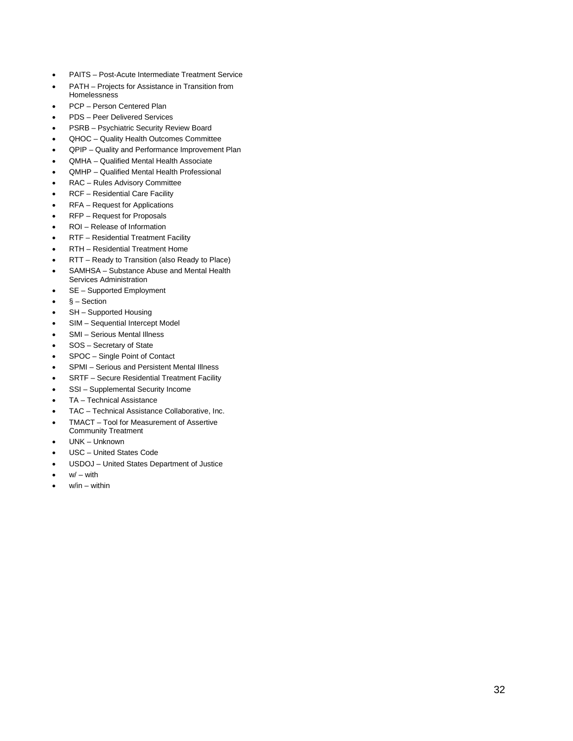- PAITS – Post-Acute Intermediate Treatment Service
- PATH – Projects for Assistance in Transition from Homelessness
- PCP – Person Centered Plan
- PDS – Peer Delivered Services
- PSRB – Psychiatric Security Review Board
- QHOC – Quality Health Outcomes Committee
- QPIP – Quality and Performance Improvement Plan
- QMHA – Qualified Mental Health Associate
- QMHP – Qualified Mental Health Professional
- RAC – Rules Advisory Committee
- RCF – Residential Care Facility
- RFA – Request for Applications
- RFP – Request for Proposals
- ROI – Release of Information
- RTF – Residential Treatment Facility
- RTH – Residential Treatment Home
- RTT – Ready to Transition (also Ready to Place)
- SAMHSA – Substance Abuse and Mental Health Services Administration
- SE – Supported Employment
- § – Section
- SH – Supported Housing
- SIM – Sequential Intercept Model
- SMI – Serious Mental Illness
- SOS – Secretary of State
- SPOC – Single Point of Contact
- SPMI – Serious and Persistent Mental Illness
- SRTF – Secure Residential Treatment Facility
- SSI – Supplemental Security Income
- TA – Technical Assistance
- TAC – Technical Assistance Collaborative, Inc.
- TMACT – Tool for Measurement of Assertive Community Treatment
- UNK – Unknown
- USC – United States Code
- USDOJ – United States Department of Justice
- w/ – with
- w/in – within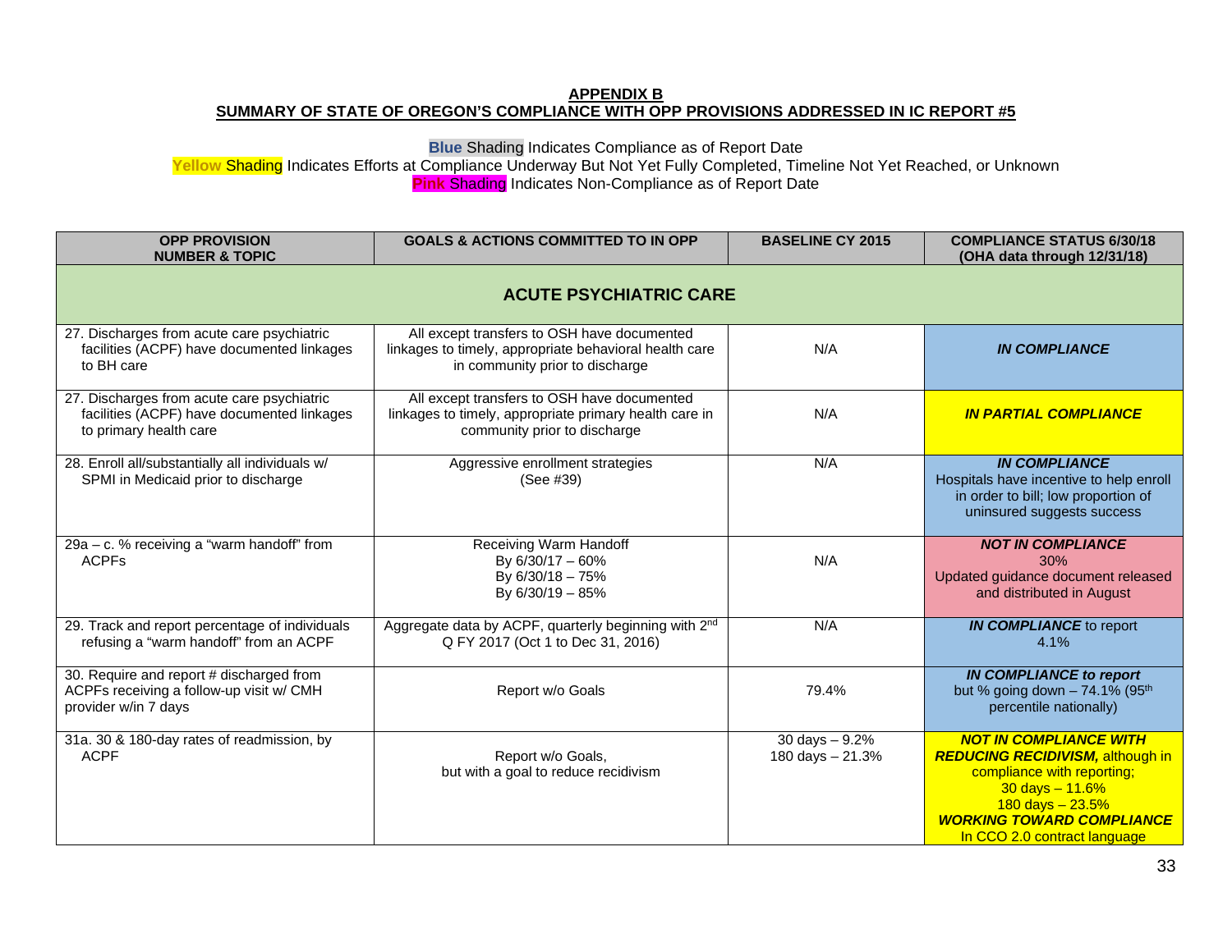**APPENDIX B**

**SUMMARY OF STATE OF OREGON'S COMPLIANCE WITH OPP PROVISIONS ADDRESSED IN IC REPORT #5**

**Blue** Shading Indicates Compliance as of Report Date

**Yellow** Shading Indicates Efforts at Compliance Underway But Not Yet Fully Completed, Timeline Not Yet Reached, or Unknown

**Pink** Shading Indicates Non-Compliance as of Report Date

| OPP PROVISION NUMBER & TOPIC | GOALS & ACTIONS COMMITTED TO IN OPP | BASELINE CY 2015 | COMPLIANCE STATUS 6/30/18 (OHA data through 12/31/18) |
|---|---|---|---|
| **ACUTE PSYCHIATRIC CARE** | | | |
| 27. Discharges from acute care psychiatric facilities (ACPF) have documented linkages to BH care | All except transfers to OSH have documented linkages to timely, appropriate behavioral health care in community prior to discharge | N/A | ***IN COMPLIANCE*** |
| 27. Discharges from acute care psychiatric facilities (ACPF) have documented linkages to primary health care | All except transfers to OSH have documented linkages to timely, appropriate primary health care in community prior to discharge | N/A | ***IN PARTIAL COMPLIANCE*** |
| 28. Enroll all/substantially all individuals w/ SPMI in Medicaid prior to discharge | Aggressive enrollment strategies (See #39) | N/A | ***IN COMPLIANCE*** Hospitals have incentive to help enroll in order to bill; low proportion of uninsured suggests success |
| 29a – c. % receiving a "warm handoff" from ACPFs | Receiving Warm Handoff<br>By 6/30/17 – 60%<br>By 6/30/18 – 75%<br>By 6/30/19 – 85% | N/A | ***NOT IN COMPLIANCE*** 30% Updated guidance document released and distributed in August |
| 29. Track and report percentage of individuals refusing a "warm handoff" from an ACPF | Aggregate data by ACPF, quarterly beginning with 2nd Q FY 2017 (Oct 1 to Dec 31, 2016) | N/A | ***IN COMPLIANCE*** to report 4.1% |
| 30. Require and report # discharged from ACPFs receiving a follow-up visit w/ CMH provider w/in 7 days | Report w/o Goals | 79.4% | ***IN COMPLIANCE to report*** but % going down – 74.1% (95th percentile nationally) |
| 31a. 30 & 180-day rates of readmission, by ACPF | Report w/o Goals, but with a goal to reduce recidivism | 30 days – 9.2%<br>180 days – 21.3% | ***NOT IN COMPLIANCE WITH REDUCING RECIDIVISM,*** although in compliance with reporting; 30 days – 11.6% 180 days – 23.5% ***WORKING TOWARD COMPLIANCE*** In CCO 2.0 contract language |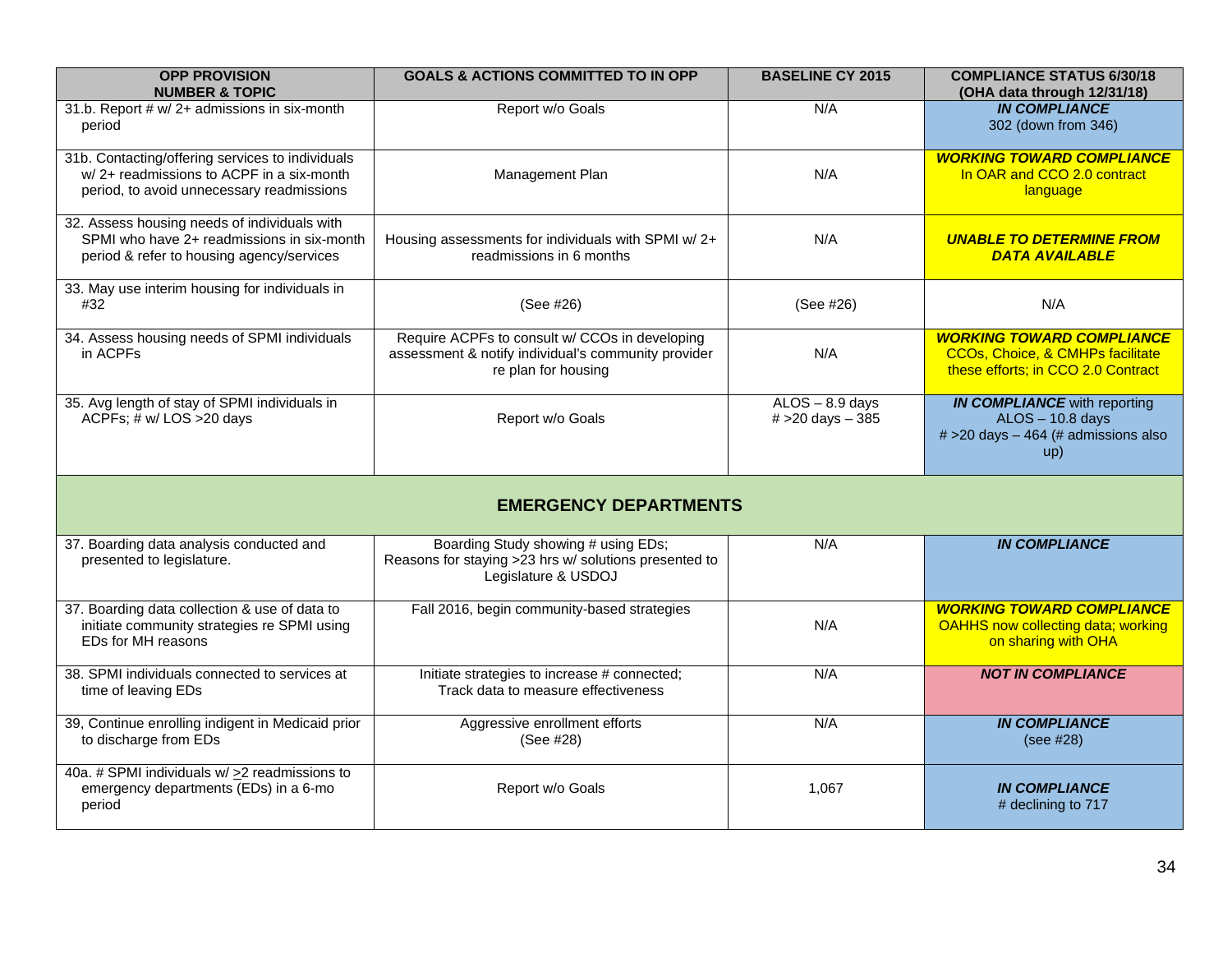| OPP PROVISION NUMBER & TOPIC | GOALS & ACTIONS COMMITTED TO IN OPP | BASELINE CY 2015 | COMPLIANCE STATUS 6/30/18 (OHA data through 12/31/18) |
|---|---|---|---|
| 31.b. Report # w/ 2+ admissions in six-month period | Report w/o Goals | N/A | ***IN COMPLIANCE*** 302 (down from 346) |
| 31b. Contacting/offering services to individuals w/ 2+ readmissions to ACPF in a six-month period, to avoid unnecessary readmissions | Management Plan | N/A | ***WORKING TOWARD COMPLIANCE*** In OAR and CCO 2.0 contract language |
| 32. Assess housing needs of individuals with SPMI who have 2+ readmissions in six-month period & refer to housing agency/services | Housing assessments for individuals with SPMI w/ 2+ readmissions in 6 months | N/A | ***UNABLE TO DETERMINE FROM DATA AVAILABLE*** |
| 33. May use interim housing for individuals in #32 | (See #26) | (See #26) | N/A |
| 34. Assess housing needs of SPMI individuals in ACPFs | Require ACPFs to consult w/ CCOs in developing assessment & notify individual's community provider re plan for housing | N/A | ***WORKING TOWARD COMPLIANCE*** CCOs, Choice, & CMHPs facilitate these efforts; in CCO 2.0 Contract |
| 35. Avg length of stay of SPMI individuals in ACPFs; # w/ LOS >20 days | Report w/o Goals | ALOS – 8.9 days<br># >20 days – 385 | ***IN COMPLIANCE*** with reporting<br>ALOS – 10.8 days<br># >20 days – 464 (# admissions also up) |
| **EMERGENCY DEPARTMENTS** | | | |
| 37. Boarding data analysis conducted and presented to legislature. | Boarding Study showing # using EDs; Reasons for staying >23 hrs w/ solutions presented to Legislature & USDOJ | N/A | ***IN COMPLIANCE*** |
| 37. Boarding data collection & use of data to initiate community strategies re SPMI using EDs for MH reasons | Fall 2016, begin community-based strategies | N/A | ***WORKING TOWARD COMPLIANCE*** OAHHS now collecting data; working on sharing with OHA |
| 38. SPMI individuals connected to services at time of leaving EDs | Initiate strategies to increase # connected; Track data to measure effectiveness | N/A | ***NOT IN COMPLIANCE*** |
| 39, Continue enrolling indigent in Medicaid prior to discharge from EDs | Aggressive enrollment efforts (See #28) | N/A | ***IN COMPLIANCE*** (see #28) |
| 40a. # SPMI individuals w/ ≥2 readmissions to emergency departments (EDs) in a 6-mo period | Report w/o Goals | 1,067 | ***IN COMPLIANCE*** # declining to 717 |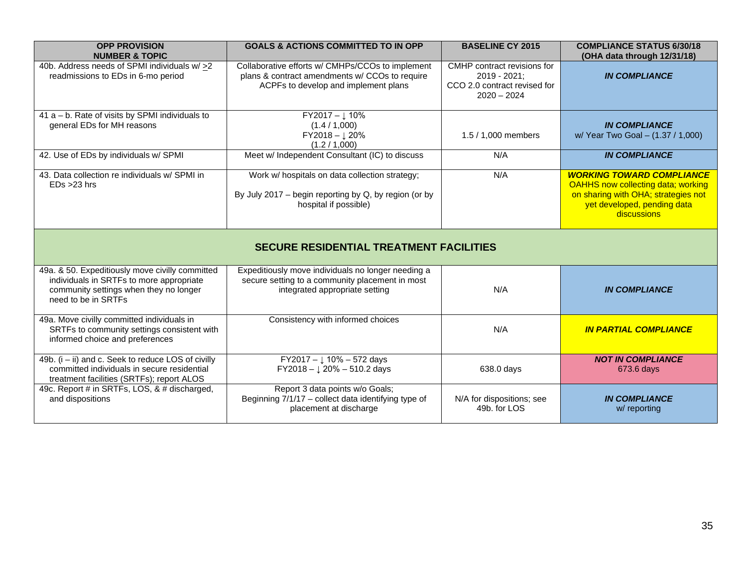| OPP PROVISION NUMBER & TOPIC | GOALS & ACTIONS COMMITTED TO IN OPP | BASELINE CY 2015 | COMPLIANCE STATUS 6/30/18 (OHA data through 12/31/18) |
|---|---|---|---|
| 40b. Address needs of SPMI individuals w/ >2 readmissions to EDs in 6-mo period | Collaborative efforts w/ CMHPs/CCOs to implement plans & contract amendments w/ CCOs to require ACPFs to develop and implement plans | CMHP contract revisions for 2019 - 2021; CCO 2.0 contract revised for 2020 – 2024 | ***IN COMPLIANCE*** |
| 41 a – b. Rate of visits by SPMI individuals to general EDs for MH reasons | FY2017 – ↓ 10% (1.4 / 1,000) FY2018 – ↓ 20% (1.2 / 1,000) | 1.5 / 1,000 members | ***IN COMPLIANCE*** w/ Year Two Goal – (1.37 / 1,000) |
| 42. Use of EDs by individuals w/ SPMI | Meet w/ Independent Consultant (IC) to discuss | N/A | ***IN COMPLIANCE*** |
| 43. Data collection re individuals w/ SPMI in EDs >23 hrs | Work w/ hospitals on data collection strategy; By July 2017 – begin reporting by Q, by region (or by hospital if possible) | N/A | ***WORKING TOWARD COMPLIANCE*** OAHHS now collecting data; working on sharing with OHA; strategies not yet developed, pending data discussions |
| **SECURE RESIDENTIAL TREATMENT FACILITIES** | | | |
| 49a. & 50. Expeditiously move civilly committed individuals in SRTFs to more appropriate community settings when they no longer need to be in SRTFs | Expeditiously move individuals no longer needing a secure setting to a community placement in most integrated appropriate setting | N/A | ***IN COMPLIANCE*** |
| 49a. Move civilly committed individuals in SRTFs to community settings consistent with informed choice and preferences | Consistency with informed choices | N/A | ***IN PARTIAL COMPLIANCE*** |
| 49b. (i – ii) and c. Seek to reduce LOS of civilly committed individuals in secure residential treatment facilities (SRTFs); report ALOS | FY2017 – ↓ 10% – 572 days FY2018 – ↓ 20% – 510.2 days | 638.0 days | ***NOT IN COMPLIANCE*** 673.6 days |
| 49c. Report # in SRTFs, LOS, & # discharged, and dispositions | Report 3 data points w/o Goals; Beginning 7/1/17 – collect data identifying type of placement at discharge | N/A for dispositions; see 49b. for LOS | ***IN COMPLIANCE*** w/ reporting |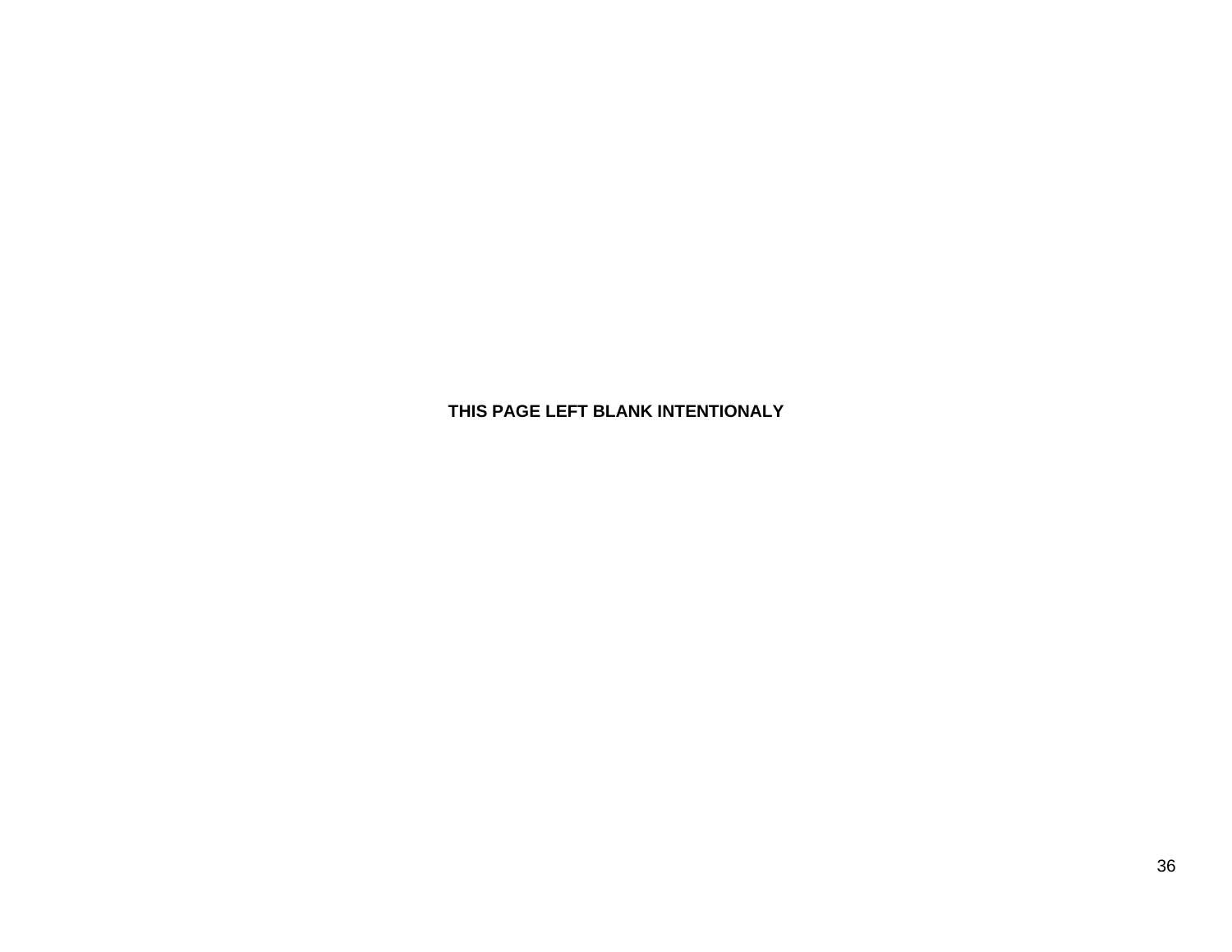**THIS PAGE LEFT BLANK INTENTIONALY**